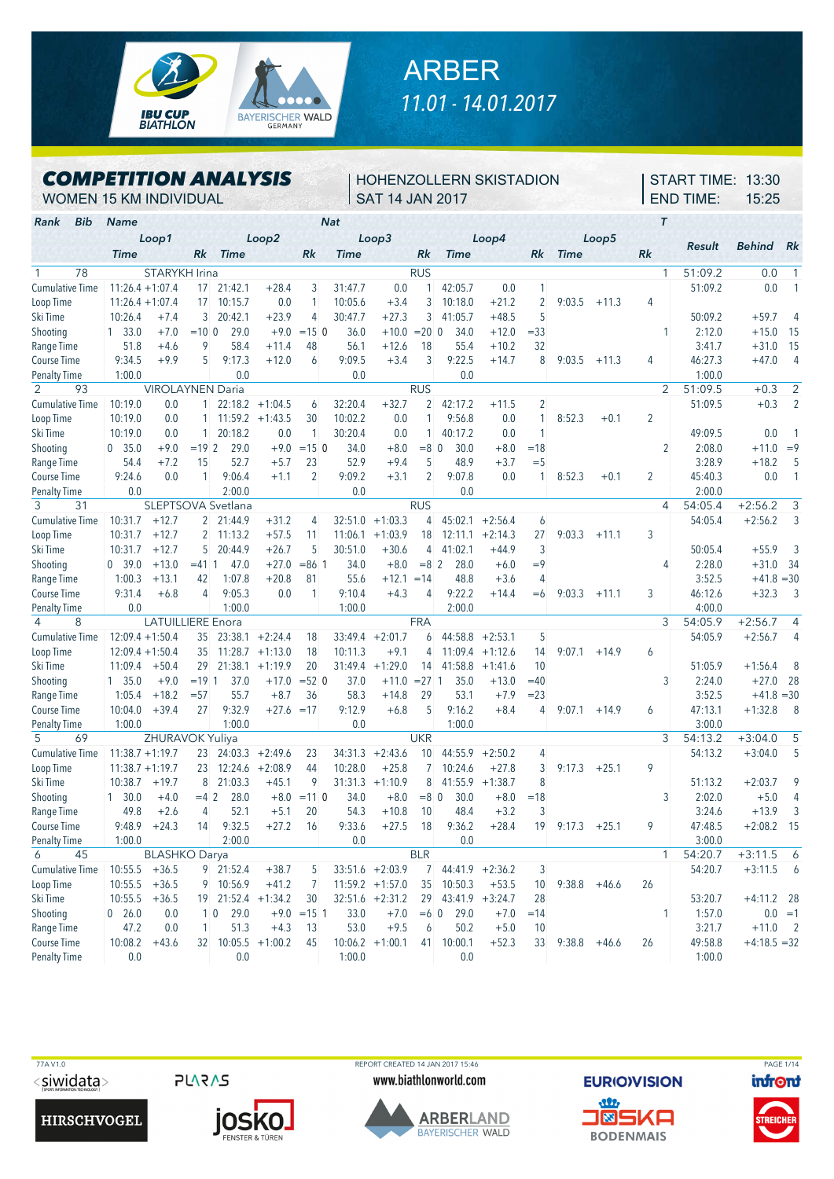# ARBER

11.01 - 14.01.2017

## COMPETITION ANALYSIS

WOMEN 15 KM INDIVIDUAL

HOHENZOLLERN SKISTADION

SAT 14 JAN 2017

START TIME: 13:30

END TIME: 15:25

| Rank | Bib | Name | | | | | | Nat | | | | | | | T | Result | Behind | Rk |
|---|---|---|---|---|---|---|---|---|---|---|---|---|---|---|---|---|---|---|
| | | Loop1 | | Loop2 | | | Loop3 | | | Loop4 | | | Loop5 | | | | | |
| | Time | | Rk | Time | | Rk | Time | | Rk | Time | | Rk | Time | | Rk | | | |
| 1 | 78 | STARYKH Irina | | | | | | RUS | | | | | | | 1 | 51:09.2 | 0.0 | 1 |
| Cumulative Time | 11:26.4 | +1:07.4 | 17 | 21:42.1 | +28.4 | 3 | 31:47.7 | 0.0 | 1 | 42:05.7 | 0.0 | 1 | | | | 51:09.2 | 0.0 | 1 |
| Loop Time | 11:26.4 | +1:07.4 | 17 | 10:15.7 | 0.0 | 1 | 10:05.6 | +3.4 | 3 | 10:18.0 | +21.2 | 2 | 9:03.5 | +11.3 | 4 | | | |
| Ski Time | 10:26.4 | +7.4 | 3 | 20:42.1 | +23.9 | 4 | 30:47.7 | +27.3 | 3 | 41:05.7 | +48.5 | 5 | | | | 50:09.2 | +59.7 | 4 |
| Shooting | 1 33.0 | +7.0 | =10 | 0 29.0 | +9.0 | =15 | 0 36.0 | +10.0 | =20 | 0 34.0 | +12.0 | =33 | | | 1 | 2:12.0 | +15.0 | 15 |
| Range Time | 51.8 | +4.6 | 9 | 58.4 | +11.4 | 48 | 56.1 | +12.6 | 18 | 55.4 | +10.2 | 32 | | | | 3:41.7 | +31.0 | 15 |
| Course Time | 9:34.5 | +9.9 | 5 | 9:17.3 | +12.0 | 6 | 9:09.5 | +3.4 | 3 | 9:22.5 | +14.7 | 8 | 9:03.5 | +11.3 | 4 | 46:27.3 | +47.0 | 4 |
| Penalty Time | 1:00.0 | | | 0.0 | | | 0.0 | | | 0.0 | | | | | | 1:00.0 | | |
| 2 | 93 | VIROLAYNEN Daria | | | | | | RUS | | | | | | | 2 | 51:09.5 | +0.3 | 2 |
| Cumulative Time | 10:19.0 | 0.0 | 1 | 22:18.2 | +1:04.5 | 6 | 32:20.4 | +32.7 | 2 | 42:17.2 | +11.5 | 2 | | | | 51:09.5 | +0.3 | 2 |
| Loop Time | 10:19.0 | 0.0 | 1 | 11:59.2 | +1:43.5 | 30 | 10:02.2 | 0.0 | 1 | 9:56.8 | 0.0 | 1 | 8:52.3 | +0.1 | 2 | | | |
| Ski Time | 10:19.0 | 0.0 | 1 | 20:18.2 | 0.0 | 1 | 30:20.4 | 0.0 | 1 | 40:17.2 | 0.0 | 1 | | | | 49:09.5 | 0.0 | 1 |
| Shooting | 0 35.0 | +9.0 | =19 | 2 29.0 | +9.0 | =15 | 0 34.0 | +8.0 | =8 | 0 30.0 | +8.0 | =18 | | | 2 | 2:08.0 | +11.0 | =9 |
| Range Time | 54.4 | +7.2 | 15 | 52.7 | +5.7 | 23 | 52.9 | +9.4 | 5 | 48.9 | +3.7 | =5 | | | | 3:28.9 | +18.2 | 5 |
| Course Time | 9:24.6 | 0.0 | 1 | 9:06.4 | +1.1 | 2 | 9:09.2 | +3.1 | 2 | 9:07.8 | 0.0 | 1 | 8:52.3 | +0.1 | 2 | 45:40.3 | 0.0 | 1 |
| Penalty Time | 0.0 | | | 2:00.0 | | | 0.0 | | | 0.0 | | | | | | 2:00.0 | | |
| 3 | 31 | SLEPTSOVA Svetlana | | | | | | RUS | | | | | | | 4 | 54:05.4 | +2:56.2 | 3 |
| Cumulative Time | 10:31.7 | +12.7 | 2 | 21:44.9 | +31.2 | 4 | 32:51.0 | +1:03.3 | 4 | 45:02.1 | +2:56.4 | 6 | | | | 54:05.4 | +2:56.2 | 3 |
| Loop Time | 10:31.7 | +12.7 | 2 | 11:13.2 | +57.5 | 11 | 11:06.1 | +1:03.9 | 18 | 12:11.1 | +2:14.3 | 27 | 9:03.3 | +11.1 | 3 | | | |
| Ski Time | 10:31.7 | +12.7 | 5 | 20:44.9 | +26.7 | 5 | 30:51.0 | +30.6 | 4 | 41:02.1 | +44.9 | 3 | | | | 50:05.4 | +55.9 | 3 |
| Shooting | 0 39.0 | +13.0 | =41 | 1 47.0 | +27.0 | =86 | 1 34.0 | +8.0 | =8 | 2 28.0 | +6.0 | =9 | | | 4 | 2:28.0 | +31.0 | 34 |
| Range Time | 1:00.3 | +13.1 | 42 | 1:07.8 | +20.8 | 81 | 55.6 | +12.1 | =14 | 48.8 | +3.6 | 4 | | | | 3:52.5 | +41.8 | =30 |
| Course Time | 9:31.4 | +6.8 | 4 | 9:05.3 | 0.0 | 1 | 9:10.4 | +4.3 | 4 | 9:22.2 | +14.4 | =6 | 9:03.3 | +11.1 | 3 | 46:12.6 | +32.3 | 3 |
| Penalty Time | 0.0 | | | 1:00.0 | | | 1:00.0 | | | 2:00.0 | | | | | | 4:00.0 | | |
| 4 | 8 | LATUILLIERE Enora | | | | | | FRA | | | | | | | 3 | 54:05.9 | +2:56.7 | 4 |
| Cumulative Time | 12:09.4 | +1:50.4 | 35 | 23:38.1 | +2:24.4 | 18 | 33:49.4 | +2:01.7 | 6 | 44:58.8 | +2:53.1 | 5 | | | | 54:05.9 | +2:56.7 | 4 |
| Loop Time | 12:09.4 | +1:50.4 | 35 | 11:28.7 | +1:13.0 | 18 | 10:11.3 | +9.1 | 4 | 11:09.4 | +1:12.6 | 14 | 9:07.1 | +14.9 | 6 | | | |
| Ski Time | 11:09.4 | +50.4 | 29 | 21:38.1 | +1:19.9 | 20 | 31:49.4 | +1:29.0 | 14 | 41:58.8 | +1:41.6 | 10 | | | | 51:05.9 | +1:56.4 | 8 |
| Shooting | 1 35.0 | +9.0 | =19 | 1 37.0 | +17.0 | =52 | 0 37.0 | +11.0 | =27 | 1 35.0 | +13.0 | =40 | | | 3 | 2:24.0 | +27.0 | 28 |
| Range Time | 1:05.4 | +18.2 | =57 | 55.7 | +8.7 | 36 | 58.3 | +14.8 | 29 | 53.1 | +7.9 | =23 | | | | 3:52.5 | +41.8 | =30 |
| Course Time | 10:04.0 | +39.4 | 27 | 9:32.9 | +27.6 | =17 | 9:12.9 | +6.8 | 5 | 9:16.2 | +8.4 | 4 | 9:07.1 | +14.9 | 6 | 47:13.1 | +1:32.8 | 8 |
| Penalty Time | 1:00.0 | | | 1:00.0 | | | 0.0 | | | 1:00.0 | | | | | | 3:00.0 | | |
| 5 | 69 | ZHURAVOK Yuliya | | | | | | UKR | | | | | | | 3 | 54:13.2 | +3:04.0 | 5 |
| Cumulative Time | 11:38.7 | +1:19.7 | 23 | 24:03.3 | +2:49.6 | 23 | 34:31.3 | +2:43.6 | 10 | 44:55.9 | +2:50.2 | 4 | | | | 54:13.2 | +3:04.0 | 5 |
| Loop Time | 11:38.7 | +1:19.7 | 23 | 12:24.6 | +2:08.9 | 44 | 10:28.0 | +25.8 | 7 | 10:24.6 | +27.8 | 3 | 9:17.3 | +25.1 | 9 | | | |
| Ski Time | 10:38.7 | +19.7 | 8 | 21:03.3 | +45.1 | 9 | 31:31.3 | +1:10.9 | 8 | 41:55.9 | +1:38.7 | 8 | | | | 51:13.2 | +2:03.7 | 9 |
| Shooting | 1 30.0 | +4.0 | =4 | 2 28.0 | +8.0 | =11 | 0 34.0 | +8.0 | =8 | 0 30.0 | +8.0 | =18 | | | 3 | 2:02.0 | +5.0 | 4 |
| Range Time | 49.8 | +2.6 | 4 | 52.1 | +5.1 | 20 | 54.3 | +10.8 | 10 | 48.4 | +3.2 | 3 | | | | 3:24.6 | +13.9 | 3 |
| Course Time | 9:48.9 | +24.3 | 14 | 9:32.5 | +27.2 | 16 | 9:33.6 | +27.5 | 18 | 9:36.2 | +28.4 | 19 | 9:17.3 | +25.1 | 9 | 47:48.5 | +2:08.2 | 15 |
| Penalty Time | 1:00.0 | | | 2:00.0 | | | 0.0 | | | 0.0 | | | | | | 3:00.0 | | |
| 6 | 45 | BLASHKO Darya | | | | | | BLR | | | | | | | 1 | 54:20.7 | +3:11.5 | 6 |
| Cumulative Time | 10:55.5 | +36.5 | 9 | 21:52.4 | +38.7 | 5 | 33:51.6 | +2:03.9 | 7 | 44:41.9 | +2:36.2 | 3 | | | | 54:20.7 | +3:11.5 | 6 |
| Loop Time | 10:55.5 | +36.5 | 9 | 10:56.9 | +41.2 | 7 | 11:59.2 | +1:57.0 | 35 | 10:50.3 | +53.5 | 10 | 9:38.8 | +46.6 | 26 | | | |
| Ski Time | 10:55.5 | +36.5 | 19 | 21:52.4 | +1:34.2 | 30 | 32:51.6 | +2:31.2 | 29 | 43:41.9 | +3:24.7 | 28 | | | | 53:20.7 | +4:11.2 | 28 |
| Shooting | 0 26.0 | 0.0 | 1 | 0 29.0 | +9.0 | =15 | 1 33.0 | +7.0 | =6 | 0 29.0 | +7.0 | =14 | | | 1 | 1:57.0 | 0.0 | =1 |
| Range Time | 47.2 | 0.0 | 1 | 51.3 | +4.3 | 13 | 53.0 | +9.5 | 6 | 50.2 | +5.0 | 10 | | | | 3:21.7 | +11.0 | 2 |
| Course Time | 10:08.2 | +43.6 | 32 | 10:05.5 | +1:00.2 | 45 | 10:06.2 | +1:00.1 | 41 | 10:00.1 | +52.3 | 33 | 9:38.8 | +46.6 | 26 | 49:58.8 | +4:18.5 | =32 |
| Penalty Time | 0.0 | | | 0.0 | | | 1:00.0 | | | 0.0 | | | | | | 1:00.0 | | |

77A V1.0 — REPORT CREATED 14 JAN 2017 15:46 — www.biathlonworld.com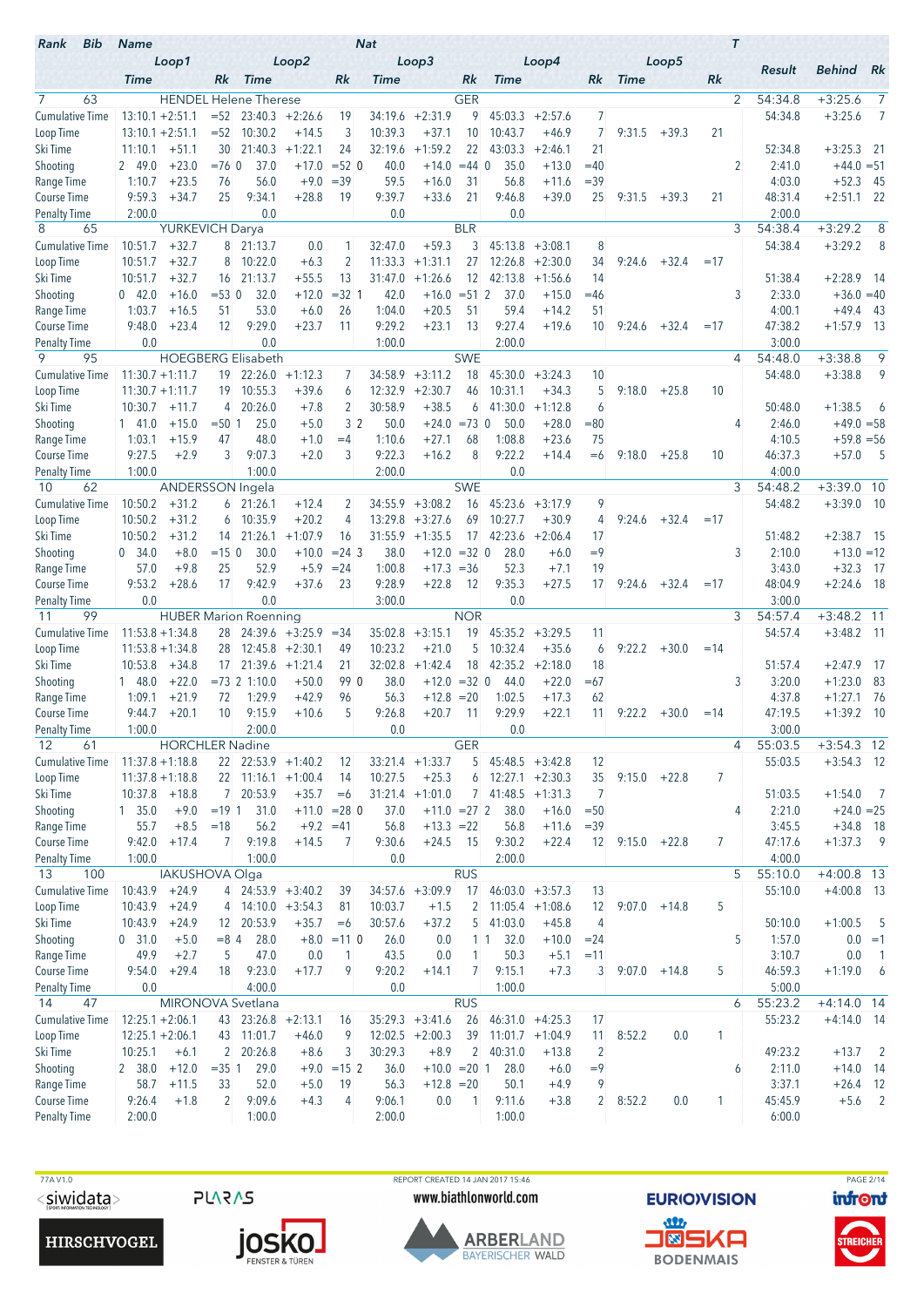| Rank | Bib | Name | | | | | | Nat | | | | | | | | T | Result | Behind | Rk |
|---|---|---|---|---|---|---|---|---|---|---|---|---|---|---|---|---|---|---|---|
| | | Loop1 | | | Loop2 | | | Loop3 | | | Loop4 | | | Loop5 | | | | | |
| | | Time | | Rk | Time | | Rk | Time | | Rk | Time | | Rk | Time | | Rk | | | |
| 7 | 63 | HENDEL Helene Therese | | | | | | GER | | | | | | | | 2 | 54:34.8 | +3:25.6 | 7 |
| Cumulative Time | | 13:10.1 | +2:51.1 | =52 | 23:40.3 | +2:26.6 | 19 | 34:19.6 | +2:31.9 | 9 | 45:03.3 | +2:57.6 | 7 | | | | 54:34.8 | +3:25.6 | 7 |
| Loop Time | | 13:10.1 | +2:51.1 | =52 | 10:30.2 | +14.5 | 3 | 10:39.3 | +37.1 | 10 | 10:43.7 | +46.9 | 7 | 9:31.5 | +39.3 | 21 | | | |
| Ski Time | | 11:10.1 | +51.1 | 30 | 21:40.3 | +1:22.1 | 24 | 32:19.6 | +1:59.2 | 22 | 43:03.3 | +2:46.1 | 21 | | | | 52:34.8 | +3:25.3 | 21 |
| Shooting | | 2 49.0 | +23.0 | =76 | 0 37.0 | +17.0 | =52 | 0 40.0 | +14.0 | =44 | 0 35.0 | +13.0 | =40 | | | 2 | 2:41.0 | +44.0 | =51 |
| Range Time | | 1:10.7 | +23.5 | 76 | 56.0 | +9.0 | =39 | 59.5 | +16.0 | 31 | 56.8 | +11.6 | =39 | | | | 4:03.0 | +52.3 | 45 |
| Course Time | | 9:59.3 | +34.7 | 25 | 9:34.1 | +28.8 | 19 | 9:39.7 | +33.6 | 21 | 9:46.8 | +39.0 | 25 | 9:31.5 | +39.3 | 21 | 48:31.4 | +2:51.1 | 22 |
| Penalty Time | | 2:00.0 | | | 0.0 | | | 0.0 | | | 0.0 | | | | | | 2:00.0 | | |
| 8 | 65 | YURKEVICH Darya | | | | | | BLR | | | | | | | | 3 | 54:38.4 | +3:29.2 | 8 |
| Cumulative Time | | 10:51.7 | +32.7 | 8 | 21:13.7 | 0.0 | 1 | 32:47.0 | +59.3 | 3 | 45:13.8 | +3:08.1 | 8 | | | | 54:38.4 | +3:29.2 | 8 |
| Loop Time | | 10:51.7 | +32.7 | 8 | 10:22.0 | +6.3 | 2 | 11:33.3 | +1:31.1 | 27 | 12:26.8 | +2:30.0 | 34 | 9:24.6 | +32.4 | =17 | | | |
| Ski Time | | 10:51.7 | +32.7 | 16 | 21:13.7 | +55.5 | 13 | 31:47.0 | +1:26.6 | 12 | 42:13.8 | +1:56.6 | 14 | | | | 51:38.4 | +2:28.9 | 14 |
| Shooting | | 0 42.0 | +16.0 | =53 | 0 32.0 | +12.0 | =32 | 1 42.0 | +16.0 | =51 | 2 37.0 | +15.0 | =46 | | | 3 | 2:33.0 | +36.0 | =40 |
| Range Time | | 1:03.7 | +16.5 | 51 | 53.0 | +6.0 | 26 | 1:04.0 | +20.5 | 51 | 59.4 | +14.2 | 51 | | | | 4:00.1 | +49.4 | 43 |
| Course Time | | 9:48.0 | +23.4 | 12 | 9:29.0 | +23.7 | 11 | 9:29.2 | +23.1 | 13 | 9:27.4 | +19.6 | 10 | 9:24.6 | +32.4 | =17 | 47:38.2 | +1:57.9 | 13 |
| Penalty Time | | 0.0 | | | 0.0 | | | 1:00.0 | | | 2:00.0 | | | | | | 3:00.0 | | |
| 9 | 95 | HOEGBERG Elisabeth | | | | | | SWE | | | | | | | | 4 | 54:48.0 | +3:38.8 | 9 |
| Cumulative Time | | 11:30.7 | +1:11.7 | 19 | 22:26.0 | +1:12.3 | 7 | 34:58.9 | +3:11.2 | 18 | 45:30.0 | +3:24.3 | 10 | | | | 54:48.0 | +3:38.8 | 9 |
| Loop Time | | 11:30.7 | +1:11.7 | 19 | 10:55.3 | +39.6 | 6 | 12:32.9 | +2:30.7 | 46 | 10:31.1 | +34.3 | 5 | 9:18.0 | +25.8 | 10 | | | |
| Ski Time | | 10:30.7 | +11.7 | 4 | 20:26.0 | +7.8 | 2 | 30:58.9 | +38.5 | 6 | 41:30.0 | +1:12.8 | 6 | | | | 50:48.0 | +1:38.5 | 6 |
| Shooting | | 1 41.0 | +15.0 | =50 | 1 25.0 | +5.0 | 3 | 2 50.0 | +24.0 | =73 | 0 50.0 | +28.0 | =80 | | | 4 | 2:46.0 | +49.0 | =58 |
| Range Time | | 1:03.1 | +15.9 | 47 | 48.0 | +1.0 | =4 | 1:10.6 | +27.1 | 68 | 1:08.8 | +23.6 | 75 | | | | 4:10.5 | +59.8 | =56 |
| Course Time | | 9:27.5 | +2.9 | 3 | 9:07.3 | +2.0 | 3 | 9:22.3 | +16.2 | 8 | 9:22.2 | +14.4 | =6 | 9:18.0 | +25.8 | 10 | 46:37.3 | +57.0 | 5 |
| Penalty Time | | 1:00.0 | | | 1:00.0 | | | 2:00.0 | | | 0.0 | | | | | | 4:00.0 | | |
| 10 | 62 | ANDERSSON Ingela | | | | | | SWE | | | | | | | | 3 | 54:48.2 | +3:39.0 | 10 |
| Cumulative Time | | 10:50.2 | +31.2 | 6 | 21:26.1 | +12.4 | 2 | 34:55.9 | +3:08.2 | 16 | 45:23.6 | +3:17.9 | 9 | | | | 54:48.2 | +3:39.0 | 10 |
| Loop Time | | 10:50.2 | +31.2 | 6 | 10:35.9 | +20.2 | 4 | 13:29.8 | +3:27.6 | 69 | 10:27.7 | +30.9 | 4 | 9:24.6 | +32.4 | =17 | | | |
| Ski Time | | 10:50.2 | +31.2 | 14 | 21:26.1 | +1:07.9 | 16 | 31:55.9 | +1:35.5 | 17 | 42:23.6 | +2:06.4 | 17 | | | | 51:48.2 | +2:38.7 | 15 |
| Shooting | | 0 34.0 | +8.0 | =15 | 0 30.0 | +10.0 | =24 | 3 38.0 | +12.0 | =32 | 0 28.0 | +6.0 | =9 | | | 3 | 2:10.0 | +13.0 | =12 |
| Range Time | | 57.0 | +9.8 | 25 | 52.9 | +5.9 | =24 | 1:00.8 | +17.3 | =36 | 52.3 | +7.1 | 19 | | | | 3:43.0 | +32.3 | 17 |
| Course Time | | 9:53.2 | +28.6 | 17 | 9:42.9 | +37.6 | 23 | 9:28.9 | +22.8 | 12 | 9:35.3 | +27.5 | 17 | 9:24.6 | +32.4 | =17 | 48:04.9 | +2:24.6 | 18 |
| Penalty Time | | 0.0 | | | 0.0 | | | 3:00.0 | | | 0.0 | | | | | | 3:00.0 | | |
| 11 | 99 | HUBER Marion Roenning | | | | | | NOR | | | | | | | | 3 | 54:57.4 | +3:48.2 | 11 |
| Cumulative Time | | 11:53.8 | +1:34.8 | 28 | 24:39.6 | +3:25.9 | =34 | 35:02.8 | +3:15.1 | 19 | 45:35.2 | +3:29.5 | 11 | | | | 54:57.4 | +3:48.2 | 11 |
| Loop Time | | 11:53.8 | +1:34.8 | 28 | 12:45.8 | +2:30.1 | 49 | 10:23.2 | +21.0 | 5 | 10:32.4 | +35.6 | 6 | 9:22.2 | +30.0 | =14 | | | |
| Ski Time | | 10:53.8 | +34.8 | 17 | 21:39.6 | +1:21.4 | 21 | 32:02.8 | +1:42.4 | 18 | 42:35.2 | +2:18.0 | 18 | | | | 51:57.4 | +2:47.9 | 17 |
| Shooting | | 1 48.0 | +22.0 | =73 | 2 1:10.0 | +50.0 | 99 | 0 38.0 | +12.0 | =32 | 0 44.0 | +22.0 | =67 | | | 3 | 3:20.0 | +1:23.0 | 83 |
| Range Time | | 1:09.1 | +21.9 | 72 | 1:29.9 | +42.9 | 96 | 56.3 | +12.8 | =20 | 1:02.5 | +17.3 | 62 | | | | 4:37.8 | +1:27.1 | 76 |
| Course Time | | 9:44.7 | +20.1 | 10 | 9:15.9 | +10.6 | 5 | 9:26.8 | +20.7 | 11 | 9:29.9 | +22.1 | 11 | 9:22.2 | +30.0 | =14 | 47:19.5 | +1:39.2 | 10 |
| Penalty Time | | 1:00.0 | | | 2:00.0 | | | 0.0 | | | 0.0 | | | | | | 3:00.0 | | |
| 12 | 61 | HORCHLER Nadine | | | | | | GER | | | | | | | | 4 | 55:03.5 | +3:54.3 | 12 |
| Cumulative Time | | 11:37.8 | +1:18.8 | 22 | 22:53.9 | +1:40.2 | 12 | 33:21.4 | +1:33.7 | 5 | 45:48.5 | +3:42.8 | 12 | | | | 55:03.5 | +3:54.3 | 12 |
| Loop Time | | 11:37.8 | +1:18.8 | 22 | 11:16.1 | +1:00.4 | 14 | 10:27.5 | +25.3 | 6 | 12:27.1 | +2:30.3 | 35 | 9:15.0 | +22.8 | 7 | | | |
| Ski Time | | 10:37.8 | +18.8 | 7 | 20:53.9 | +35.7 | =6 | 31:21.4 | +1:01.0 | 7 | 41:48.5 | +1:31.3 | 7 | | | | 51:03.5 | +1:54.0 | 7 |
| Shooting | | 1 35.0 | +9.0 | =19 | 1 31.0 | +11.0 | =28 | 0 37.0 | +11.0 | =27 | 2 38.0 | +16.0 | =50 | | | 4 | 2:21.0 | +24.0 | =25 |
| Range Time | | 55.7 | +8.5 | =18 | 56.2 | +9.2 | =41 | 56.8 | +13.3 | =22 | 56.8 | +11.6 | =39 | | | | 3:45.5 | +34.8 | 18 |
| Course Time | | 9:42.0 | +17.4 | 7 | 9:19.8 | +14.5 | 7 | 9:30.6 | +24.5 | 15 | 9:30.2 | +22.4 | 12 | 9:15.0 | +22.8 | 7 | 47:17.6 | +1:37.3 | 9 |
| Penalty Time | | 1:00.0 | | | 1:00.0 | | | 0.0 | | | 2:00.0 | | | | | | 4:00.0 | | |
| 13 | 100 | IAKUSHOVA Olga | | | | | | RUS | | | | | | | | 5 | 55:10.0 | +4:00.8 | 13 |
| Cumulative Time | | 10:43.9 | +24.9 | 4 | 24:53.9 | +3:40.2 | 39 | 34:57.6 | +3:09.9 | 17 | 46:03.0 | +3:57.3 | 13 | | | | 55:10.0 | +4:00.8 | 13 |
| Loop Time | | 10:43.9 | +24.9 | 4 | 14:10.0 | +3:54.3 | 81 | 10:03.7 | +1.5 | 2 | 11:05.4 | +1:08.6 | 12 | 9:07.0 | +14.8 | 5 | | | |
| Ski Time | | 10:43.9 | +24.9 | 12 | 20:53.9 | +35.7 | =6 | 30:57.6 | +37.2 | 5 | 41:03.0 | +45.8 | 4 | | | | 50:10.0 | +1:00.5 | 5 |
| Shooting | | 0 31.0 | +5.0 | =8 | 4 28.0 | +8.0 | =11 | 0 26.0 | 0.0 | 1 | 1 32.0 | +10.0 | =24 | | | 5 | 1:57.0 | 0.0 | =1 |
| Range Time | | 49.9 | +2.7 | 5 | 47.0 | 0.0 | 1 | 43.5 | 0.0 | 1 | 50.3 | +5.1 | =11 | | | | 3:10.7 | 0.0 | 1 |
| Course Time | | 9:54.0 | +29.4 | 18 | 9:23.0 | +17.7 | 9 | 9:20.2 | +14.1 | 7 | 9:15.1 | +7.3 | 3 | 9:07.0 | +14.8 | 5 | 46:59.3 | +1:19.0 | 6 |
| Penalty Time | | 0.0 | | | 4:00.0 | | | 0.0 | | | 1:00.0 | | | | | | 5:00.0 | | |
| 14 | 47 | MIRONOVA Svetlana | | | | | | RUS | | | | | | | | 6 | 55:23.2 | +4:14.0 | 14 |
| Cumulative Time | | 12:25.1 | +2:06.1 | 43 | 23:26.8 | +2:13.1 | 16 | 35:29.3 | +3:41.6 | 26 | 46:31.0 | +4:25.3 | 17 | | | | 55:23.2 | +4:14.0 | 14 |
| Loop Time | | 12:25.1 | +2:06.1 | 43 | 11:01.7 | +46.0 | 9 | 12:02.5 | +2:00.3 | 39 | 11:01.7 | +1:04.9 | 11 | 8:52.2 | 0.0 | 1 | | | |
| Ski Time | | 10:25.1 | +6.1 | 2 | 20:26.8 | +8.6 | 3 | 30:29.3 | +8.9 | 2 | 40:31.0 | +13.8 | 2 | | | | 49:23.2 | +13.7 | 2 |
| Shooting | | 2 38.0 | +12.0 | =35 | 1 29.0 | +9.0 | =15 | 2 36.0 | +10.0 | =20 | 1 28.0 | +6.0 | =9 | | | 6 | 2:11.0 | +14.0 | 14 |
| Range Time | | 58.7 | +11.5 | 33 | 52.0 | +5.0 | 19 | 56.3 | +12.8 | =20 | 50.1 | +4.9 | 9 | | | | 3:37.1 | +26.4 | 12 |
| Course Time | | 9:26.4 | +1.8 | 2 | 9:09.6 | +4.3 | 4 | 9:06.1 | 0.0 | 1 | 9:11.6 | +3.8 | 2 | 8:52.2 | 0.0 | 1 | 45:45.9 | +5.6 | 2 |
| Penalty Time | | 2:00.0 | | | 1:00.0 | | | 2:00.0 | | | 1:00.0 | | | | | | 6:00.0 | | |

77A V1.0 REPORT CREATED 14 JAN 2017 15:46 www.biathlonworld.com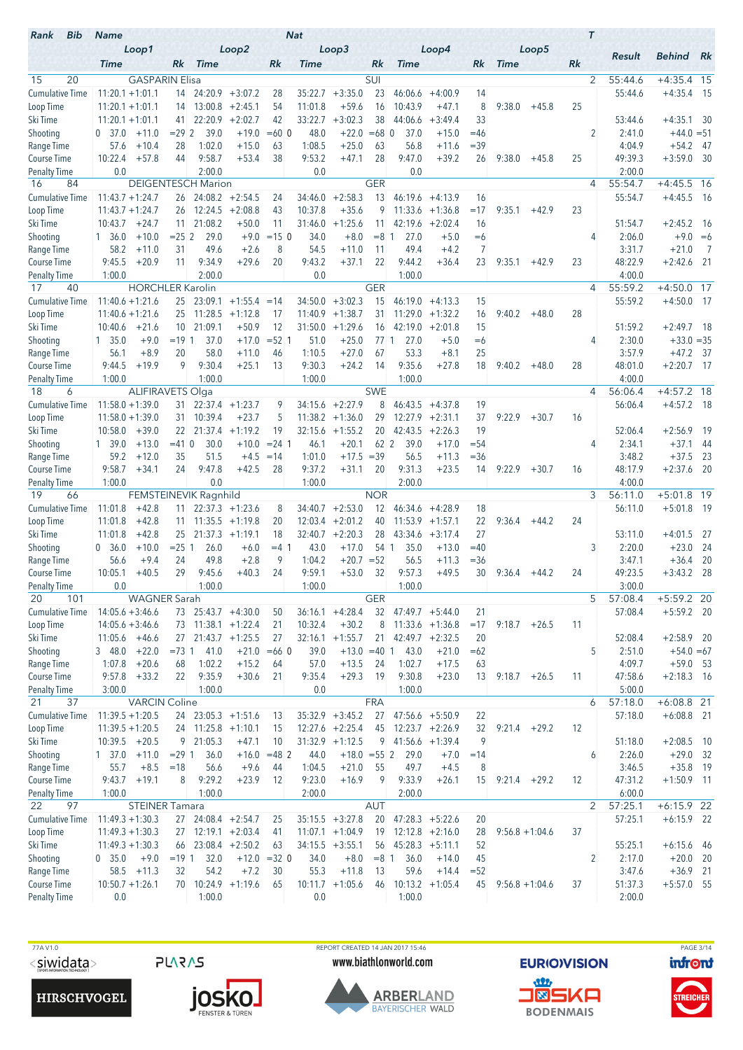| Rank | Bib | Name | | Loop1 Time | | Rk | Loop2 Time | | Rk | Loop3 Time | | Rk | Loop4 Time | | Rk | Loop5 Time | | Rk | T | Result | Behind | Rk |
|---|---|---|---|---|---|---|---|---|---|---|---|---|---|---|---|---|---|---|---|---|---|---|
| 15 | 20 | GASPARIN Elisa | SUI | | | | | | | | | | | | | | | | 2 | 55:44.6 | +4:35.4 | 15 |
| | | Cumulative Time | | 11:20.1 | +1:01.1 | 14 | 24:20.9 | +3:07.2 | 28 | 35:22.7 | +3:35.0 | 23 | 46:06.6 | +4:00.9 | 14 | | | | | 55:44.6 | +4:35.4 | 15 |
| | | Loop Time | | 11:20.1 | +1:01.1 | 14 | 13:00.8 | +2:45.1 | 54 | 11:01.8 | +59.6 | 16 | 10:43.9 | +47.1 | 8 | 9:38.0 | +45.8 | 25 | | | | |
| | | Ski Time | | 11:20.1 | +1:01.1 | 41 | 22:20.9 | +2:02.7 | 42 | 33:22.7 | +3:02.3 | 38 | 44:06.6 | +3:49.4 | 33 | | | | | 53:44.6 | +4:35.1 | 30 |
| | | Shooting | | 0 37.0 | +11.0 | =29 | 2 39.0 | +19.0 | =60 | 0 48.0 | +22.0 | =68 | 0 37.0 | +15.0 | =46 | | | | 2 | 2:41.0 | +44.0 | =51 |
| | | Range Time | | 57.6 | +10.4 | 28 | 1:02.0 | +15.0 | 63 | 1:08.5 | +25.0 | 63 | 56.8 | +11.6 | =39 | | | | | 4:04.9 | +54.2 | 47 |
| | | Course Time | | 10:22.4 | +57.8 | 44 | 9:58.7 | +53.4 | 38 | 9:53.2 | +47.1 | 28 | 9:47.0 | +39.2 | 26 | 9:38.0 | +45.8 | 25 | | 49:39.3 | +3:59.0 | 30 |
| | | Penalty Time | | 0.0 | | | 2:00.0 | | | 0.0 | | | 0.0 | | | | | | | 2:00.0 | | |
| 16 | 84 | DEIGENTESCH Marion | GER | | | | | | | | | | | | | | | | 4 | 55:54.7 | +4:45.5 | 16 |
| | | Cumulative Time | | 11:43.7 | +1:24.7 | 26 | 24:08.2 | +2:54.5 | 24 | 34:46.0 | +2:58.3 | 13 | 46:19.6 | +4:13.9 | 16 | | | | | 55:54.7 | +4:45.5 | 16 |
| | | Loop Time | | 11:43.7 | +1:24.7 | 26 | 12:24.5 | +2:08.8 | 43 | 10:37.8 | +35.6 | 9 | 11:33.6 | +1:36.8 | =17 | 9:35.1 | +42.9 | 23 | | | | |
| | | Ski Time | | 10:43.7 | +24.7 | 11 | 21:08.2 | +50.0 | 11 | 31:46.0 | +1:25.6 | 11 | 42:19.6 | +2:02.4 | 16 | | | | | 51:54.7 | +2:45.2 | 16 |
| | | Shooting | | 1 36.0 | +10.0 | =25 | 2 29.0 | +9.0 | =15 | 0 34.0 | +8.0 | =8 | 1 27.0 | +5.0 | =6 | | | | 4 | 2:06.0 | +9.0 | =6 |
| | | Range Time | | 58.2 | +11.0 | 31 | 49.6 | +2.6 | 8 | 54.5 | +11.0 | 11 | 49.4 | +4.2 | 7 | | | | | 3:31.7 | +21.0 | 7 |
| | | Course Time | | 9:45.5 | +20.9 | 11 | 9:34.9 | +29.6 | 20 | 9:43.2 | +37.1 | 22 | 9:44.2 | +36.4 | 23 | 9:35.1 | +42.9 | 23 | | 48:22.9 | +2:42.6 | 21 |
| | | Penalty Time | | 1:00.0 | | | 2:00.0 | | | 0.0 | | | 1:00.0 | | | | | | | 4:00.0 | | |
| 17 | 40 | HORCHLER Karolin | GER | | | | | | | | | | | | | | | | 4 | 55:59.2 | +4:50.0 | 17 |
| | | Cumulative Time | | 11:40.6 | +1:21.6 | 25 | 23:09.1 | +1:55.4 | =14 | 34:50.0 | +3:02.3 | 15 | 46:19.0 | +4:13.3 | 15 | | | | | 55:59.2 | +4:50.0 | 17 |
| | | Loop Time | | 11:40.6 | +1:21.6 | 25 | 11:28.5 | +1:12.8 | 17 | 11:40.9 | +1:38.7 | 31 | 11:29.0 | +1:32.2 | 16 | 9:40.2 | +48.0 | 28 | | | | |
| | | Ski Time | | 10:40.6 | +21.6 | 10 | 21:09.1 | +50.9 | 12 | 31:50.0 | +1:29.6 | 16 | 42:19.0 | +2:01.8 | 15 | | | | | 51:59.2 | +2:49.7 | 18 |
| | | Shooting | | 1 35.0 | +9.0 | =19 | 1 37.0 | +17.0 | =52 | 1 51.0 | +25.0 | 77 | 1 27.0 | +5.0 | =6 | | | | 4 | 2:30.0 | +33.0 | =35 |
| | | Range Time | | 56.1 | +8.9 | 20 | 58.0 | +11.0 | 46 | 1:10.5 | +27.0 | 67 | 53.3 | +8.1 | 25 | | | | | 3:57.9 | +47.2 | 37 |
| | | Course Time | | 9:44.5 | +19.9 | 9 | 9:30.4 | +25.1 | 13 | 9:30.3 | +24.2 | 14 | 9:35.6 | +27.8 | 18 | 9:40.2 | +48.0 | 28 | | 48:01.0 | +2:20.7 | 17 |
| | | Penalty Time | | 1:00.0 | | | 1:00.0 | | | 1:00.0 | | | 1:00.0 | | | | | | | 4:00.0 | | |
| 18 | 6 | ALIFIRAVETS Olga | SWE | | | | | | | | | | | | | | | | 4 | 56:06.4 | +4:57.2 | 18 |
| | | Cumulative Time | | 11:58.0 | +1:39.0 | 31 | 22:37.4 | +1:23.7 | 9 | 34:15.6 | +2:27.9 | 8 | 46:43.5 | +4:37.8 | 19 | | | | | 56:06.4 | +4:57.2 | 18 |
| | | Loop Time | | 11:58.0 | +1:39.0 | 31 | 10:39.4 | +23.7 | 5 | 11:38.2 | +1:36.0 | 29 | 12:27.9 | +2:31.1 | 37 | 9:22.9 | +30.7 | 16 | | | | |
| | | Ski Time | | 10:58.0 | +39.0 | 22 | 21:37.4 | +1:19.2 | 19 | 32:15.6 | +1:55.2 | 20 | 42:43.5 | +2:26.3 | 19 | | | | | 52:06.4 | +2:56.9 | 19 |
| | | Shooting | | 1 39.0 | +13.0 | =41 | 0 30.0 | +10.0 | =24 | 1 46.1 | +20.1 | 62 | 2 39.0 | +17.0 | =54 | | | | 4 | 2:34.1 | +37.1 | 44 |
| | | Range Time | | 59.2 | +12.0 | 35 | 51.5 | +4.5 | =14 | 1:01.0 | +17.5 | =39 | 56.5 | +11.3 | =36 | | | | | 3:48.2 | +37.5 | 23 |
| | | Course Time | | 9:58.7 | +34.1 | 24 | 9:47.8 | +42.5 | 28 | 9:37.2 | +31.1 | 20 | 9:31.3 | +23.5 | 14 | 9:22.9 | +30.7 | 16 | | 48:17.9 | +2:37.6 | 20 |
| | | Penalty Time | | 1:00.0 | | | 0.0 | | | 1:00.0 | | | 2:00.0 | | | | | | | 4:00.0 | | |
| 19 | 66 | FEMSTEINEVIK Ragnhild | NOR | | | | | | | | | | | | | | | | 3 | 56:11.0 | +5:01.8 | 19 |
| | | Cumulative Time | | 11:01.8 | +42.8 | 11 | 22:37.3 | +1:23.6 | 8 | 34:40.7 | +2:53.0 | 12 | 46:34.6 | +4:28.9 | 18 | | | | | 56:11.0 | +5:01.8 | 19 |
| | | Loop Time | | 11:01.8 | +42.8 | 11 | 11:35.5 | +1:19.8 | 20 | 12:03.4 | +2:01.2 | 40 | 11:53.9 | +1:57.1 | 22 | 9:36.4 | +44.2 | 24 | | | | |
| | | Ski Time | | 11:01.8 | +42.8 | 25 | 21:37.3 | +1:19.1 | 18 | 32:40.7 | +2:20.3 | 28 | 43:34.6 | +3:17.4 | 27 | | | | | 53:11.0 | +4:01.5 | 27 |
| | | Shooting | | 0 36.0 | +10.0 | =25 | 1 26.0 | +6.0 | =4 | 1 43.0 | +17.0 | 54 | 1 35.0 | +13.0 | =40 | | | | 3 | 2:20.0 | +23.0 | 24 |
| | | Range Time | | 56.6 | +9.4 | 24 | 49.8 | +2.8 | 9 | 1:04.2 | +20.7 | =52 | 56.5 | +11.3 | =36 | | | | | 3:47.1 | +36.4 | 20 |
| | | Course Time | | 10:05.1 | +40.5 | 29 | 9:45.6 | +40.3 | 24 | 9:59.1 | +53.0 | 32 | 9:57.3 | +49.5 | 30 | 9:36.4 | +44.2 | 24 | | 49:23.5 | +3:43.2 | 28 |
| | | Penalty Time | | 0.0 | | | 1:00.0 | | | 1:00.0 | | | 1:00.0 | | | | | | | 3:00.0 | | |
| 20 | 101 | WAGNER Sarah | GER | | | | | | | | | | | | | | | | 5 | 57:08.4 | +5:59.2 | 20 |
| | | Cumulative Time | | 14:05.6 | +3:46.6 | 73 | 25:43.7 | +4:30.0 | 50 | 36:16.1 | +4:28.4 | 32 | 47:49.7 | +5:44.0 | 21 | | | | | 57:08.4 | +5:59.2 | 20 |
| | | Loop Time | | 14:05.6 | +3:46.6 | 73 | 11:38.1 | +1:22.4 | 21 | 10:32.4 | +30.2 | 8 | 11:33.6 | +1:36.8 | =17 | 9:18.7 | +26.5 | 11 | | | | |
| | | Ski Time | | 11:05.6 | +46.6 | 27 | 21:43.7 | +1:25.5 | 27 | 32:16.1 | +1:55.7 | 21 | 42:49.7 | +2:32.5 | 20 | | | | | 52:08.4 | +2:58.9 | 20 |
| | | Shooting | | 3 48.0 | +22.0 | =73 | 1 41.0 | +21.0 | =66 | 0 39.0 | +13.0 | =40 | 1 43.0 | +21.0 | =62 | | | | 5 | 2:51.0 | +54.0 | =67 |
| | | Range Time | | 1:07.8 | +20.6 | 68 | 1:02.2 | +15.2 | 64 | 57.0 | +13.5 | 24 | 1:02.7 | +17.5 | 63 | | | | | 4:09.7 | +59.0 | 53 |
| | | Course Time | | 9:57.8 | +33.2 | 22 | 9:35.9 | +30.6 | 21 | 9:35.4 | +29.3 | 19 | 9:30.8 | +23.0 | 13 | 9:18.7 | +26.5 | 11 | | 47:58.6 | +2:18.3 | 16 |
| | | Penalty Time | | 3:00.0 | | | 1:00.0 | | | 0.0 | | | 1:00.0 | | | | | | | 5:00.0 | | |
| 21 | 37 | VARCIN Coline | FRA | | | | | | | | | | | | | | | | 6 | 57:18.0 | +6:08.8 | 21 |
| | | Cumulative Time | | 11:39.5 | +1:20.5 | 24 | 23:05.3 | +1:51.6 | 13 | 35:32.9 | +3:45.2 | 27 | 47:56.6 | +5:50.9 | 22 | | | | | 57:18.0 | +6:08.8 | 21 |
| | | Loop Time | | 11:39.5 | +1:20.5 | 24 | 11:25.8 | +1:10.1 | 15 | 12:27.6 | +2:25.4 | 45 | 12:23.7 | +2:26.9 | 32 | 9:21.4 | +29.2 | 12 | | | | |
| | | Ski Time | | 10:39.5 | +20.5 | 9 | 21:05.3 | +47.1 | 10 | 31:32.9 | +1:12.5 | 9 | 41:56.6 | +1:39.4 | 9 | | | | | 51:18.0 | +2:08.5 | 10 |
| | | Shooting | | 1 37.0 | +11.0 | =29 | 1 36.0 | +16.0 | =48 | 2 44.0 | +18.0 | =55 | 2 29.0 | +7.0 | =14 | | | | 6 | 2:26.0 | +29.0 | 32 |
| | | Range Time | | 55.7 | +8.5 | =18 | 56.6 | +9.6 | 44 | 1:04.5 | +21.0 | 55 | 49.7 | +4.5 | 8 | | | | | 3:46.5 | +35.8 | 19 |
| | | Course Time | | 9:43.7 | +19.1 | 8 | 9:29.2 | +23.9 | 12 | 9:23.0 | +16.9 | 9 | 9:33.9 | +26.1 | 15 | 9:21.4 | +29.2 | 12 | | 47:31.2 | +1:50.9 | 11 |
| | | Penalty Time | | 1:00.0 | | | 1:00.0 | | | 2:00.0 | | | 2:00.0 | | | | | | | 6:00.0 | | |
| 22 | 97 | STEINER Tamara | AUT | | | | | | | | | | | | | | | | 2 | 57:25.1 | +6:15.9 | 22 |
| | | Cumulative Time | | 11:49.3 | +1:30.3 | 27 | 24:08.4 | +2:54.7 | 25 | 35:15.5 | +3:27.8 | 20 | 47:28.3 | +5:22.6 | 20 | | | | | 57:25.1 | +6:15.9 | 22 |
| | | Loop Time | | 11:49.3 | +1:30.3 | 27 | 12:19.1 | +2:03.4 | 41 | 11:07.1 | +1:04.9 | 19 | 12:12.8 | +2:16.0 | 28 | 9:56.8 | +1:04.6 | 37 | | | | |
| | | Ski Time | | 11:49.3 | +1:30.3 | 66 | 23:08.4 | +2:50.2 | 63 | 34:15.5 | +3:55.1 | 56 | 45:28.3 | +5:11.1 | 52 | | | | | 55:25.1 | +6:15.6 | 46 |
| | | Shooting | | 0 35.0 | +9.0 | =19 | 1 32.0 | +12.0 | =32 | 0 34.0 | +8.0 | =8 | 1 36.0 | +14.0 | 45 | | | | 2 | 2:17.0 | +20.0 | 20 |
| | | Range Time | | 58.5 | +11.3 | 32 | 54.2 | +7.2 | 30 | 55.3 | +11.8 | 13 | 59.6 | +14.4 | =52 | | | | | 3:47.6 | +36.9 | 21 |
| | | Course Time | | 10:50.7 | +1:26.1 | 70 | 10:24.9 | +1:19.6 | 65 | 10:11.7 | +1:05.6 | 46 | 10:13.2 | +1:05.4 | 45 | 9:56.8 | +1:04.6 | 37 | | 51:37.3 | +5:57.0 | 55 |
| | | Penalty Time | | 0.0 | | | 1:00.0 | | | 0.0 | | | 1:00.0 | | | | | | | 2:00.0 | | |

77A V1.0 — REPORT CREATED 14 JAN 2017 15:46 — www.biathlonworld.com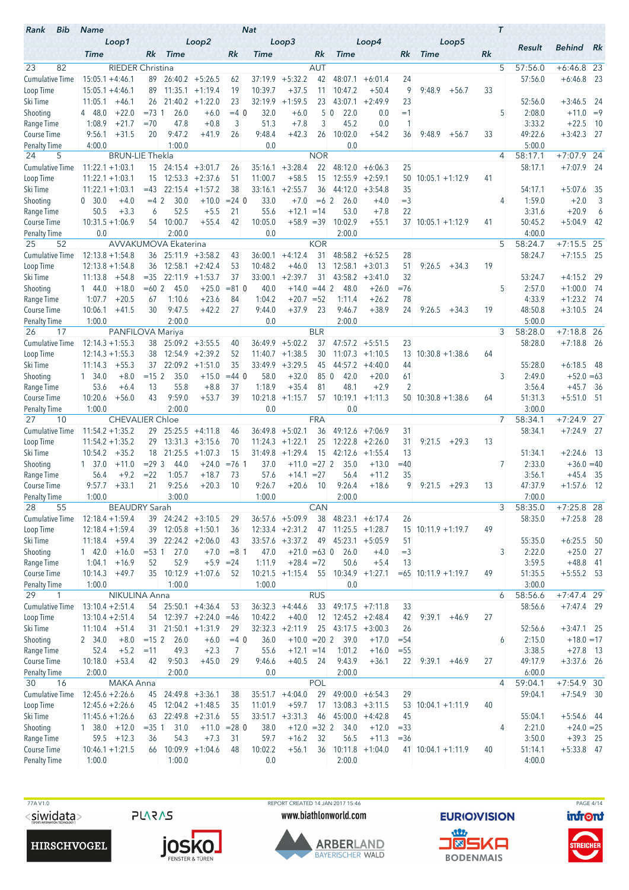| Rank | Bib | Name | Nat | Loop1 Time | | Rk | Loop2 Time | | Rk | Loop3 Time | | Rk | Loop4 Time | | Rk | Loop5 Time | | Rk | T | Result | Behind | Rk |
|---|---|---|---|---|---|---|---|---|---|---|---|---|---|---|---|---|---|---|---|---|---|---|
| 23 | 82 | RIEDER Christina | AUT | | | | | | | | | | | | | | | | 5 | 57:56.0 | +6:46.8 | 23 |
| | | Cumulative Time | | 15:05.1 | +4:46.1 | 89 | 26:40.2 | +5:26.5 | 62 | 37:19.9 | +5:32.2 | 42 | 48:07.1 | +6:01.4 | 24 | | | | | 57:56.0 | +6:46.8 | 23 |
| | | Loop Time | | 15:05.1 | +4:46.1 | 89 | 11:35.1 | +1:19.4 | 19 | 10:39.7 | +37.5 | 11 | 10:47.2 | +50.4 | 9 | 9:48.9 | +56.7 | 33 | | | | |
| | | Ski Time | | 11:05.1 | +46.1 | 26 | 21:40.2 | +1:22.0 | 23 | 32:19.9 | +1:59.5 | 23 | 43:07.1 | +2:49.9 | 23 | | | | | 52:56.0 | +3:46.5 | 24 |
| | | Shooting | | 4 48.0 | +22.0 | =73 | 1 26.0 | +6.0 | =4 | 0 32.0 | +6.0 | 5 | 0 22.0 | 0.0 | =1 | | | | 5 | 2:08.0 | +11.0 | =9 |
| | | Range Time | | 1:08.9 | +21.7 | =70 | 47.8 | +0.8 | 3 | 51.3 | +7.8 | 3 | 45.2 | 0.0 | 1 | | | | | 3:33.2 | +22.5 | 10 |
| | | Course Time | | 9:56.1 | +31.5 | 20 | 9:47.2 | +41.9 | 26 | 9:48.4 | +42.3 | 26 | 10:02.0 | +54.2 | 36 | 9:48.9 | +56.7 | 33 | | 49:22.6 | +3:42.3 | 27 |
| | | Penalty Time | | 4:00.0 | | | 1:00.0 | | | 0.0 | | | 0.0 | | | | | | | 5:00.0 | | |
| 24 | 5 | BRUN-LIE Thekla | NOR | | | | | | | | | | | | | | | | 4 | 58:17.1 | +7:07.9 | 24 |
| | | Cumulative Time | | 11:22.1 | +1:03.1 | 15 | 24:15.4 | +3:01.7 | 26 | 35:16.1 | +3:28.4 | 22 | 48:12.0 | +6:06.3 | 25 | | | | | 58:17.1 | +7:07.9 | 24 |
| | | Loop Time | | 11:22.1 | +1:03.1 | 15 | 12:53.3 | +2:37.6 | 51 | 11:00.7 | +58.5 | 15 | 12:55.9 | +2:59.1 | 50 | 10:05.1 | +1:12.9 | 41 | | | | |
| | | Ski Time | | 11:22.1 | +1:03.1 | =43 | 22:15.4 | +1:57.2 | 38 | 33:16.1 | +2:55.7 | 36 | 44:12.0 | +3:54.8 | 35 | | | | | 54:17.1 | +5:07.6 | 35 |
| | | Shooting | | 0 30.0 | +4.0 | =4 | 2 30.0 | +10.0 | =24 | 0 33.0 | +7.0 | =6 | 2 26.0 | +4.0 | =3 | | | | 4 | 1:59.0 | +2.0 | 3 |
| | | Range Time | | 50.5 | +3.3 | 6 | 52.5 | +5.5 | 21 | 55.6 | +12.1 | =14 | 53.0 | +7.8 | 22 | | | | | 3:31.6 | +20.9 | 6 |
| | | Course Time | | 10:31.5 | +1:06.9 | 54 | 10:00.7 | +55.4 | 42 | 10:05.0 | +58.9 | =39 | 10:02.9 | +55.1 | 37 | 10:05.1 | +1:12.9 | 41 | | 50:45.2 | +5:04.9 | 42 |
| | | Penalty Time | | 0.0 | | | 2:00.0 | | | 0.0 | | | 2:00.0 | | | | | | | 4:00.0 | | |
| 25 | 52 | AVVAKUMOVA Ekaterina | KOR | | | | | | | | | | | | | | | | 5 | 58:24.7 | +7:15.5 | 25 |
| | | Cumulative Time | | 12:13.8 | +1:54.8 | 36 | 25:11.9 | +3:58.2 | 43 | 36:00.1 | +4:12.4 | 31 | 48:58.2 | +6:52.5 | 28 | | | | | 58:24.7 | +7:15.5 | 25 |
| | | Loop Time | | 12:13.8 | +1:54.8 | 36 | 12:58.1 | +2:42.4 | 53 | 10:48.2 | +46.0 | 13 | 12:58.1 | +3:01.3 | 51 | 9:26.5 | +34.3 | 19 | | | | |
| | | Ski Time | | 11:13.8 | +54.8 | =35 | 22:11.9 | +1:53.7 | 37 | 33:00.1 | +2:39.7 | 31 | 43:58.2 | +3:41.0 | 32 | | | | | 53:24.7 | +4:15.2 | 29 |
| | | Shooting | | 1 44.0 | +18.0 | =60 | 2 45.0 | +25.0 | =81 | 0 40.0 | +14.0 | =44 | 2 48.0 | +26.0 | =76 | | | | 5 | 2:57.0 | +1:00.0 | 74 |
| | | Range Time | | 1:07.7 | +20.5 | 67 | 1:10.6 | +23.6 | 84 | 1:04.2 | +20.7 | =52 | 1:11.4 | +26.2 | 78 | | | | | 4:33.9 | +1:23.2 | 74 |
| | | Course Time | | 10:06.1 | +41.5 | 30 | 9:47.5 | +42.2 | 27 | 9:44.0 | +37.9 | 23 | 9:46.7 | +38.9 | 24 | 9:26.5 | +34.3 | 19 | | 48:50.8 | +3:10.5 | 24 |
| | | Penalty Time | | 1:00.0 | | | 2:00.0 | | | 0.0 | | | 2:00.0 | | | | | | | 5:00.0 | | |
| 26 | 17 | PANFILOVA Mariya | BLR | | | | | | | | | | | | | | | | 3 | 58:28.0 | +7:18.8 | 26 |
| | | Cumulative Time | | 12:14.3 | +1:55.3 | 38 | 25:09.2 | +3:55.5 | 40 | 36:49.9 | +5:02.2 | 37 | 47:57.2 | +5:51.5 | 23 | | | | | 58:28.0 | +7:18.8 | 26 |
| | | Loop Time | | 12:14.3 | +1:55.3 | 38 | 12:54.9 | +2:39.2 | 52 | 11:40.7 | +1:38.5 | 30 | 11:07.3 | +1:10.5 | 13 | 10:30.8 | +1:38.6 | 64 | | | | |
| | | Ski Time | | 11:14.3 | +55.3 | 37 | 22:09.2 | +1:51.0 | 35 | 33:49.9 | +3:29.5 | 45 | 44:57.2 | +4:40.0 | 44 | | | | | 55:28.0 | +6:18.5 | 48 |
| | | Shooting | | 1 34.0 | +8.0 | =15 | 2 35.0 | +15.0 | =44 | 0 58.0 | +32.0 | 85 | 0 42.0 | +20.0 | 61 | | | | 3 | 2:49.0 | +52.0 | =63 |
| | | Range Time | | 53.6 | +6.4 | 13 | 55.8 | +8.8 | 37 | 1:18.9 | +35.4 | 81 | 48.1 | +2.9 | 2 | | | | | 3:56.4 | +45.7 | 36 |
| | | Course Time | | 10:20.6 | +56.0 | 43 | 9:59.0 | +53.7 | 39 | 10:21.8 | +1:15.7 | 57 | 10:19.1 | +1:11.3 | 50 | 10:30.8 | +1:38.6 | 64 | | 51:31.3 | +5:51.0 | 51 |
| | | Penalty Time | | 1:00.0 | | | 2:00.0 | | | 0.0 | | | 0.0 | | | | | | | 3:00.0 | | |
| 27 | 10 | CHEVALIER Chloe | FRA | | | | | | | | | | | | | | | | 7 | 58:34.1 | +7:24.9 | 27 |
| | | Cumulative Time | | 11:54.2 | +1:35.2 | 29 | 25:25.5 | +4:11.8 | 46 | 36:49.8 | +5:02.1 | 36 | 49:12.6 | +7:06.9 | 31 | | | | | 58:34.1 | +7:24.9 | 27 |
| | | Loop Time | | 11:54.2 | +1:35.2 | 29 | 13:31.3 | +3:15.6 | 70 | 11:24.3 | +1:22.1 | 25 | 12:22.8 | +2:26.0 | 31 | 9:21.5 | +29.3 | 13 | | | | |
| | | Ski Time | | 10:54.2 | +35.2 | 18 | 21:25.5 | +1:07.3 | 15 | 31:49.8 | +1:29.4 | 15 | 42:12.6 | +1:55.4 | 13 | | | | | 51:34.1 | +2:24.6 | 13 |
| | | Shooting | | 1 37.0 | +11.0 | =29 | 3 44.0 | +24.0 | =76 | 1 37.0 | +11.0 | =27 | 2 35.0 | +13.0 | =40 | | | | 7 | 2:33.0 | +36.0 | =40 |
| | | Range Time | | 56.4 | +9.2 | =22 | 1:05.7 | +18.7 | 73 | 57.6 | +14.1 | =27 | 56.4 | +11.2 | 35 | | | | | 3:56.1 | +45.4 | 35 |
| | | Course Time | | 9:57.7 | +33.1 | 21 | 9:25.6 | +20.3 | 10 | 9:26.7 | +20.6 | 10 | 9:26.4 | +18.6 | 9 | 9:21.5 | +29.3 | 13 | | 47:37.9 | +1:57.6 | 12 |
| | | Penalty Time | | 1:00.0 | | | 3:00.0 | | | 1:00.0 | | | 2:00.0 | | | | | | | 7:00.0 | | |
| 28 | 55 | BEAUDRY Sarah | CAN | | | | | | | | | | | | | | | | 3 | 58:35.0 | +7:25.8 | 28 |
| | | Cumulative Time | | 12:18.4 | +1:59.4 | 39 | 24:24.2 | +3:10.5 | 29 | 36:57.6 | +5:09.9 | 38 | 48:23.1 | +6:17.4 | 26 | | | | | 58:35.0 | +7:25.8 | 28 |
| | | Loop Time | | 12:18.4 | +1:59.4 | 39 | 12:05.8 | +1:50.1 | 36 | 12:33.4 | +2:31.2 | 47 | 11:25.5 | +1:28.7 | 15 | 10:11.9 | +1:19.7 | 49 | | | | |
| | | Ski Time | | 11:18.4 | +59.4 | 39 | 22:24.2 | +2:06.0 | 43 | 33:57.6 | +3:37.2 | 49 | 45:23.1 | +5:05.9 | 51 | | | | | 55:35.0 | +6:25.5 | 50 |
| | | Shooting | | 1 42.0 | +16.0 | =53 | 1 27.0 | +7.0 | =8 | 1 47.0 | +21.0 | =63 | 0 26.0 | +4.0 | =3 | | | | 3 | 2:22.0 | +25.0 | 27 |
| | | Range Time | | 1:04.1 | +16.9 | 52 | 52.9 | +5.9 | =24 | 1:11.9 | +28.4 | =72 | 50.6 | +5.4 | 13 | | | | | 3:59.5 | +48.8 | 41 |
| | | Course Time | | 10:14.3 | +49.7 | 35 | 10:12.9 | +1:07.6 | 52 | 10:21.5 | +1:15.4 | 55 | 10:34.9 | +1:27.1 | =65 | 10:11.9 | +1:19.7 | 49 | | 51:35.5 | +5:55.2 | 53 |
| | | Penalty Time | | 1:00.0 | | | 1:00.0 | | | 1:00.0 | | | 0.0 | | | | | | | 3:00.0 | | |
| 29 | 1 | NIKULINA Anna | RUS | | | | | | | | | | | | | | | | 6 | 58:56.6 | +7:47.4 | 29 |
| | | Cumulative Time | | 13:10.4 | +2:51.4 | 54 | 25:50.1 | +4:36.4 | 53 | 36:32.3 | +4:44.6 | 33 | 49:17.5 | +7:11.8 | 33 | | | | | 58:56.6 | +7:47.4 | 29 |
| | | Loop Time | | 13:10.4 | +2:51.4 | 54 | 12:39.7 | +2:24.0 | =46 | 10:42.2 | +40.0 | 12 | 12:45.2 | +2:48.4 | 42 | 9:39.1 | +46.9 | 27 | | | | |
| | | Ski Time | | 11:10.4 | +51.4 | 31 | 21:50.1 | +1:31.9 | 29 | 32:32.3 | +2:11.9 | 25 | 43:17.5 | +3:00.3 | 26 | | | | | 52:56.6 | +3:47.1 | 25 |
| | | Shooting | | 2 34.0 | +8.0 | =15 | 2 26.0 | +6.0 | =4 | 0 36.0 | +10.0 | =20 | 2 39.0 | +17.0 | =54 | | | | 6 | 2:15.0 | +18.0 | =17 |
| | | Range Time | | 52.4 | +5.2 | =11 | 49.3 | +2.3 | 7 | 55.6 | +12.1 | =14 | 55.6 | +16.0 | =55 | | | | | 3:38.5 | +27.8 | 13 |
| | | Course Time | | 10:18.0 | +53.4 | 42 | 9:50.3 | +45.0 | 29 | 9:46.6 | +40.5 | 24 | 9:43.9 | +36.1 | 22 | 9:39.1 | +46.9 | 27 | | 49:17.9 | +3:37.6 | 26 |
| | | Penalty Time | | 2:00.0 | | | 2:00.0 | | | 0.0 | | | 2:00.0 | | | | | | | 6:00.0 | | |
| 30 | 16 | MAKA Anna | POL | | | | | | | | | | | | | | | | 4 | 59:04.1 | +7:54.9 | 30 |
| | | Cumulative Time | | 12:45.6 | +2:26.6 | 45 | 24:49.8 | +3:36.1 | 38 | 35:51.7 | +4:04.0 | 29 | 49:00.0 | +6:54.3 | 29 | | | | | 59:04.1 | +7:54.9 | 30 |
| | | Loop Time | | 12:45.6 | +2:26.6 | 45 | 12:04.2 | +1:48.5 | 35 | 11:01.9 | +59.7 | 17 | 13:08.3 | +3:11.5 | 53 | 10:04.1 | +1:11.9 | 40 | | | | |
| | | Ski Time | | 11:45.6 | +1:26.6 | 63 | 22:49.8 | +2:31.6 | 55 | 33:51.7 | +3:31.3 | 46 | 45:00.0 | +4:42.8 | 45 | | | | | 55:04.1 | +5:54.6 | 44 |
| | | Shooting | | 1 38.0 | +12.0 | =35 | 1 31.0 | +11.0 | =28 | 0 38.0 | +12.0 | =32 | 2 34.0 | +12.0 | =33 | | | | 4 | 2:21.0 | +24.0 | =25 |
| | | Range Time | | 59.5 | +12.3 | 36 | 54.3 | +7.3 | 31 | 59.7 | +16.2 | 32 | 56.5 | +11.3 | =36 | | | | | 3:50.0 | +39.3 | 25 |
| | | Course Time | | 10:46.1 | +1:21.5 | 66 | 10:09.9 | +1:04.6 | 48 | 10:02.2 | +56.1 | 36 | 10:11.8 | +1:04.0 | 41 | 10:04.1 | +1:11.9 | 40 | | 51:14.1 | +5:33.8 | 47 |
| | | Penalty Time | | 1:00.0 | | | 1:00.0 | | | 0.0 | | | 2:00.0 | | | | | | | 4:00.0 | | |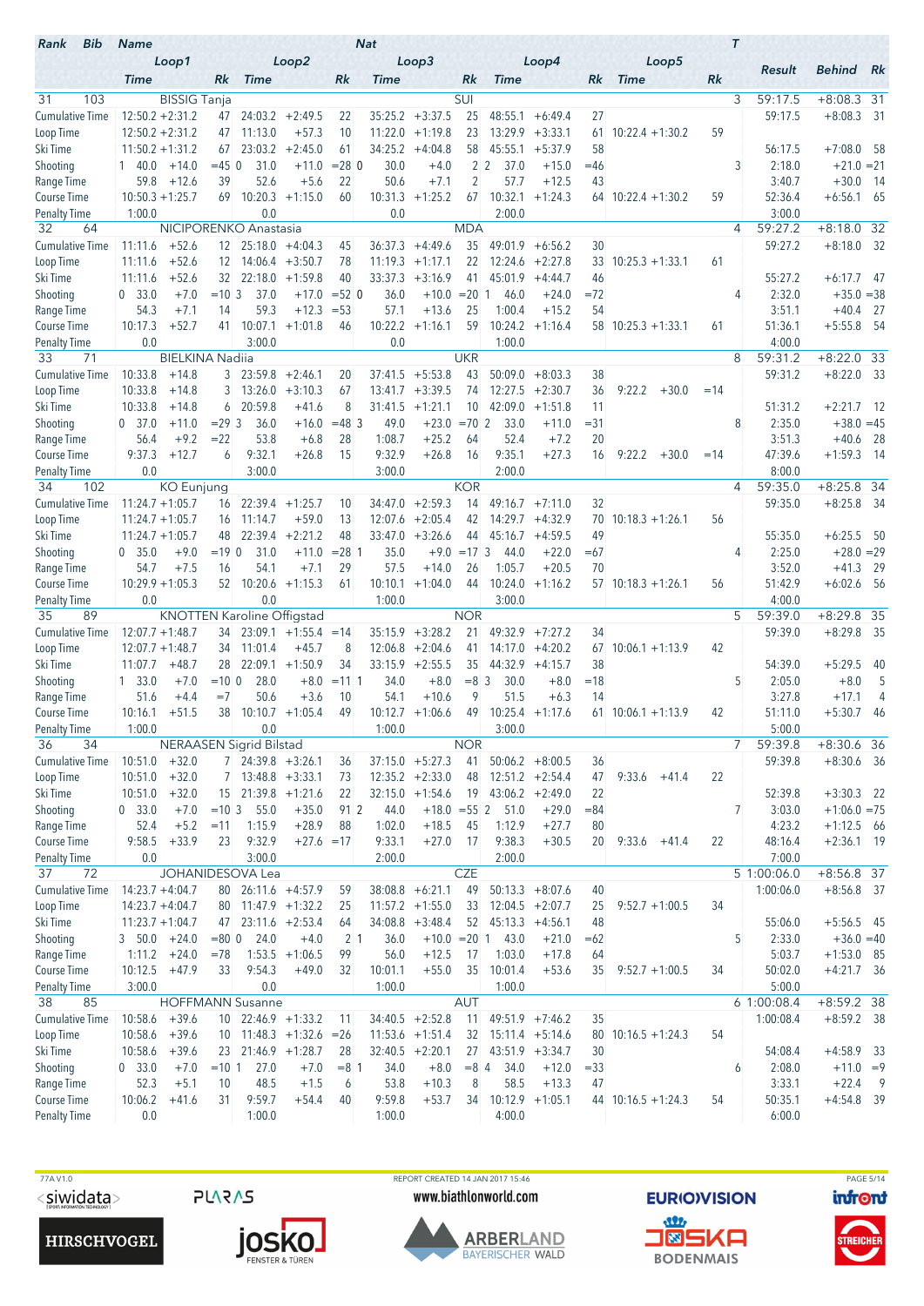| Rank | Bib | Name | | | | Nat | | | | | | T | Result | Behind | Rk |
|---|---|---|---|---|---|---|---|---|---|---|---|---|---|---|---|
| | | Loop1 | | Loop2 | | Loop3 | | Loop4 | | Loop5 | | | | | |
| | | Time | Rk | Time | Rk | Time | Rk | Time | Rk | Time | Rk | | | | |
| 31 | 103 | BISSIG Tanja | | | | SUI | | | | | | 3 | 59:17.5 | +8:08.3 | 31 |
| Cumulative Time | | 12:50.2 +2:31.2 | 47 | 24:03.2 +2:49.5 | 22 | 35:25.2 +3:37.5 | 25 | 48:55.1 +6:49.4 | 27 | | | | 59:17.5 | +8:08.3 | 31 |
| Loop Time | | 12:50.2 +2:31.2 | 47 | 11:13.0 +57.3 | 10 | 11:22.0 +1:19.8 | 23 | 13:29.9 +3:33.1 | 61 | 10:22.4 +1:30.2 | 59 | | | | |
| Ski Time | | 11:50.2 +1:31.2 | 67 | 23:03.2 +2:45.0 | 61 | 34:25.2 +4:04.8 | 58 | 45:55.1 +5:37.9 | 58 | | | | 56:17.5 | +7:08.0 | 58 |
| Shooting | | 1 40.0 +14.0 | =45 | 0 31.0 +11.0 | =28 | 0 30.0 +4.0 | 2 | 2 37.0 +15.0 | =46 | | | 3 | 2:18.0 | +21.0 | =21 |
| Range Time | | 59.8 +12.6 | 39 | 52.6 +5.6 | 22 | 50.6 +7.1 | 2 | 57.7 +12.5 | 43 | | | | 3:40.7 | +30.0 | 14 |
| Course Time | | 10:50.3 +1:25.7 | 69 | 10:20.3 +1:15.0 | 60 | 10:31.3 +1:25.2 | 67 | 10:32.1 +1:24.3 | 64 | 10:22.4 +1:30.2 | 59 | | 52:36.4 | +6:56.1 | 65 |
| Penalty Time | | 1:00.0 | | 0.0 | | 0.0 | | 2:00.0 | | | | | 3:00.0 | | |
| 32 | 64 | NICIPORENKO Anastasia | | | | MDA | | | | | | 4 | 59:27.2 | +8:18.0 | 32 |
| Cumulative Time | | 11:11.6 +52.6 | 12 | 25:18.0 +4:04.3 | 45 | 36:37.3 +4:49.6 | 35 | 49:01.9 +6:56.2 | 30 | | | | 59:27.2 | +8:18.0 | 32 |
| Loop Time | | 11:11.6 +52.6 | 12 | 14:06.4 +3:50.7 | 78 | 11:19.3 +1:17.1 | 22 | 12:24.6 +2:27.8 | 33 | 10:25.3 +1:33.1 | 61 | | | | |
| Ski Time | | 11:11.6 +52.6 | 32 | 22:18.0 +1:59.8 | 40 | 33:37.3 +3:16.9 | 41 | 45:01.9 +4:44.7 | 46 | | | | 55:27.2 | +6:17.7 | 47 |
| Shooting | | 0 33.0 +7.0 | =10 | 3 37.0 +17.0 | =52 | 0 36.0 +10.0 | =20 | 1 46.0 +24.0 | =72 | | | 4 | 2:32.0 | +35.0 | =38 |
| Range Time | | 54.3 +7.1 | 14 | 59.3 +12.3 | =53 | 57.1 +13.6 | 25 | 1:00.4 +15.2 | 54 | | | | 3:51.1 | +40.4 | 27 |
| Course Time | | 10:17.3 +52.7 | 41 | 10:07.1 +1:01.8 | 46 | 10:22.2 +1:16.1 | 59 | 10:24.2 +1:16.4 | 58 | 10:25.3 +1:33.1 | 61 | | 51:36.1 | +5:55.8 | 54 |
| Penalty Time | | 0.0 | | 3:00.0 | | 0.0 | | 1:00.0 | | | | | 4:00.0 | | |
| 33 | 71 | BIELKINA Nadiia | | | | UKR | | | | | | 8 | 59:31.2 | +8:22.0 | 33 |
| Cumulative Time | | 10:33.8 +14.8 | 3 | 23:59.8 +2:46.1 | 20 | 37:41.5 +5:53.8 | 43 | 50:09.0 +8:03.3 | 38 | | | | 59:31.2 | +8:22.0 | 33 |
| Loop Time | | 10:33.8 +14.8 | 3 | 13:26.0 +3:10.3 | 67 | 13:41.7 +3:39.5 | 74 | 12:27.5 +2:30.7 | 36 | 9:22.2 +30.0 | =14 | | | | |
| Ski Time | | 10:33.8 +14.8 | 6 | 20:59.8 +41.6 | 8 | 31:41.5 +1:21.1 | 10 | 42:09.0 +1:51.8 | 11 | | | | 51:31.2 | +2:21.7 | 12 |
| Shooting | | 0 37.0 +11.0 | =29 | 3 36.0 +16.0 | =48 | 3 49.0 +23.0 | =70 | 2 33.0 +11.0 | =31 | | | 8 | 2:35.0 | +38.0 | =45 |
| Range Time | | 56.4 +9.2 | =22 | 53.8 +6.8 | 28 | 1:08.7 +25.2 | 64 | 52.4 +7.2 | 20 | | | | 3:51.3 | +40.6 | 28 |
| Course Time | | 9:37.3 +12.7 | 6 | 9:32.1 +26.8 | 15 | 9:32.9 +26.8 | 16 | 9:35.1 +27.3 | 16 | 9:22.2 +30.0 | =14 | | 47:39.6 | +1:59.3 | 14 |
| Penalty Time | | 0.0 | | 3:00.0 | | 3:00.0 | | 2:00.0 | | | | | 8:00.0 | | |
| 34 | 102 | KO Eunjung | | | | KOR | | | | | | 4 | 59:35.0 | +8:25.8 | 34 |
| Cumulative Time | | 11:24.7 +1:05.7 | 16 | 22:39.4 +1:25.7 | 10 | 34:47.0 +2:59.3 | 14 | 49:16.7 +7:11.0 | 32 | | | | 59:35.0 | +8:25.8 | 34 |
| Loop Time | | 11:24.7 +1:05.7 | 16 | 11:14.7 +59.0 | 13 | 12:07.6 +2:05.4 | 42 | 14:29.7 +4:32.9 | 70 | 10:18.3 +1:26.1 | 56 | | | | |
| Ski Time | | 11:24.7 +1:05.7 | 48 | 22:39.4 +2:21.2 | 48 | 33:47.0 +3:26.6 | 44 | 45:16.7 +4:59.5 | 49 | | | | 55:35.0 | +6:25.5 | 50 |
| Shooting | | 0 35.0 +9.0 | =19 | 0 31.0 +11.0 | =28 | 1 35.0 +9.0 | =17 | 3 44.0 +22.0 | =67 | | | 4 | 2:25.0 | +28.0 | =29 |
| Range Time | | 54.7 +7.5 | 16 | 54.1 +7.1 | 29 | 57.5 +14.0 | 26 | 1:05.7 +20.5 | 70 | | | | 3:52.0 | +41.3 | 29 |
| Course Time | | 10:29.9 +1:05.3 | 52 | 10:20.6 +1:15.3 | 61 | 10:10.1 +1:04.0 | 44 | 10:24.0 +1:16.2 | 57 | 10:18.3 +1:26.1 | 56 | | 51:42.9 | +6:02.6 | 56 |
| Penalty Time | | 0.0 | | 0.0 | | 1:00.0 | | 3:00.0 | | | | | 4:00.0 | | |
| 35 | 89 | KNOTTEN Karoline Offigstad | | | | NOR | | | | | | 5 | 59:39.0 | +8:29.8 | 35 |
| Cumulative Time | | 12:07.7 +1:48.7 | 34 | 23:09.1 +1:55.4 | =14 | 35:15.9 +3:28.2 | 21 | 49:32.9 +7:27.2 | 34 | | | | 59:39.0 | +8:29.8 | 35 |
| Loop Time | | 12:07.7 +1:48.7 | 34 | 11:01.4 +45.7 | 8 | 12:06.8 +2:04.6 | 41 | 14:17.0 +4:20.2 | 67 | 10:06.1 +1:13.9 | 42 | | | | |
| Ski Time | | 11:07.7 +48.7 | 28 | 22:09.1 +1:50.9 | 34 | 33:15.9 +2:55.5 | 35 | 44:32.9 +4:15.7 | 38 | | | | 54:39.0 | +5:29.5 | 40 |
| Shooting | | 1 33.0 +7.0 | =10 | 0 28.0 +8.0 | =11 | 1 34.0 +8.0 | =8 | 3 30.0 +8.0 | =18 | | | 5 | 2:05.0 | +8.0 | 5 |
| Range Time | | 51.6 +4.4 | =7 | 50.6 +3.6 | 10 | 54.1 +10.6 | 9 | 51.5 +6.3 | 14 | | | | 3:27.8 | +17.1 | 4 |
| Course Time | | 10:16.1 +51.5 | 38 | 10:10.7 +1:05.4 | 49 | 10:12.7 +1:06.6 | 49 | 10:25.4 +1:17.6 | 61 | 10:06.1 +1:13.9 | 42 | | 51:11.0 | +5:30.7 | 46 |
| Penalty Time | | 1:00.0 | | 0.0 | | 1:00.0 | | 3:00.0 | | | | | 5:00.0 | | |
| 36 | 34 | NERAASEN Sigrid Bilstad | | | | NOR | | | | | | 7 | 59:39.8 | +8:30.6 | 36 |
| Cumulative Time | | 10:51.0 +32.0 | 7 | 24:39.8 +3:26.1 | 36 | 37:15.0 +5:27.3 | 41 | 50:06.2 +8:00.5 | 36 | | | | 59:39.8 | +8:30.6 | 36 |
| Loop Time | | 10:51.0 +32.0 | 7 | 13:48.8 +3:33.1 | 73 | 12:35.2 +2:33.0 | 48 | 12:51.2 +2:54.4 | 47 | 9:33.6 +41.4 | 22 | | | | |
| Ski Time | | 10:51.0 +32.0 | 15 | 21:39.8 +1:21.6 | 22 | 32:15.0 +1:54.6 | 19 | 43:06.2 +2:49.0 | 22 | | | | 52:39.8 | +3:30.3 | 22 |
| Shooting | | 0 33.0 +7.0 | =10 | 3 55.0 +35.0 | 91 | 2 44.0 +18.0 | =55 | 2 51.0 +29.0 | =84 | | | 7 | 3:03.0 | +1:06.0 | =75 |
| Range Time | | 52.4 +5.2 | =11 | 1:15.9 +28.9 | 88 | 1:02.0 +18.5 | 45 | 1:12.9 +27.7 | 80 | | | | 4:23.2 | +1:12.5 | 66 |
| Course Time | | 9:58.5 +33.9 | 23 | 9:32.9 +27.6 | =17 | 9:33.1 +27.0 | 17 | 9:38.3 +30.5 | 20 | 9:33.6 +41.4 | 22 | | 48:16.4 | +2:36.1 | 19 |
| Penalty Time | | 0.0 | | 3:00.0 | | 2:00.0 | | 2:00.0 | | | | | 7:00.0 | | |
| 37 | 72 | JOHANIDESOVA Lea | | | | CZE | | | | | | 5 | 1:00:06.0 | +8:56.8 | 37 |
| Cumulative Time | | 14:23.7 +4:04.7 | 80 | 26:11.6 +4:57.9 | 59 | 38:08.8 +6:21.1 | 49 | 50:13.3 +8:07.6 | 40 | | | | 1:00:06.0 | +8:56.8 | 37 |
| Loop Time | | 14:23.7 +4:04.7 | 80 | 11:47.9 +1:32.2 | 25 | 11:57.2 +1:55.0 | 33 | 12:04.5 +2:07.7 | 25 | 9:52.7 +1:00.5 | 34 | | | | |
| Ski Time | | 11:23.7 +1:04.7 | 47 | 23:11.6 +2:53.4 | 64 | 34:08.8 +3:48.4 | 52 | 45:13.3 +4:56.1 | 48 | | | | 55:06.0 | +5:56.5 | 45 |
| Shooting | | 3 50.0 +24.0 | =80 | 0 24.0 +4.0 | 2 | 1 36.0 +10.0 | =20 | 1 43.0 +21.0 | =62 | | | 5 | 2:33.0 | +36.0 | =40 |
| Range Time | | 1:11.2 +24.0 | =78 | 1:53.5 +1:06.5 | 99 | 56.0 +12.5 | 17 | 1:03.0 +17.8 | 64 | | | | 5:03.7 | +1:53.0 | 85 |
| Course Time | | 10:12.5 +47.9 | 33 | 9:54.3 +49.0 | 32 | 10:01.1 +55.0 | 35 | 10:01.4 +53.6 | 35 | 9:52.7 +1:00.5 | 34 | | 50:02.0 | +4:21.7 | 36 |
| Penalty Time | | 3:00.0 | | 0.0 | | 1:00.0 | | 1:00.0 | | | | | 5:00.0 | | |
| 38 | 85 | HOFFMANN Susanne | | | | AUT | | | | | | 6 | 1:00:08.4 | +8:59.2 | 38 |
| Cumulative Time | | 10:58.6 +39.6 | 10 | 22:46.9 +1:33.2 | 11 | 34:40.5 +2:52.8 | 11 | 49:51.9 +7:46.2 | 35 | | | | 1:00:08.4 | +8:59.2 | 38 |
| Loop Time | | 10:58.6 +39.6 | 10 | 11:48.3 +1:32.6 | =26 | 11:53.6 +1:51.4 | 32 | 15:11.4 +5:14.6 | 80 | 10:16.5 +1:24.3 | 54 | | | | |
| Ski Time | | 10:58.6 +39.6 | 23 | 21:46.9 +1:28.7 | 28 | 32:40.5 +2:20.1 | 27 | 43:51.9 +3:34.7 | 30 | | | | 54:08.4 | +4:58.9 | 33 |
| Shooting | | 0 33.0 +7.0 | =10 | 1 27.0 +7.0 | =8 | 1 34.0 +8.0 | =8 | 4 34.0 +12.0 | =33 | | | 6 | 2:08.0 | +11.0 | =9 |
| Range Time | | 52.3 +5.1 | 10 | 48.5 +1.5 | 6 | 53.8 +10.3 | 8 | 58.5 +13.3 | 47 | | | | 3:33.1 | +22.4 | 9 |
| Course Time | | 10:06.2 +41.6 | 31 | 9:59.7 +54.4 | 40 | 9:59.8 +53.7 | 34 | 10:12.9 +1:05.1 | 44 | 10:16.5 +1:24.3 | 54 | | 50:35.1 | +4:54.8 | 39 |
| Penalty Time | | 0.0 | | 1:00.0 | | 1:00.0 | | 4:00.0 | | | | | 6:00.0 | | |

77A V1.0 REPORT CREATED 14 JAN 2017 15:46

www.biathlonworld.com

siwidata PLARAS EUROVISION infront HIRSCHVOGEL josko FENSTER & TÜREN ARBERLAND BAYERISCHER WALD JOSKA BODENMAIS STREICHER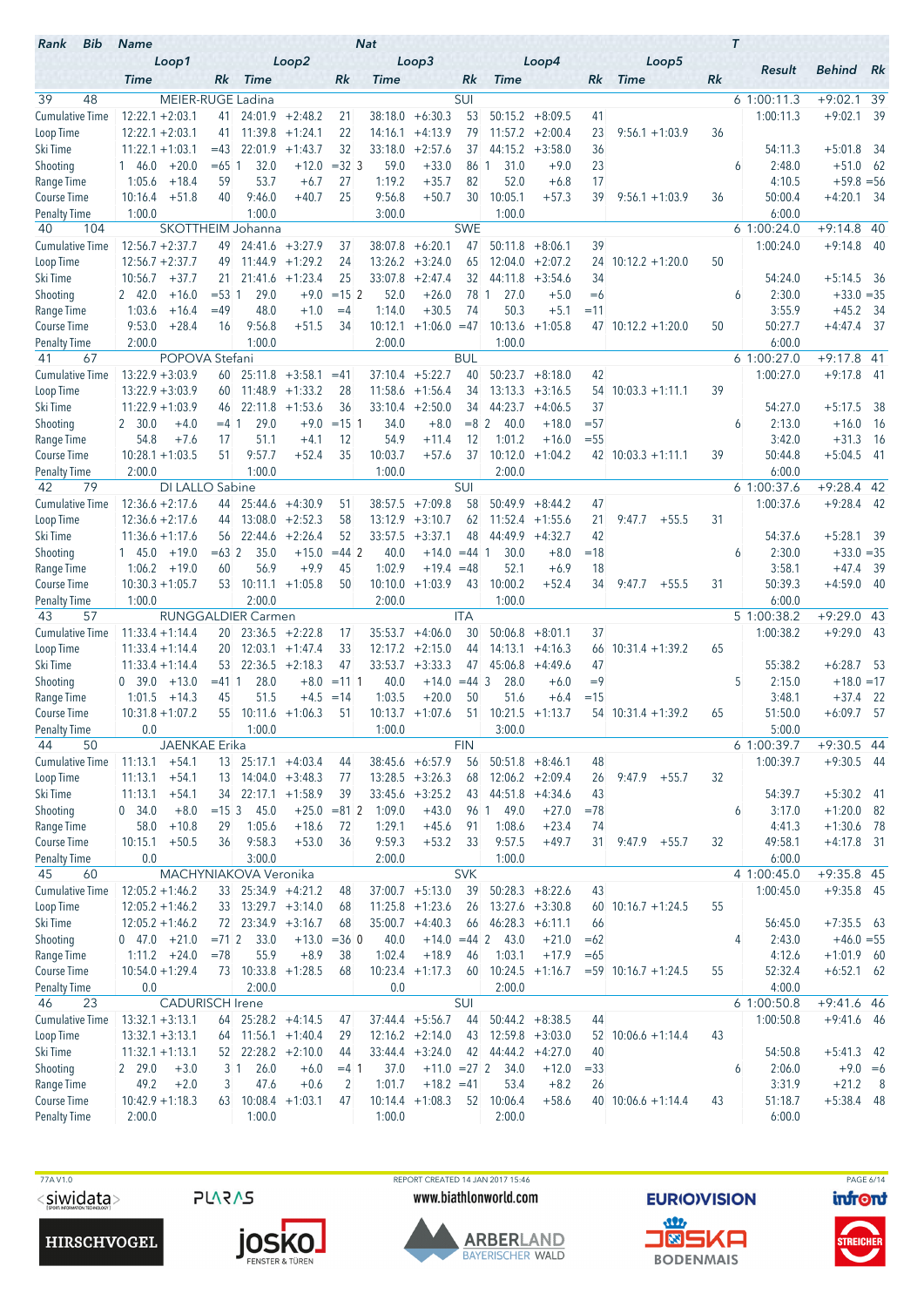| Rank | Bib | Name | | | | | Nat | | | | | | | T | Result | Behind | Rk |
|---|---|---|---|---|---|---|---|---|---|---|---|---|---|---|---|---|---|
| | | Loop1 | | Loop2 | | | Loop3 | | Loop4 | | | Loop5 | | | | | |
| | | Time | Rk | Time | | Rk | Time | Rk | Time | | Rk | Time | Rk | | | | |
| 39 | 48 | MEIER-RUGE Ladina | | | | | SUI | | | | | | | 6 | 1:00:11.3 | +9:02.1 | 39 |
| Cumulative Time | | 12:22.1 +2:03.1 | 41 | 24:01.9 | +2:48.2 | 21 | 38:18.0 +6:30.3 | 53 | 50:15.2 | +8:09.5 | 41 | | | | 1:00:11.3 | +9:02.1 | 39 |
| Loop Time | | 12:22.1 +2:03.1 | 41 | 11:39.8 | +1:24.1 | 22 | 14:16.1 +4:13.9 | 79 | 11:57.2 | +2:00.4 | 23 | 9:56.1 +1:03.9 | 36 | | | | |
| Ski Time | | 11:22.1 +1:03.1 | =43 | 22:01.9 | +1:43.7 | 32 | 33:18.0 +2:57.6 | 37 | 44:15.2 | +3:58.0 | 36 | | | | 54:11.3 | +5:01.8 | 34 |
| Shooting | | 1 46.0 +20.0 | =65 | 1 32.0 | +12.0 | =32 | 3 59.0 +33.0 | 86 | 1 31.0 | +9.0 | 23 | | | 6 | 2:48.0 | +51.0 | 62 |
| Range Time | | 1:05.6 +18.4 | 59 | 53.7 | +6.7 | 27 | 1:19.2 +35.7 | 82 | 52.0 | +6.8 | 17 | | | | 4:10.5 | +59.8 | =56 |
| Course Time | | 10:16.4 +51.8 | 40 | 9:46.0 | +40.7 | 25 | 9:56.8 +50.7 | 30 | 10:05.1 | +57.3 | 39 | 9:56.1 +1:03.9 | 36 | | 50:00.4 | +4:20.1 | 34 |
| Penalty Time | | 1:00.0 | | 1:00.0 | | | 3:00.0 | | 1:00.0 | | | | | | 6:00.0 | | |
| 40 | 104 | SKOTTHEIM Johanna | | | | | SWE | | | | | | | 6 | 1:00:24.0 | +9:14.8 | 40 |
| Cumulative Time | | 12:56.7 +2:37.7 | 49 | 24:41.6 | +3:27.9 | 37 | 38:07.8 +6:20.1 | 47 | 50:11.8 | +8:06.1 | 39 | | | | 1:00:24.0 | +9:14.8 | 40 |
| Loop Time | | 12:56.7 +2:37.7 | 49 | 11:44.9 | +1:29.2 | 24 | 13:26.2 +3:24.0 | 65 | 12:04.0 | +2:07.2 | 24 | 10:12.2 +1:20.0 | 50 | | | | |
| Ski Time | | 10:56.7 +37.7 | 21 | 21:41.6 | +1:23.4 | 25 | 33:07.8 +2:47.4 | 32 | 44:11.8 | +3:54.6 | 34 | | | | 54:24.0 | +5:14.5 | 36 |
| Shooting | | 2 42.0 +16.0 | =53 | 1 29.0 | +9.0 | =15 | 2 52.0 +26.0 | 78 | 1 27.0 | +5.0 | =6 | | | 6 | 2:30.0 | +33.0 | =35 |
| Range Time | | 1:03.6 +16.4 | =49 | 48.0 | +1.0 | =4 | 1:14.0 +30.5 | 74 | 50.3 | +5.1 | =11 | | | | 3:55.9 | +45.2 | 34 |
| Course Time | | 9:53.0 +28.4 | 16 | 9:56.8 | +51.5 | 34 | 10:12.1 +1:06.0 | =47 | 10:13.6 | +1:05.8 | 47 | 10:12.2 +1:20.0 | 50 | | 50:27.7 | +4:47.4 | 37 |
| Penalty Time | | 2:00.0 | | 1:00.0 | | | 2:00.0 | | 1:00.0 | | | | | | 6:00.0 | | |
| 41 | 67 | POPOVA Stefani | | | | | BUL | | | | | | | 6 | 1:00:27.0 | +9:17.8 | 41 |
| Cumulative Time | | 13:22.9 +3:03.9 | 60 | 25:11.8 | +3:58.1 | =41 | 37:10.4 +5:22.7 | 40 | 50:23.7 | +8:18.0 | 42 | | | | 1:00:27.0 | +9:17.8 | 41 |
| Loop Time | | 13:22.9 +3:03.9 | 60 | 11:48.9 | +1:33.2 | 28 | 11:58.6 +1:56.4 | 34 | 13:13.3 | +3:16.5 | 54 | 10:03.3 +1:11.1 | 39 | | | | |
| Ski Time | | 11:22.9 +1:03.9 | 46 | 22:11.8 | +1:53.6 | 36 | 33:10.4 +2:50.0 | 34 | 44:23.7 | +4:06.5 | 37 | | | | 54:27.0 | +5:17.5 | 38 |
| Shooting | | 2 30.0 +4.0 | =4 | 1 29.0 | +9.0 | =15 | 1 34.0 +8.0 | =8 | 2 40.0 | +18.0 | =57 | | | 6 | 2:13.0 | +16.0 | 16 |
| Range Time | | 54.8 +7.6 | 17 | 51.1 | +4.1 | 12 | 54.9 +11.4 | 12 | 1:01.2 | +16.0 | =55 | | | | 3:42.0 | +31.3 | 16 |
| Course Time | | 10:28.1 +1:03.5 | 51 | 9:57.7 | +52.4 | 35 | 10:03.7 +57.6 | 37 | 10:12.0 | +1:04.2 | 42 | 10:03.3 +1:11.1 | 39 | | 50:44.8 | +5:04.5 | 41 |
| Penalty Time | | 2:00.0 | | 1:00.0 | | | 1:00.0 | | 2:00.0 | | | | | | 6:00.0 | | |
| 42 | 79 | DI LALLO Sabine | | | | | SUI | | | | | | | 6 | 1:00:37.6 | +9:28.4 | 42 |
| Cumulative Time | | 12:36.6 +2:17.6 | 44 | 25:44.6 | +4:30.9 | 51 | 38:57.5 +7:09.8 | 58 | 50:49.9 | +8:44.2 | 47 | | | | 1:00:37.6 | +9:28.4 | 42 |
| Loop Time | | 12:36.6 +2:17.6 | 44 | 13:08.0 | +2:52.3 | 58 | 13:12.9 +3:10.7 | 62 | 11:52.4 | +1:55.6 | 21 | 9:47.7 +55.5 | 31 | | | | |
| Ski Time | | 11:36.6 +1:17.6 | 56 | 22:44.6 | +2:26.4 | 52 | 33:57.5 +3:37.1 | 48 | 44:49.9 | +4:32.7 | 42 | | | | 54:37.6 | +5:28.1 | 39 |
| Shooting | | 1 45.0 +19.0 | =63 | 2 35.0 | +15.0 | =44 | 2 40.0 +14.0 | =44 | 1 30.0 | +8.0 | =18 | | | 6 | 2:30.0 | +33.0 | =35 |
| Range Time | | 1:06.2 +19.0 | 60 | 56.9 | +9.9 | 45 | 1:02.9 +19.4 | =48 | 52.1 | +6.9 | 18 | | | | 3:58.1 | +47.4 | 39 |
| Course Time | | 10:30.3 +1:05.7 | 53 | 10:11.1 | +1:05.8 | 50 | 10:10.0 +1:03.9 | 43 | 10:00.2 | +52.4 | 34 | 9:47.7 +55.5 | 31 | | 50:39.3 | +4:59.0 | 40 |
| Penalty Time | | 1:00.0 | | 2:00.0 | | | 2:00.0 | | 1:00.0 | | | | | | 6:00.0 | | |
| 43 | 57 | RUNGGALDIER Carmen | | | | | ITA | | | | | | | 5 | 1:00:38.2 | +9:29.0 | 43 |
| Cumulative Time | | 11:33.4 +1:14.4 | 20 | 23:36.5 | +2:22.8 | 17 | 35:53.7 +4:06.0 | 30 | 50:06.8 | +8:01.1 | 37 | | | | 1:00:38.2 | +9:29.0 | 43 |
| Loop Time | | 11:33.4 +1:14.4 | 20 | 12:03.1 | +1:47.4 | 33 | 12:17.2 +2:15.0 | 44 | 14:13.1 | +4:16.3 | 66 | 10:31.4 +1:39.2 | 65 | | | | |
| Ski Time | | 11:33.4 +1:14.4 | 53 | 22:36.5 | +2:18.3 | 47 | 33:53.7 +3:33.3 | 47 | 45:06.8 | +4:49.6 | 47 | | | | 55:38.2 | +6:28.7 | 53 |
| Shooting | | 0 39.0 +13.0 | =41 | 1 28.0 | +8.0 | =11 | 1 40.0 +14.0 | =44 | 3 28.0 | +6.0 | =9 | | | 5 | 2:15.0 | +18.0 | =17 |
| Range Time | | 1:01.5 +14.3 | 45 | 51.5 | +4.5 | =14 | 1:03.5 +20.0 | 50 | 51.6 | +6.4 | =15 | | | | 3:48.1 | +37.4 | 22 |
| Course Time | | 10:31.8 +1:07.2 | 55 | 10:11.6 | +1:06.3 | 51 | 10:13.7 +1:07.6 | 51 | 10:21.5 | +1:13.7 | 54 | 10:31.4 +1:39.2 | 65 | | 51:50.0 | +6:09.7 | 57 |
| Penalty Time | | 0.0 | | 1:00.0 | | | 1:00.0 | | 3:00.0 | | | | | | 5:00.0 | | |
| 44 | 50 | JAENKAE Erika | | | | | FIN | | | | | | | 6 | 1:00:39.7 | +9:30.5 | 44 |
| Cumulative Time | | 11:13.1 +54.1 | 13 | 25:17.1 | +4:03.4 | 44 | 38:45.6 +6:57.9 | 56 | 50:51.8 | +8:46.1 | 48 | | | | 1:00:39.7 | +9:30.5 | 44 |
| Loop Time | | 11:13.1 +54.1 | 13 | 14:04.0 | +3:48.3 | 77 | 13:28.5 +3:26.3 | 68 | 12:06.2 | +2:09.4 | 26 | 9:47.9 +55.7 | 32 | | | | |
| Ski Time | | 11:13.1 +54.1 | 34 | 22:17.1 | +1:58.9 | 39 | 33:45.6 +3:25.2 | 43 | 44:51.8 | +4:34.6 | 43 | | | | 54:39.7 | +5:30.2 | 41 |
| Shooting | | 0 34.0 +8.0 | =15 | 3 45.0 | +25.0 | =81 | 2 1:09.0 +43.0 | 96 | 1 49.0 | +27.0 | =78 | | | 6 | 3:17.0 | +1:20.0 | 82 |
| Range Time | | 58.0 +10.8 | 29 | 1:05.6 | +18.6 | 72 | 1:29.1 +45.6 | 91 | 1:08.6 | +23.4 | 74 | | | | 4:41.3 | +1:30.6 | 78 |
| Course Time | | 10:15.1 +50.5 | 36 | 9:58.3 | +53.0 | 36 | 9:59.3 +53.2 | 33 | 9:57.5 | +49.7 | 31 | 9:47.9 +55.7 | 32 | | 49:58.1 | +4:17.8 | 31 |
| Penalty Time | | 0.0 | | 3:00.0 | | | 2:00.0 | | 1:00.0 | | | | | | 6:00.0 | | |
| 45 | 60 | MACHYNIAKOVA Veronika | | | | | SVK | | | | | | | 4 | 1:00:45.0 | +9:35.8 | 45 |
| Cumulative Time | | 12:05.2 +1:46.2 | 33 | 25:34.9 | +4:21.2 | 48 | 37:00.7 +5:13.0 | 39 | 50:28.3 | +8:22.6 | 43 | | | | 1:00:45.0 | +9:35.8 | 45 |
| Loop Time | | 12:05.2 +1:46.2 | 33 | 13:29.7 | +3:14.0 | 68 | 11:25.8 +1:23.6 | 26 | 13:27.6 | +3:30.8 | 60 | 10:16.7 +1:24.5 | 55 | | | | |
| Ski Time | | 12:05.2 +1:46.2 | 72 | 23:34.9 | +3:16.7 | 68 | 35:00.7 +4:40.3 | 66 | 46:28.3 | +6:11.1 | 66 | | | | 56:45.0 | +7:35.5 | 63 |
| Shooting | | 0 47.0 +21.0 | =71 | 2 33.0 | +13.0 | =36 | 0 40.0 +14.0 | =44 | 2 43.0 | +21.0 | =62 | | | 4 | 2:43.0 | +46.0 | =55 |
| Range Time | | 1:11.2 +24.0 | =78 | 55.9 | +8.9 | 38 | 1:02.4 +18.9 | 46 | 1:03.1 | +17.9 | =65 | | | | 4:12.6 | +1:01.9 | 60 |
| Course Time | | 10:54.0 +1:29.4 | 73 | 10:33.8 | +1:28.5 | 68 | 10:23.4 +1:17.3 | 60 | 10:24.5 | +1:16.7 | =59 | 10:16.7 +1:24.5 | 55 | | 52:32.4 | +6:52.1 | 62 |
| Penalty Time | | 0.0 | | 2:00.0 | | | 0.0 | | 2:00.0 | | | | | | 4:00.0 | | |
| 46 | 23 | CADURISCH Irene | | | | | SUI | | | | | | | 6 | 1:00:50.8 | +9:41.6 | 46 |
| Cumulative Time | | 13:32.1 +3:13.1 | 64 | 25:28.2 | +4:14.5 | 47 | 37:44.4 +5:56.7 | 44 | 50:44.2 | +8:38.5 | 44 | | | | 1:00:50.8 | +9:41.6 | 46 |
| Loop Time | | 13:32.1 +3:13.1 | 64 | 11:56.1 | +1:40.4 | 29 | 12:16.2 +2:14.0 | 43 | 12:59.8 | +3:03.0 | 52 | 10:06.6 +1:14.4 | 43 | | | | |
| Ski Time | | 11:32.1 +1:13.1 | 52 | 22:28.2 | +2:10.0 | 44 | 33:44.4 +3:24.0 | 42 | 44:44.2 | +4:27.0 | 40 | | | | 54:50.8 | +5:41.3 | 42 |
| Shooting | | 2 29.0 +3.0 | 3 | 1 26.0 | +6.0 | =4 | 1 37.0 +11.0 | =27 | 2 34.0 | +12.0 | =33 | | | 6 | 2:06.0 | +9.0 | =6 |
| Range Time | | 49.2 +2.0 | 3 | 47.6 | +0.6 | 2 | 1:01.7 +18.2 | =41 | 53.4 | +8.2 | 26 | | | | 3:31.9 | +21.2 | 8 |
| Course Time | | 10:42.9 +1:18.3 | 63 | 10:08.4 | +1:03.1 | 47 | 10:14.4 +1:08.3 | 52 | 10:06.4 | +58.6 | 40 | 10:06.6 +1:14.4 | 43 | | 51:18.7 | +5:38.4 | 48 |
| Penalty Time | | 2:00.0 | | 1:00.0 | | | 1:00.0 | | 2:00.0 | | | | | | 6:00.0 | | |

77A V1.0 — REPORT CREATED 14 JAN 2017 15:46 — www.biathlonworld.com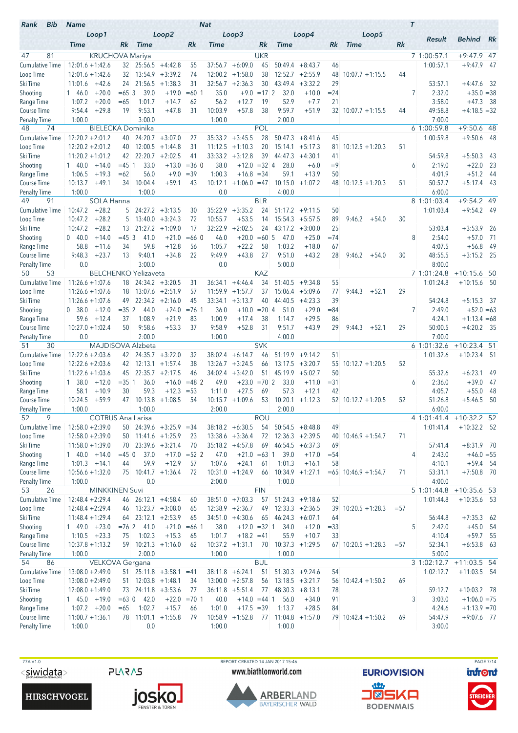| Rank | Bib | Name | | | | | Nat | | | | | | | T | Result | Behind | Rk |
|---|---|---|---|---|---|---|---|---|---|---|---|---|---|---|---|---|---|
| | Loop1 | | | Loop2 | | | Loop3 | | | Loop4 | | | Loop5 | | | | |
| | Time | | Rk | Time | | Rk | Time | | Rk | Time | | Rk | Time | Rk | | | |
| 47 | 81 | KRUCHOVA Mariya | | | | | UKR | | | | | | | 7 | 1:00:57.1 | +9:47.9 | 47 |
| Cumulative Time | 12:01.6 | +1:42.6 | 32 | 25:56.5 | +4:42.8 | 55 | 37:56.7 | +6:09.0 | 45 | 50:49.4 | +8:43.7 | 46 | | | 1:00:57.1 | +9:47.9 | 47 |
| Loop Time | 12:01.6 | +1:42.6 | 32 | 13:54.9 | +3:39.2 | 74 | 12:00.2 | +1:58.0 | 38 | 12:52.7 | +2:55.9 | 48 | 10:07.7 +1:15.5 | 44 | | | |
| Ski Time | 11:01.6 | +42.6 | 24 | 21:56.5 | +1:38.3 | 31 | 32:56.7 | +2:36.3 | 30 | 43:49.4 | +3:32.2 | 29 | | | 53:57.1 | +4:47.6 | 32 |
| Shooting | 1 46.0 | +20.0 | =65 | 3 39.0 | +19.0 | =60 | 1 35.0 | +9.0 | =17 | 2 32.0 | +10.0 | =24 | | 7 | 2:32.0 | +35.0 | =38 |
| Range Time | 1:07.2 | +20.0 | =65 | 1:01.7 | +14.7 | 62 | 56.2 | +12.7 | 19 | 52.9 | +7.7 | 21 | | | 3:58.0 | +47.3 | 38 |
| Course Time | 9:54.4 | +29.8 | 19 | 9:53.1 | +47.8 | 31 | 10:03.9 | +57.8 | 38 | 9:59.7 | +51.9 | 32 | 10:07.7 +1:15.5 | 44 | 49:58.8 | +4:18.5 | =32 |
| Penalty Time | 1:00.0 | | | 3:00.0 | | | 1:00.0 | | | 2:00.0 | | | | | 7:00.0 | | |
| 48 | 74 | BIELECKA Dominika | | | | | POL | | | | | | | 6 | 1:00:59.8 | +9:50.6 | 48 |
| Cumulative Time | 12:20.2 | +2:01.2 | 40 | 24:20.7 | +3:07.0 | 27 | 35:33.2 | +3:45.5 | 28 | 50:47.3 | +8:41.6 | 45 | | | 1:00:59.8 | +9:50.6 | 48 |
| Loop Time | 12:20.2 | +2:01.2 | 40 | 12:00.5 | +1:44.8 | 31 | 11:12.5 | +1:10.3 | 20 | 15:14.1 | +5:17.3 | 81 | 10:12.5 +1:20.3 | 51 | | | |
| Ski Time | 11:20.2 | +1:01.2 | 42 | 22:20.7 | +2:02.5 | 41 | 33:33.2 | +3:12.8 | 39 | 44:47.3 | +4:30.1 | 41 | | | 54:59.8 | +5:50.3 | 43 |
| Shooting | 1 40.0 | +14.0 | =45 | 1 33.0 | +13.0 | =36 | 0 38.0 | +12.0 | =32 | 4 28.0 | +6.0 | =9 | | 6 | 2:19.0 | +22.0 | 23 |
| Range Time | 1:06.5 | +19.3 | =62 | 56.0 | +9.0 | =39 | 1:00.3 | +16.8 | =34 | 59.1 | +13.9 | 50 | | | 4:01.9 | +51.2 | 44 |
| Course Time | 10:13.7 | +49.1 | 34 | 10:04.4 | +59.1 | 43 | 10:12.1 | +1:06.0 | =47 | 10:15.0 | +1:07.2 | 48 | 10:12.5 +1:20.3 | 51 | 50:57.7 | +5:17.4 | 43 |
| Penalty Time | 1:00.0 | | | 1:00.0 | | | 0.0 | | | 4:00.0 | | | | | 6:00.0 | | |
| 49 | 91 | SOLA Hanna | | | | | BLR | | | | | | | 8 | 1:01:03.4 | +9:54.2 | 49 |
| Cumulative Time | 10:47.2 | +28.2 | 5 | 24:27.2 | +3:13.5 | 30 | 35:22.9 | +3:35.2 | 24 | 51:17.2 | +9:11.5 | 50 | | | 1:01:03.4 | +9:54.2 | 49 |
| Loop Time | 10:47.2 | +28.2 | 5 | 13:40.0 | +3:24.3 | 72 | 10:55.7 | +53.5 | 14 | 15:54.3 | +5:57.5 | 89 | 9:46.2 +54.0 | 30 | | | |
| Ski Time | 10:47.2 | +28.2 | 13 | 21:27.2 | +1:09.0 | 17 | 32:22.9 | +2:02.5 | 24 | 43:17.2 | +3:00.0 | 25 | | | 53:03.4 | +3:53.9 | 26 |
| Shooting | 0 40.0 | +14.0 | =45 | 3 41.0 | +21.0 | =66 | 0 46.0 | +20.0 | =60 | 5 47.0 | +25.0 | =74 | | 8 | 2:54.0 | +57.0 | 71 |
| Range Time | 58.8 | +11.6 | 34 | 59.8 | +12.8 | 56 | 1:05.7 | +22.2 | 58 | 1:03.2 | +18.0 | 67 | | | 4:07.5 | +56.8 | 49 |
| Course Time | 9:48.3 | +23.7 | 13 | 9:40.1 | +34.8 | 22 | 9:49.9 | +43.8 | 27 | 9:51.0 | +43.2 | 28 | 9:46.2 +54.0 | 30 | 48:55.5 | +3:15.2 | 25 |
| Penalty Time | 0.0 | | | 3:00.0 | | | 0.0 | | | 5:00.0 | | | | | 8:00.0 | | |
| 50 | 53 | BELCHENKO Yelizaveta | | | | | KAZ | | | | | | | 7 | 1:01:24.8 | +10:15.6 | 50 |
| Cumulative Time | 11:26.6 | +1:07.6 | 18 | 24:34.2 | +3:20.5 | 31 | 36:34.1 | +4:46.4 | 34 | 51:40.5 | +9:34.8 | 55 | | | 1:01:24.8 | +10:15.6 | 50 |
| Loop Time | 11:26.6 | +1:07.6 | 18 | 13:07.6 | +2:51.9 | 57 | 11:59.9 | +1:57.7 | 37 | 15:06.4 | +5:09.6 | 77 | 9:44.3 +52.1 | 29 | | | |
| Ski Time | 11:26.6 | +1:07.6 | 49 | 22:34.2 | +2:16.0 | 45 | 33:34.1 | +3:13.7 | 40 | 44:40.5 | +4:23.3 | 39 | | | 54:24.8 | +5:15.3 | 37 |
| Shooting | 0 38.0 | +12.0 | =35 | 2 44.0 | +24.0 | =76 | 1 36.0 | +10.0 | =20 | 4 51.0 | +29.0 | =84 | | 7 | 2:49.0 | +52.0 | =63 |
| Range Time | 59.6 | +12.4 | 37 | 1:08.9 | +21.9 | 83 | 1:00.9 | +17.4 | 38 | 1:14.7 | +29.5 | 86 | | | 4:24.1 | +1:13.4 | =68 |
| Course Time | 10:27.0 | +1:02.4 | 50 | 9:58.6 | +53.3 | 37 | 9:58.9 | +52.8 | 31 | 9:51.7 | +43.9 | 29 | 9:44.3 +52.1 | 29 | 50:00.5 | +4:20.2 | 35 |
| Penalty Time | 0.0 | | | 2:00.0 | | | 1:00.0 | | | 4:00.0 | | | | | 7:00.0 | | |
| 51 | 30 | MAJDISOVA Alzbeta | | | | | SVK | | | | | | | 6 | 1:01:32.6 | +10:23.4 | 51 |
| Cumulative Time | 12:22.6 | +2:03.6 | 42 | 24:35.7 | +3:22.0 | 32 | 38:02.4 | +6:14.7 | 46 | 51:19.9 | +9:14.2 | 51 | | | 1:01:32.6 | +10:23.4 | 51 |
| Loop Time | 12:22.6 | +2:03.6 | 42 | 12:13.1 | +1:57.4 | 38 | 13:26.7 | +3:24.5 | 66 | 13:17.5 | +3:20.7 | 55 | 10:12.7 +1:20.5 | 52 | | | |
| Ski Time | 11:22.6 | +1:03.6 | 45 | 22:35.7 | +2:17.5 | 46 | 34:02.4 | +3:42.0 | 51 | 45:19.9 | +5:02.7 | 50 | | | 55:32.6 | +6:23.1 | 49 |
| Shooting | 1 38.0 | +12.0 | =35 | 1 36.0 | +16.0 | =48 | 2 49.0 | +23.0 | =70 | 2 33.0 | +11.0 | =31 | | 6 | 2:36.0 | +39.0 | 47 |
| Range Time | 58.1 | +10.9 | 30 | 59.3 | +12.3 | =53 | 1:11.0 | +27.5 | 69 | 57.3 | +12.1 | 42 | | | 4:05.7 | +55.0 | 48 |
| Course Time | 10:24.5 | +59.9 | 47 | 10:13.8 | +1:08.5 | 54 | 10:15.7 | +1:09.6 | 53 | 10:20.1 | +1:12.3 | 52 | 10:12.7 +1:20.5 | 52 | 51:26.8 | +5:46.5 | 50 |
| Penalty Time | 1:00.0 | | | 1:00.0 | | | 2:00.0 | | | 2:00.0 | | | | | 6:00.0 | | |
| 52 | 9 | COTRUS Ana Larisa | | | | | ROU | | | | | | | 4 | 1:01:41.4 | +10:32.2 | 52 |
| Cumulative Time | 12:58.0 | +2:39.0 | 50 | 24:39.6 | +3:25.9 | =34 | 38:18.2 | +6:30.5 | 54 | 50:54.5 | +8:48.8 | 49 | | | 1:01:41.4 | +10:32.2 | 52 |
| Loop Time | 12:58.0 | +2:39.0 | 50 | 11:41.6 | +1:25.9 | 23 | 13:38.6 | +3:36.4 | 72 | 12:36.3 | +2:39.5 | 40 | 10:46.9 +1:54.7 | 71 | | | |
| Ski Time | 11:58.0 | +1:39.0 | 70 | 23:39.6 | +3:21.4 | 70 | 35:18.2 | +4:57.8 | 69 | 46:54.5 | +6:37.3 | 69 | | | 57:41.4 | +8:31.9 | 70 |
| Shooting | 1 40.0 | +14.0 | =45 | 0 37.0 | +17.0 | =52 | 2 47.0 | +21.0 | =63 | 1 39.0 | +17.0 | =54 | | 4 | 2:43.0 | +46.0 | =55 |
| Range Time | 1:01.3 | +14.1 | 44 | 59.9 | +12.9 | 57 | 1:07.6 | +24.1 | 61 | 1:01.3 | +16.1 | 58 | | | 4:10.1 | +59.4 | 54 |
| Course Time | 10:56.6 | +1:32.0 | 75 | 10:41.7 | +1:36.4 | 72 | 10:31.0 | +1:24.9 | 66 | 10:34.9 | +1:27.1 | =65 | 10:46.9 +1:54.7 | 71 | 53:31.1 | +7:50.8 | 70 |
| Penalty Time | 1:00.0 | | | 0.0 | | | 2:00.0 | | | 1:00.0 | | | | | 4:00.0 | | |
| 53 | 26 | MINKKINEN Suvi | | | | | FIN | | | | | | | 5 | 1:01:44.8 | +10:35.6 | 53 |
| Cumulative Time | 12:48.4 | +2:29.4 | 46 | 26:12.1 | +4:58.4 | 60 | 38:51.0 | +7:03.3 | 57 | 51:24.3 | +9:18.6 | 52 | | | 1:01:44.8 | +10:35.6 | 53 |
| Loop Time | 12:48.4 | +2:29.4 | 46 | 13:23.7 | +3:08.0 | 65 | 12:38.9 | +2:36.7 | 49 | 12:33.3 | +2:36.5 | 39 | 10:20.5 +1:28.3 | =57 | | | |
| Ski Time | 11:48.4 | +1:29.4 | 64 | 23:12.1 | +2:53.9 | 65 | 34:51.0 | +4:30.6 | 65 | 46:24.3 | +6:07.1 | 64 | | | 56:44.8 | +7:35.3 | 62 |
| Shooting | 1 49.0 | +23.0 | =76 | 2 41.0 | +21.0 | =66 | 1 38.0 | +12.0 | =32 | 1 34.0 | +12.0 | =33 | | 5 | 2:42.0 | +45.0 | 54 |
| Range Time | 1:10.5 | +23.3 | 75 | 1:02.3 | +15.3 | 65 | 1:01.7 | +18.2 | =41 | 55.9 | +10.7 | 33 | | | 4:10.4 | +59.7 | 55 |
| Course Time | 10:37.8 | +1:13.2 | 59 | 10:21.3 | +1:16.0 | 62 | 10:37.2 | +1:31.1 | 70 | 10:37.3 | +1:29.5 | 67 | 10:20.5 +1:28.3 | =57 | 52:34.1 | +6:53.8 | 63 |
| Penalty Time | 1:00.0 | | | 2:00.0 | | | 1:00.0 | | | 1:00.0 | | | | | 5:00.0 | | |
| 54 | 86 | VELKOVA Gergana | | | | | BUL | | | | | | | 3 | 1:02:12.7 | +11:03.5 | 54 |
| Cumulative Time | 13:08.0 | +2:49.0 | 51 | 25:11.8 | +3:58.1 | =41 | 38:11.8 | +6:24.1 | 51 | 51:30.3 | +9:24.6 | 54 | | | 1:02:12.7 | +11:03.5 | 54 |
| Loop Time | 13:08.0 | +2:49.0 | 51 | 12:03.8 | +1:48.1 | 34 | 13:00.0 | +2:57.8 | 56 | 13:18.5 | +3:21.7 | 56 | 10:42.4 +1:50.2 | 69 | | | |
| Ski Time | 12:08.0 | +1:49.0 | 73 | 24:11.8 | +3:53.6 | 77 | 36:11.8 | +5:51.4 | 77 | 48:30.3 | +8:13.1 | 78 | | | 59:12.7 | +10:03.2 | 78 |
| Shooting | 1 45.0 | +19.0 | =63 | 0 42.0 | +22.0 | =70 | 1 40.0 | +14.0 | =44 | 1 56.0 | +34.0 | 91 | | 3 | 3:03.0 | +1:06.0 | =75 |
| Range Time | 1:07.2 | +20.0 | =65 | 1:02.7 | +15.7 | 66 | 1:01.0 | +17.5 | =39 | 1:13.7 | +28.5 | 84 | | | 4:24.6 | +1:13.9 | =70 |
| Course Time | 11:00.7 | +1:36.1 | 78 | 11:01.1 | +1:55.8 | 79 | 10:58.9 | +1:52.8 | 77 | 11:04.8 | +1:57.0 | 79 | 10:42.4 +1:50.2 | 69 | 54:47.9 | +9:07.6 | 77 |
| Penalty Time | 1:00.0 | | | 0.0 | | | 1:00.0 | | | 1:00.0 | | | | | 3:00.0 | | |

77A V1.0 REPORT CREATED 14 JAN 2017 15:46 www.biathlonworld.com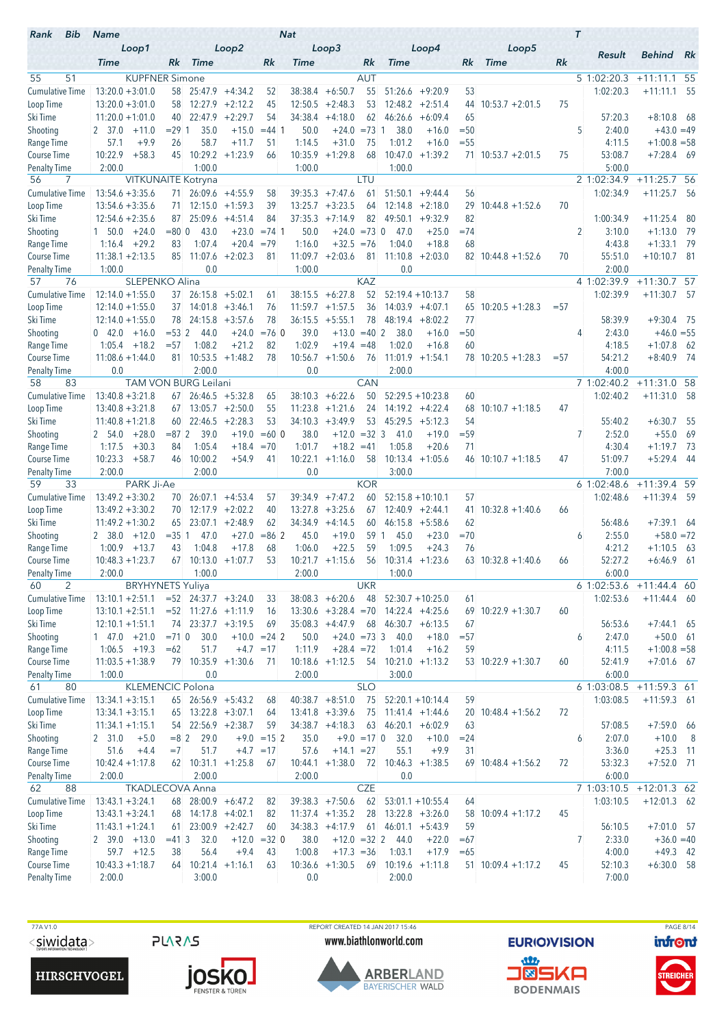| Rank | Bib | Name | | | | | | Nat | | | | | | | T | | | |
|---|---|---|---|---|---|---|---|---|---|---|---|---|---|---|---|---|---|---|
| | Loop1 | | | Loop2 | | | Loop3 | | | Loop4 | | | Loop5 | | | Result | Behind | Rk |
| | Time | | Rk | Time | | Rk | Time | | Rk | Time | | Rk | Time | | Rk | | | |
| 55 | 51 | KUPFNER Simone | | | | | | AUT | | | | | | | 5 | 1:02:20.3 | +11:11.1 | 55 |
| Cumulative Time | 13:20.0 | +3:01.0 | 58 | 25:47.9 | +4:34.2 | 52 | 38:38.4 | +6:50.7 | 55 | 51:26.6 | +9:20.9 | 53 | | | | 1:02:20.3 | +11:11.1 | 55 |
| Loop Time | 13:20.0 | +3:01.0 | 58 | 12:27.9 | +2:12.2 | 45 | 12:50.5 | +2:48.3 | 53 | 12:48.2 | +2:51.4 | 44 | 10:53.7 | +2:01.5 | 75 | | | |
| Ski Time | 11:20.0 | +1:01.0 | 40 | 22:47.9 | +2:29.7 | 54 | 34:38.4 | +4:18.0 | 62 | 46:26.6 | +6:09.4 | 65 | | | | 57:20.3 | +8:10.8 | 68 |
| Shooting | 2 37.0 | +11.0 | =29 | 1 35.0 | +15.0 | =44 | 1 50.0 | +24.0 | =73 | 1 38.0 | +16.0 | =50 | | | 5 | 2:40.0 | +43.0 | =49 |
| Range Time | 57.1 | +9.9 | 26 | 58.7 | +11.7 | 51 | 1:14.5 | +31.0 | 75 | 1:01.2 | +16.0 | =55 | | | | 4:11.5 | +1:00.8 | =58 |
| Course Time | 10:22.9 | +58.3 | 45 | 10:29.2 | +1:23.9 | 66 | 10:35.9 | +1:29.8 | 68 | 10:47.0 | +1:39.2 | 71 | 10:53.7 | +2:01.5 | 75 | 53:08.7 | +7:28.4 | 69 |
| Penalty Time | 2:00.0 | | | 1:00.0 | | | 1:00.0 | | | 1:00.0 | | | | | | 5:00.0 | | |
| 56 | 7 | VITKUNAITE Kotryna | | | | | | LTU | | | | | | | 2 | 1:02:34.9 | +11:25.7 | 56 |
| Cumulative Time | 13:54.6 | +3:35.6 | 71 | 26:09.6 | +4:55.9 | 58 | 39:35.3 | +7:47.6 | 61 | 51:50.1 | +9:44.4 | 56 | | | | 1:02:34.9 | +11:25.7 | 56 |
| Loop Time | 13:54.6 | +3:35.6 | 71 | 12:15.0 | +1:59.3 | 39 | 13:25.7 | +3:23.5 | 64 | 12:14.8 | +2:18.0 | 29 | 10:44.8 | +1:52.6 | 70 | | | |
| Ski Time | 12:54.6 | +2:35.6 | 87 | 25:09.6 | +4:51.4 | 84 | 37:35.3 | +7:14.9 | 82 | 49:50.1 | +9:32.9 | 82 | | | | 1:00:34.9 | +11:25.4 | 80 |
| Shooting | 1 50.0 | +24.0 | =80 | 0 43.0 | +23.0 | =74 | 1 50.0 | +24.0 | =73 | 0 47.0 | +25.0 | =74 | | | 2 | 3:10.0 | +1:13.0 | 79 |
| Range Time | 1:16.4 | +29.2 | 83 | 1:07.4 | +20.4 | =79 | 1:16.0 | +32.5 | =76 | 1:04.0 | +18.8 | 68 | | | | 4:43.8 | +1:33.1 | 79 |
| Course Time | 11:38.1 | +2:13.5 | 85 | 11:07.6 | +2:02.3 | 81 | 11:09.7 | +2:03.6 | 81 | 11:10.8 | +2:03.0 | 82 | 10:44.8 | +1:52.6 | 70 | 55:51.0 | +10:10.7 | 81 |
| Penalty Time | 1:00.0 | | | 0.0 | | | 1:00.0 | | | 0.0 | | | | | | 2:00.0 | | |
| 57 | 76 | SLEPENKO Alina | | | | | | KAZ | | | | | | | 4 | 1:02:39.9 | +11:30.7 | 57 |
| Cumulative Time | 12:14.0 | +1:55.0 | 37 | 26:15.8 | +5:02.1 | 61 | 38:15.5 | +6:27.8 | 52 | 52:19.4 | +10:13.7 | 58 | | | | 1:02:39.9 | +11:30.7 | 57 |
| Loop Time | 12:14.0 | +1:55.0 | 37 | 14:01.8 | +3:46.1 | 76 | 11:59.7 | +1:57.5 | 36 | 14:03.9 | +4:07.1 | 65 | 10:20.5 | +1:28.3 | =57 | | | |
| Ski Time | 12:14.0 | +1:55.0 | 78 | 24:15.8 | +3:57.6 | 78 | 36:15.5 | +5:55.1 | 78 | 48:19.4 | +8:02.2 | 77 | | | | 58:39.9 | +9:30.4 | 75 |
| Shooting | 0 42.0 | +16.0 | =53 | 2 44.0 | +24.0 | =76 | 0 39.0 | +13.0 | =40 | 2 38.0 | +16.0 | =50 | | | 4 | 2:43.0 | +46.0 | =55 |
| Range Time | 1:05.4 | +18.2 | =57 | 1:08.2 | +21.2 | 82 | 1:02.9 | +19.4 | =48 | 1:02.0 | +16.8 | 60 | | | | 4:18.5 | +1:07.8 | 62 |
| Course Time | 11:08.6 | +1:44.0 | 81 | 10:53.5 | +1:48.2 | 78 | 10:56.7 | +1:50.6 | 76 | 11:01.9 | +1:54.1 | 78 | 10:20.5 | +1:28.3 | =57 | 54:21.2 | +8:40.9 | 74 |
| Penalty Time | 0.0 | | | 2:00.0 | | | 0.0 | | | 2:00.0 | | | | | | 4:00.0 | | |
| 58 | 83 | TAM VON BURG Leilani | | | | | | CAN | | | | | | | 7 | 1:02:40.2 | +11:31.0 | 58 |
| Cumulative Time | 13:40.8 | +3:21.8 | 67 | 26:46.5 | +5:32.8 | 65 | 38:10.3 | +6:22.6 | 50 | 52:29.5 | +10:23.8 | 60 | | | | 1:02:40.2 | +11:31.0 | 58 |
| Loop Time | 13:40.8 | +3:21.8 | 67 | 13:05.7 | +2:50.0 | 55 | 11:23.8 | +1:21.6 | 24 | 14:19.2 | +4:22.4 | 68 | 10:10.7 | +1:18.5 | 47 | | | |
| Ski Time | 11:40.8 | +1:21.8 | 60 | 22:46.5 | +2:28.3 | 53 | 34:10.3 | +3:49.9 | 53 | 45:29.5 | +5:12.3 | 54 | | | | 55:40.2 | +6:30.7 | 55 |
| Shooting | 2 54.0 | +28.0 | =87 | 2 39.0 | +19.0 | =60 | 0 38.0 | +12.0 | =32 | 3 41.0 | +19.0 | =59 | | | 7 | 2:52.0 | +55.0 | 69 |
| Range Time | 1:17.5 | +30.3 | 84 | 1:05.4 | +18.4 | =70 | 1:01.7 | +18.2 | =41 | 1:05.8 | +20.6 | 71 | | | | 4:30.4 | +1:19.7 | 73 |
| Course Time | 10:23.3 | +58.7 | 46 | 10:00.2 | +54.9 | 41 | 10:22.1 | +1:16.0 | 58 | 10:13.4 | +1:05.6 | 46 | 10:10.7 | +1:18.5 | 47 | 51:09.7 | +5:29.4 | 44 |
| Penalty Time | 2:00.0 | | | 2:00.0 | | | 0.0 | | | 3:00.0 | | | | | | 7:00.0 | | |
| 59 | 33 | PARK Ji-Ae | | | | | | KOR | | | | | | | 6 | 1:02:48.6 | +11:39.4 | 59 |
| Cumulative Time | 13:49.2 | +3:30.2 | 70 | 26:07.1 | +4:53.4 | 57 | 39:34.9 | +7:47.2 | 60 | 52:15.8 | +10:10.1 | 57 | | | | 1:02:48.6 | +11:39.4 | 59 |
| Loop Time | 13:49.2 | +3:30.2 | 70 | 12:17.9 | +2:02.2 | 40 | 13:27.8 | +3:25.6 | 67 | 12:40.9 | +2:44.1 | 41 | 10:32.8 | +1:40.6 | 66 | | | |
| Ski Time | 11:49.2 | +1:30.2 | 65 | 23:07.1 | +2:48.9 | 62 | 34:34.9 | +4:14.5 | 60 | 46:15.8 | +5:58.6 | 62 | | | | 56:48.6 | +7:39.1 | 64 |
| Shooting | 2 38.0 | +12.0 | =35 | 1 47.0 | +27.0 | =86 | 2 45.0 | +19.0 | 59 | 1 45.0 | +23.0 | =70 | | | 6 | 2:55.0 | +58.0 | =72 |
| Range Time | 1:00.9 | +13.7 | 43 | 1:04.8 | +17.8 | 68 | 1:06.0 | +22.5 | 59 | 1:09.5 | +24.3 | 76 | | | | 4:21.2 | +1:10.5 | 63 |
| Course Time | 10:48.3 | +1:23.7 | 67 | 10:13.0 | +1:07.7 | 53 | 10:21.7 | +1:15.6 | 56 | 10:31.4 | +1:23.6 | 63 | 10:32.8 | +1:40.6 | 66 | 52:27.2 | +6:46.9 | 61 |
| Penalty Time | 2:00.0 | | | 1:00.0 | | | 2:00.0 | | | 1:00.0 | | | | | | 6:00.0 | | |
| 60 | 2 | BRYHYNETS Yuliya | | | | | | UKR | | | | | | | 6 | 1:02:53.6 | +11:44.4 | 60 |
| Cumulative Time | 13:10.1 | +2:51.1 | =52 | 24:37.7 | +3:24.0 | 33 | 38:08.3 | +6:20.6 | 48 | 52:30.7 | +10:25.0 | 61 | | | | 1:02:53.6 | +11:44.4 | 60 |
| Loop Time | 13:10.1 | +2:51.1 | =52 | 11:27.6 | +1:11.9 | 16 | 13:30.6 | +3:28.4 | =70 | 14:22.4 | +4:25.6 | 69 | 10:22.9 | +1:30.7 | 60 | | | |
| Ski Time | 12:10.1 | +1:51.1 | 74 | 23:37.7 | +3:19.5 | 69 | 35:08.3 | +4:47.9 | 68 | 46:30.7 | +6:13.5 | 67 | | | | 56:53.6 | +7:44.1 | 65 |
| Shooting | 1 47.0 | +21.0 | =71 | 0 30.0 | +10.0 | =24 | 2 50.0 | +24.0 | =73 | 3 40.0 | +18.0 | =57 | | | 6 | 2:47.0 | +50.0 | 61 |
| Range Time | 1:06.5 | +19.3 | =62 | 51.7 | +4.7 | =17 | 1:11.9 | +28.4 | =72 | 1:01.4 | +16.2 | 59 | | | | 4:11.5 | +1:00.8 | =58 |
| Course Time | 11:03.5 | +1:38.9 | 79 | 10:35.9 | +1:30.6 | 71 | 10:18.6 | +1:12.5 | 54 | 10:21.0 | +1:13.2 | 53 | 10:22.9 | +1:30.7 | 60 | 52:41.9 | +7:01.6 | 67 |
| Penalty Time | 1:00.0 | | | 0.0 | | | 2:00.0 | | | 3:00.0 | | | | | | 6:00.0 | | |
| 61 | 80 | KLEMENCIC Polona | | | | | | SLO | | | | | | | 6 | 1:03:08.5 | +11:59.3 | 61 |
| Cumulative Time | 13:34.1 | +3:15.1 | 65 | 26:56.9 | +5:43.2 | 68 | 40:38.7 | +8:51.0 | 75 | 52:20.1 | +10:14.4 | 59 | | | | 1:03:08.5 | +11:59.3 | 61 |
| Loop Time | 13:34.1 | +3:15.1 | 65 | 13:22.8 | +3:07.1 | 64 | 13:41.8 | +3:39.6 | 75 | 11:41.4 | +1:44.6 | 20 | 10:48.4 | +1:56.2 | 72 | | | |
| Ski Time | 11:34.1 | +1:15.1 | 54 | 22:56.9 | +2:38.7 | 59 | 34:38.7 | +4:18.3 | 63 | 46:20.1 | +6:02.9 | 63 | | | | 57:08.5 | +7:59.0 | 66 |
| Shooting | 2 31.0 | +5.0 | =8 | 2 29.0 | +9.0 | =15 | 2 35.0 | +9.0 | =17 | 0 32.0 | +10.0 | =24 | | | 6 | 2:07.0 | +10.0 | 8 |
| Range Time | 51.6 | +4.4 | =7 | 51.7 | +4.7 | =17 | 57.6 | +14.1 | =27 | 55.1 | +9.9 | 31 | | | | 3:36.0 | +25.3 | 11 |
| Course Time | 10:42.4 | +1:17.8 | 62 | 10:31.1 | +1:25.8 | 67 | 10:44.1 | +1:38.0 | 72 | 10:46.3 | +1:38.5 | 69 | 10:48.4 | +1:56.2 | 72 | 53:32.3 | +7:52.0 | 71 |
| Penalty Time | 2:00.0 | | | 2:00.0 | | | 2:00.0 | | | 0.0 | | | | | | 6:00.0 | | |
| 62 | 88 | TKADLECOVA Anna | | | | | | CZE | | | | | | | 7 | 1:03:10.5 | +12:01.3 | 62 |
| Cumulative Time | 13:43.1 | +3:24.1 | 68 | 28:00.9 | +6:47.2 | 82 | 39:38.3 | +7:50.6 | 62 | 53:01.1 | +10:55.4 | 64 | | | | 1:03:10.5 | +12:01.3 | 62 |
| Loop Time | 13:43.1 | +3:24.1 | 68 | 14:17.8 | +4:02.1 | 82 | 11:37.4 | +1:35.2 | 28 | 13:22.8 | +3:26.0 | 58 | 10:09.4 | +1:17.2 | 45 | | | |
| Ski Time | 11:43.1 | +1:24.1 | 61 | 23:00.9 | +2:42.7 | 60 | 34:38.3 | +4:17.9 | 61 | 46:01.1 | +5:43.9 | 59 | | | | 56:10.5 | +7:01.0 | 57 |
| Shooting | 2 39.0 | +13.0 | =41 | 3 32.0 | +12.0 | =32 | 0 38.0 | +12.0 | =32 | 2 44.0 | +22.0 | =67 | | | 7 | 2:33.0 | +36.0 | =40 |
| Range Time | 59.7 | +12.5 | 38 | 56.4 | +9.4 | 43 | 1:00.8 | +17.3 | =36 | 1:03.1 | +17.9 | =65 | | | | 4:00.0 | +49.3 | 42 |
| Course Time | 10:43.3 | +1:18.7 | 64 | 10:21.4 | +1:16.1 | 63 | 10:36.6 | +1:30.5 | 69 | 10:19.6 | +1:11.8 | 51 | 10:09.4 | +1:17.2 | 45 | 52:10.3 | +6:30.0 | 58 |
| Penalty Time | 2:00.0 | | | 3:00.0 | | | 0.0 | | | 2:00.0 | | | | | | 7:00.0 | | |

77A V1.0 REPORT CREATED 14 JAN 2017 15:46

www.biathlonworld.com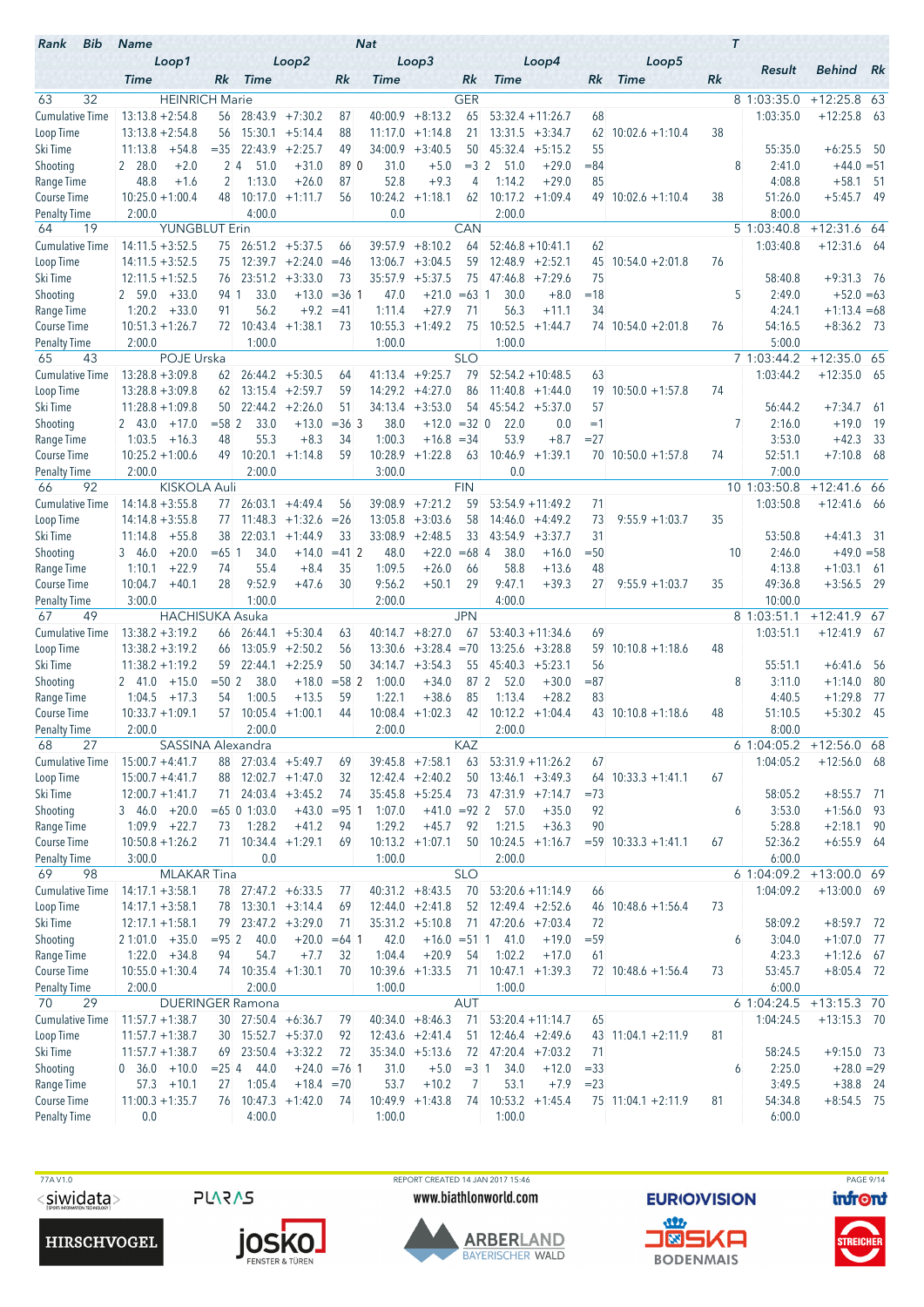| Rank | Bib | Name | | | | Nat | | | | | | | T | | | |
|---|---|---|---|---|---|---|---|---|---|---|---|---|---|---|---|---|
| | | Loop1 | | | Loop2 | | | Loop3 | | | Loop4 | | | Loop5 | | Result | Behind | Rk |
| | | Time | | Rk | Time | | Rk | Time | | Rk | Time | | Rk | Time | Rk | | | |
| 63 | 32 | HEINRICH Marie | | | | | | | | GER | | | | | | 8 1:03:35.0 | +12:25.8 | 63 |
| Cumulative Time | | 13:13.8 | +2:54.8 | 56 | 28:43.9 | +7:30.2 | 87 | 40:00.9 | +8:13.2 | 65 | 53:32.4 | +11:26.7 | 68 | | | 1:03:35.0 | +12:25.8 | 63 |
| Loop Time | | 13:13.8 | +2:54.8 | 56 | 15:30.1 | +5:14.4 | 88 | 11:17.0 | +1:14.8 | 21 | 13:31.5 | +3:34.7 | 62 | 10:02.6 +1:10.4 | 38 | | | |
| Ski Time | | 11:13.8 | +54.8 | =35 | 22:43.9 | +2:25.7 | 49 | 34:00.9 | +3:40.5 | 50 | 45:32.4 | +5:15.2 | 55 | | | 55:35.0 | +6:25.5 | 50 |
| Shooting | | 2 28.0 | +2.0 | 2 | 4 51.0 | +31.0 | 89 | 0 31.0 | +5.0 | =3 | 2 51.0 | +29.0 | =84 | | 8 | 2:41.0 | +44.0 | =51 |
| Range Time | | 48.8 | +1.6 | 2 | 1:13.0 | +26.0 | 87 | 52.8 | +9.3 | 4 | 1:14.2 | +29.0 | 85 | | | 4:08.8 | +58.1 | 51 |
| Course Time | | 10:25.0 | +1:00.4 | 48 | 10:17.0 | +1:11.7 | 56 | 10:24.2 | +1:18.1 | 62 | 10:17.2 | +1:09.4 | 49 | 10:02.6 +1:10.4 | 38 | 51:26.0 | +5:45.7 | 49 |
| Penalty Time | | 2:00.0 | | | 4:00.0 | | | 0.0 | | | 2:00.0 | | | | | 8:00.0 | | |
| 64 | 19 | YUNGBLUT Erin | | | | | | | | CAN | | | | | | 5 1:03:40.8 | +12:31.6 | 64 |
| Cumulative Time | | 14:11.5 | +3:52.5 | 75 | 26:51.2 | +5:37.5 | 66 | 39:57.9 | +8:10.2 | 64 | 52:46.8 | +10:41.1 | 62 | | | 1:03:40.8 | +12:31.6 | 64 |
| Loop Time | | 14:11.5 | +3:52.5 | 75 | 12:39.7 | +2:24.0 | =46 | 13:06.7 | +3:04.5 | 59 | 12:48.9 | +2:52.1 | 45 | 10:54.0 +2:01.8 | 76 | | | |
| Ski Time | | 12:11.5 | +1:52.5 | 76 | 23:51.2 | +3:33.0 | 73 | 35:57.9 | +5:37.5 | 75 | 47:46.8 | +7:29.6 | 75 | | | 58:40.8 | +9:31.3 | 76 |
| Shooting | | 2 59.0 | +33.0 | 94 | 1 33.0 | +13.0 | =36 | 1 47.0 | +21.0 | =63 | 1 30.0 | +8.0 | =18 | | 5 | 2:49.0 | +52.0 | =63 |
| Range Time | | 1:20.2 | +33.0 | 91 | 56.2 | +9.2 | =41 | 1:11.4 | +27.9 | 71 | 56.3 | +11.1 | 34 | | | 4:24.1 | +1:13.4 | =68 |
| Course Time | | 10:51.3 | +1:26.7 | 72 | 10:43.4 | +1:38.1 | 73 | 10:55.0 | +1:49.2 | 75 | 10:52.5 | +1:44.7 | 74 | 10:54.0 +2:01.8 | 76 | 54:16.5 | +8:36.2 | 73 |
| Penalty Time | | 2:00.0 | | | 1:00.0 | | | 1:00.0 | | | 1:00.0 | | | | | 5:00.0 | | |
| 65 | 43 | POJE Urska | | | | | | | | SLO | | | | | | 7 1:03:44.2 | +12:35.0 | 65 |
| Cumulative Time | | 13:28.8 | +3:09.8 | 62 | 26:44.2 | +5:30.5 | 64 | 41:13.4 | +9:25.7 | 79 | 52:54.2 | +10:48.5 | 63 | | | 1:03:44.2 | +12:35.0 | 65 |
| Loop Time | | 13:28.8 | +3:09.8 | 62 | 13:15.4 | +2:59.7 | 59 | 14:29.2 | +4:27.0 | 86 | 11:40.8 | +1:44.0 | 19 | 10:50.0 +1:57.8 | 74 | | | |
| Ski Time | | 11:28.8 | +1:09.8 | 50 | 22:44.2 | +2:26.0 | 51 | 34:13.4 | +3:53.0 | 54 | 45:54.2 | +5:37.0 | 57 | | | 56:44.2 | +7:34.7 | 61 |
| Shooting | | 2 43.0 | +17.0 | =58 | 2 33.0 | +13.0 | =36 | 3 38.0 | +12.0 | =32 | 0 22.0 | 0.0 | =1 | | 7 | 2:16.0 | +19.0 | 19 |
| Range Time | | 1:03.5 | +16.3 | 48 | 55.3 | +8.3 | 34 | 1:00.3 | +16.8 | =34 | 53.9 | +8.7 | =27 | | | 3:53.0 | +42.3 | 33 |
| Course Time | | 10:25.2 | +1:00.6 | 49 | 10:20.1 | +1:14.8 | 59 | 10:28.9 | +1:22.8 | 63 | 10:46.9 | +1:39.1 | 70 | 10:50.0 +1:57.8 | 74 | 52:51.1 | +7:10.8 | 68 |
| Penalty Time | | 2:00.0 | | | 2:00.0 | | | 3:00.0 | | | 0.0 | | | | | 7:00.0 | | |
| 66 | 92 | KISKOLA Auli | | | | | | | | FIN | | | | | | 10 1:03:50.8 | +12:41.6 | 66 |
| Cumulative Time | | 14:14.8 | +3:55.8 | 77 | 26:03.1 | +4:49.4 | 56 | 39:08.9 | +7:21.2 | 59 | 53:54.9 | +11:49.2 | 71 | | | 1:03:50.8 | +12:41.6 | 66 |
| Loop Time | | 14:14.8 | +3:55.8 | 77 | 11:48.3 | +1:32.6 | =26 | 13:05.8 | +3:03.6 | 58 | 14:46.0 | +4:49.2 | 73 | 9:55.9 +1:03.7 | 35 | | | |
| Ski Time | | 11:14.8 | +55.8 | 38 | 22:03.1 | +1:44.9 | 33 | 33:08.9 | +2:48.5 | 33 | 43:54.9 | +3:37.7 | 31 | | | 53:50.8 | +4:41.3 | 31 |
| Shooting | | 3 46.0 | +20.0 | =65 | 1 34.0 | +14.0 | =41 | 2 48.0 | +22.0 | =68 | 4 38.0 | +16.0 | =50 | | 10 | 2:46.0 | +49.0 | =58 |
| Range Time | | 1:10.1 | +22.9 | 74 | 55.4 | +8.4 | 35 | 1:09.5 | +26.0 | 66 | 58.8 | +13.6 | 48 | | | 4:13.8 | +1:03.1 | 61 |
| Course Time | | 10:04.7 | +40.1 | 28 | 9:52.9 | +47.6 | 30 | 9:56.2 | +50.1 | 29 | 9:47.1 | +39.3 | 27 | 9:55.9 +1:03.7 | 35 | 49:36.8 | +3:56.5 | 29 |
| Penalty Time | | 3:00.0 | | | 1:00.0 | | | 2:00.0 | | | 4:00.0 | | | | | 10:00.0 | | |
| 67 | 49 | HACHISUKA Asuka | | | | | | | | JPN | | | | | | 8 1:03:51.1 | +12:41.9 | 67 |
| Cumulative Time | | 13:38.2 | +3:19.2 | 66 | 26:44.1 | +5:30.4 | 63 | 40:14.7 | +8:27.0 | 67 | 53:40.3 | +11:34.6 | 69 | | | 1:03:51.1 | +12:41.9 | 67 |
| Loop Time | | 13:38.2 | +3:19.2 | 66 | 13:05.9 | +2:50.2 | 56 | 13:30.6 | +3:28.4 | =70 | 13:25.6 | +3:28.8 | 59 | 10:10.8 +1:18.6 | 48 | | | |
| Ski Time | | 11:38.2 | +1:19.2 | 59 | 22:44.1 | +2:25.9 | 50 | 34:14.7 | +3:54.3 | 55 | 45:40.3 | +5:23.1 | 56 | | | 55:51.1 | +6:41.6 | 56 |
| Shooting | | 2 41.0 | +15.0 | =50 | 2 38.0 | +18.0 | =58 | 2 1:00.0 | +34.0 | 87 | 2 52.0 | +30.0 | =87 | | 8 | 3:11.0 | +1:14.0 | 80 |
| Range Time | | 1:04.5 | +17.3 | 54 | 1:00.5 | +13.5 | 59 | 1:22.1 | +38.6 | 85 | 1:13.4 | +28.2 | 83 | | | 4:40.5 | +1:29.8 | 77 |
| Course Time | | 10:33.7 | +1:09.1 | 57 | 10:05.4 | +1:00.1 | 44 | 10:08.4 | +1:02.3 | 42 | 10:12.2 | +1:04.4 | 43 | 10:10.8 +1:18.6 | 48 | 51:10.5 | +5:30.2 | 45 |
| Penalty Time | | 2:00.0 | | | 2:00.0 | | | 2:00.0 | | | 2:00.0 | | | | | 8:00.0 | | |
| 68 | 27 | SASSINA Alexandra | | | | | | | | KAZ | | | | | | 6 1:04:05.2 | +12:56.0 | 68 |
| Cumulative Time | | 15:00.7 | +4:41.7 | 88 | 27:03.4 | +5:49.7 | 69 | 39:45.8 | +7:58.1 | 63 | 53:31.9 | +11:26.2 | 67 | | | 1:04:05.2 | +12:56.0 | 68 |
| Loop Time | | 15:00.7 | +4:41.7 | 88 | 12:02.7 | +1:47.0 | 32 | 12:42.4 | +2:40.2 | 50 | 13:46.1 | +3:49.3 | 64 | 10:33.3 +1:41.1 | 67 | | | |
| Ski Time | | 12:00.7 | +1:41.7 | 71 | 24:03.4 | +3:45.2 | 74 | 35:45.8 | +5:25.4 | 73 | 47:31.9 | +7:14.7 | =73 | | | 58:05.2 | +8:55.7 | 71 |
| Shooting | | 3 46.0 | +20.0 | =65 | 0 1:03.0 | +43.0 | =95 | 1 1:07.0 | +41.0 | =92 | 2 57.0 | +35.0 | 92 | | 6 | 3:53.0 | +1:56.0 | 93 |
| Range Time | | 1:09.9 | +22.7 | 73 | 1:28.2 | +41.2 | 94 | 1:29.2 | +45.7 | 92 | 1:21.5 | +36.3 | 90 | | | 5:28.8 | +2:18.1 | 90 |
| Course Time | | 10:50.8 | +1:26.2 | 71 | 10:34.4 | +1:29.1 | 69 | 10:13.2 | +1:07.1 | 50 | 10:24.5 | +1:16.7 | =59 | 10:33.3 +1:41.1 | 67 | 52:36.2 | +6:55.9 | 64 |
| Penalty Time | | 3:00.0 | | | 0.0 | | | 1:00.0 | | | 2:00.0 | | | | | 6:00.0 | | |
| 69 | 98 | MLAKAR Tina | | | | | | | | SLO | | | | | | 6 1:04:09.2 | +13:00.0 | 69 |
| Cumulative Time | | 14:17.1 | +3:58.1 | 78 | 27:47.2 | +6:33.5 | 77 | 40:31.2 | +8:43.5 | 70 | 53:20.6 | +11:14.9 | 66 | | | 1:04:09.2 | +13:00.0 | 69 |
| Loop Time | | 14:17.1 | +3:58.1 | 78 | 13:30.1 | +3:14.4 | 69 | 12:44.0 | +2:41.8 | 52 | 12:49.4 | +2:52.6 | 46 | 10:48.6 +1:56.4 | 73 | | | |
| Ski Time | | 12:17.1 | +1:58.1 | 79 | 23:47.2 | +3:29.0 | 71 | 35:31.2 | +5:10.8 | 71 | 47:20.6 | +7:03.4 | 72 | | | 58:09.2 | +8:59.7 | 72 |
| Shooting | | 2 1:01.0 | +35.0 | =95 | 2 40.0 | +20.0 | =64 | 1 42.0 | +16.0 | =51 | 1 41.0 | +19.0 | =59 | | 6 | 3:04.0 | +1:07.0 | 77 |
| Range Time | | 1:22.0 | +34.8 | 94 | 54.7 | +7.7 | 32 | 1:04.4 | +20.9 | 54 | 1:02.2 | +17.0 | 61 | | | 4:23.3 | +1:12.6 | 67 |
| Course Time | | 10:55.0 | +1:30.4 | 74 | 10:35.4 | +1:30.1 | 70 | 10:39.6 | +1:33.5 | 71 | 10:47.1 | +1:39.3 | 72 | 10:48.6 +1:56.4 | 73 | 53:45.7 | +8:05.4 | 72 |
| Penalty Time | | 2:00.0 | | | 2:00.0 | | | 1:00.0 | | | 1:00.0 | | | | | 6:00.0 | | |
| 70 | 29 | DUERINGER Ramona | | | | | | | | AUT | | | | | | 6 1:04:24.5 | +13:15.3 | 70 |
| Cumulative Time | | 11:57.7 | +1:38.7 | 30 | 27:50.4 | +6:36.7 | 79 | 40:34.0 | +8:46.3 | 71 | 53:20.4 | +11:14.7 | 65 | | | 1:04:24.5 | +13:15.3 | 70 |
| Loop Time | | 11:57.7 | +1:38.7 | 30 | 15:52.7 | +5:37.0 | 92 | 12:43.6 | +2:41.4 | 51 | 12:46.4 | +2:49.6 | 43 | 11:04.1 +2:11.9 | 81 | | | |
| Ski Time | | 11:57.7 | +1:38.7 | 69 | 23:50.4 | +3:32.2 | 72 | 35:34.0 | +5:13.6 | 72 | 47:20.4 | +7:03.2 | 71 | | | 58:24.5 | +9:15.0 | 73 |
| Shooting | | 0 36.0 | +10.0 | =25 | 4 44.0 | +24.0 | =76 | 1 31.0 | +5.0 | =3 | 1 34.0 | +12.0 | =33 | | 6 | 2:25.0 | +28.0 | =29 |
| Range Time | | 57.3 | +10.1 | 27 | 1:05.4 | +18.4 | =70 | 53.7 | +10.2 | 7 | 53.1 | +7.9 | =23 | | | 3:49.5 | +38.8 | 24 |
| Course Time | | 11:00.3 | +1:35.7 | 76 | 10:47.3 | +1:42.0 | 74 | 10:49.9 | +1:43.8 | 74 | 10:53.2 | +1:45.4 | 75 | 11:04.1 +2:11.9 | 81 | 54:34.8 | +8:54.5 | 75 |
| Penalty Time | | 0.0 | | | 4:00.0 | | | 1:00.0 | | | 1:00.0 | | | | | 6:00.0 | | |

77A V1.0 — REPORT CREATED 14 JAN 2017 15:46 — www.biathlonworld.com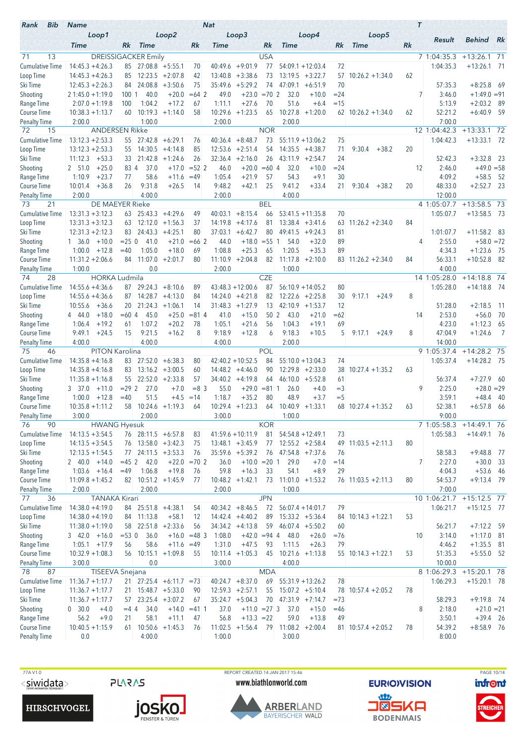| Rank | Bib | Name | | | | | | Nat | | | | | | | T | Result | Behind | Rk |
|---|---|---|---|---|---|---|---|---|---|---|---|---|---|---|---|---|---|---|
| | | Loop1 | | Loop2 | | | Loop3 | | | Loop4 | | | Loop5 | | | | | |
| | | Time | Rk | Time | | Rk | Time | | Rk | Time | | Rk | Time | | Rk | | | |
| 71 | 13 | DREISSIGACKER Emily | | | | | | USA | | | | | | | 7 | 1:04:35.3 | +13:26.1 | 71 |
| Cumulative Time | | 14:45.3 +4:26.3 | 85 | 27:08.8 | +5:55.1 | 70 | 40:49.6 | +9:01.9 | 77 | 54:09.1 | +12:03.4 | 72 | | | | 1:04:35.3 | +13:26.1 | 71 |
| Loop Time | | 14:45.3 +4:26.3 | 85 | 12:23.5 | +2:07.8 | 42 | 13:40.8 | +3:38.6 | 73 | 13:19.5 | +3:22.7 | 57 | 10:26.2 | +1:34.0 | 62 | | | |
| Ski Time | | 12:45.3 +2:26.3 | 84 | 24:08.8 | +3:50.6 | 75 | 35:49.6 | +5:29.2 | 74 | 47:09.1 | +6:51.9 | 70 | | | | 57:35.3 | +8:25.8 | 69 |
| Shooting | | 2 1:45.0 +1:19.0 | 100 | 1 40.0 | +20.0 | =64 | 2 49.0 | +23.0 | =70 | 2 32.0 | +10.0 | =24 | | | 7 | 3:46.0 | +1:49.0 | =91 |
| Range Time | | 2:07.0 +1:19.8 | 100 | 1:04.2 | +17.2 | 67 | 1:11.1 | +27.6 | 70 | 51.6 | +6.4 | =15 | | | | 5:13.9 | +2:03.2 | 89 |
| Course Time | | 10:38.3 +1:13.7 | 60 | 10:19.3 | +1:14.0 | 58 | 10:29.6 | +1:23.5 | 65 | 10:27.8 | +1:20.0 | 62 | 10:26.2 | +1:34.0 | 62 | 52:21.2 | +6:40.9 | 59 |
| Penalty Time | | 2:00.0 | | 1:00.0 | | | 2:00.0 | | | 2:00.0 | | | | | | 7:00.0 | | |
| 72 | 15 | ANDERSEN Rikke | | | | | | NOR | | | | | | | 12 | 1:04:42.3 | +13:33.1 | 72 |
| Cumulative Time | | 13:12.3 +2:53.3 | 55 | 27:42.8 | +6:29.1 | 76 | 40:36.4 | +8:48.7 | 73 | 55:11.9 | +13:06.2 | 75 | | | | 1:04:42.3 | +13:33.1 | 72 |
| Loop Time | | 13:12.3 +2:53.3 | 55 | 14:30.5 | +4:14.8 | 85 | 12:53.6 | +2:51.4 | 54 | 14:35.5 | +4:38.7 | 71 | 9:30.4 | +38.2 | 20 | | | |
| Ski Time | | 11:12.3 +53.3 | 33 | 21:42.8 | +1:24.6 | 26 | 32:36.4 | +2:16.0 | 26 | 43:11.9 | +2:54.7 | 24 | | | | 52:42.3 | +3:32.8 | 23 |
| Shooting | | 2 51.0 +25.0 | 83 | 4 37.0 | +17.0 | =52 | 2 46.0 | +20.0 | =60 | 4 32.0 | +10.0 | =24 | | | 12 | 2:46.0 | +49.0 | =58 |
| Range Time | | 1:10.9 +23.7 | 77 | 58.6 | +11.6 | =49 | 1:05.4 | +21.9 | 57 | 54.3 | +9.1 | 30 | | | | 4:09.2 | +58.5 | 52 |
| Course Time | | 10:01.4 +36.8 | 26 | 9:31.8 | +26.5 | 14 | 9:48.2 | +42.1 | 25 | 9:41.2 | +33.4 | 21 | 9:30.4 | +38.2 | 20 | 48:33.0 | +2:52.7 | 23 |
| Penalty Time | | 2:00.0 | | 4:00.0 | | | 2:00.0 | | | 4:00.0 | | | | | | 12:00.0 | | |
| 73 | 21 | DE MAEYER Rieke | | | | | | BEL | | | | | | | 4 | 1:05:07.7 | +13:58.5 | 73 |
| Cumulative Time | | 13:31.3 +3:12.3 | 63 | 25:43.3 | +4:29.6 | 49 | 40:03.1 | +8:15.4 | 66 | 53:41.5 | +11:35.8 | 70 | | | | 1:05:07.7 | +13:58.5 | 73 |
| Loop Time | | 13:31.3 +3:12.3 | 63 | 12:12.0 | +1:56.3 | 37 | 14:19.8 | +4:17.6 | 81 | 13:38.4 | +3:41.6 | 63 | 11:26.2 | +2:34.0 | 84 | | | |
| Ski Time | | 12:31.3 +2:12.3 | 83 | 24:43.3 | +4:25.1 | 80 | 37:03.1 | +6:42.7 | 80 | 49:41.5 | +9:24.3 | 81 | | | | 1:01:07.7 | +11:58.2 | 83 |
| Shooting | | 1 36.0 +10.0 | =25 | 0 41.0 | +21.0 | =66 | 2 44.0 | +18.0 | =55 | 1 54.0 | +32.0 | 89 | | | 4 | 2:55.0 | +58.0 | =72 |
| Range Time | | 1:00.0 +12.8 | =40 | 1:05.0 | +18.0 | 69 | 1:08.8 | +25.3 | 65 | 1:20.5 | +35.3 | 89 | | | | 4:34.3 | +1:23.6 | 75 |
| Course Time | | 11:31.2 +2:06.6 | 84 | 11:07.0 | +2:01.7 | 80 | 11:10.9 | +2:04.8 | 82 | 11:17.8 | +2:10.0 | 83 | 11:26.2 | +2:34.0 | 84 | 56:33.1 | +10:52.8 | 82 |
| Penalty Time | | 1:00.0 | | 0.0 | | | 2:00.0 | | | 1:00.0 | | | | | | 4:00.0 | | |
| 74 | 28 | HORKA Ludmila | | | | | | CZE | | | | | | | 14 | 1:05:28.0 | +14:18.8 | 74 |
| Cumulative Time | | 14:55.6 +4:36.6 | 87 | 29:24.3 | +8:10.6 | 89 | 43:48.3 | +12:00.6 | 87 | 56:10.9 | +14:05.2 | 80 | | | | 1:05:28.0 | +14:18.8 | 74 |
| Loop Time | | 14:55.6 +4:36.6 | 87 | 14:28.7 | +4:13.0 | 84 | 14:24.0 | +4:21.8 | 82 | 12:22.6 | +2:25.8 | 30 | 9:17.1 | +24.9 | 8 | | | |
| Ski Time | | 10:55.6 +36.6 | 20 | 21:24.3 | +1:06.1 | 14 | 31:48.3 | +1:27.9 | 13 | 42:10.9 | +1:53.7 | 12 | | | | 51:28.0 | +2:18.5 | 11 |
| Shooting | | 4 44.0 +18.0 | =60 | 4 45.0 | +25.0 | =81 | 4 41.0 | +15.0 | 50 | 2 43.0 | +21.0 | =62 | | | 14 | 2:53.0 | +56.0 | 70 |
| Range Time | | 1:06.4 +19.2 | 61 | 1:07.2 | +20.2 | 78 | 1:05.1 | +21.6 | 56 | 1:04.3 | +19.1 | 69 | | | | 4:23.0 | +1:12.3 | 65 |
| Course Time | | 9:49.1 +24.5 | 15 | 9:21.5 | +16.2 | 8 | 9:18.9 | +12.8 | 6 | 9:18.3 | +10.5 | 5 | 9:17.1 | +24.9 | 8 | 47:04.9 | +1:24.6 | 7 |
| Penalty Time | | 4:00.0 | | 4:00.0 | | | 4:00.0 | | | 2:00.0 | | | | | | 14:00.0 | | |
| 75 | 46 | PITON Karolina | | | | | | POL | | | | | | | 9 | 1:05:37.4 | +14:28.2 | 75 |
| Cumulative Time | | 14:35.8 +4:16.8 | 83 | 27:52.0 | +6:38.3 | 80 | 42:40.2 | +10:52.5 | 84 | 55:10.0 | +13:04.3 | 74 | | | | 1:05:37.4 | +14:28.2 | 75 |
| Loop Time | | 14:35.8 +4:16.8 | 83 | 13:16.2 | +3:00.5 | 60 | 14:48.2 | +4:46.0 | 90 | 12:29.8 | +2:33.0 | 38 | 10:27.4 | +1:35.2 | 63 | | | |
| Ski Time | | 11:35.8 +1:16.8 | 55 | 22:52.0 | +2:33.8 | 57 | 34:40.2 | +4:19.8 | 64 | 46:10.0 | +5:52.8 | 61 | | | | 56:37.4 | +7:27.9 | 60 |
| Shooting | | 3 37.0 +11.0 | =29 | 2 27.0 | +7.0 | =8 | 3 55.0 | +29.0 | =81 | 1 26.0 | +4.0 | =3 | | | 9 | 2:25.0 | +28.0 | =29 |
| Range Time | | 1:00.0 +12.8 | =40 | 51.5 | +4.5 | =14 | 1:18.7 | +35.2 | 80 | 48.9 | +3.7 | =5 | | | | 3:59.1 | +48.4 | 40 |
| Course Time | | 10:35.8 +1:11.2 | 58 | 10:24.6 | +1:19.3 | 64 | 10:29.4 | +1:23.3 | 64 | 10:40.9 | +1:33.1 | 68 | 10:27.4 | +1:35.2 | 63 | 52:38.1 | +6:57.8 | 66 |
| Penalty Time | | 3:00.0 | | 2:00.0 | | | 3:00.0 | | | 1:00.0 | | | | | | 9:00.0 | | |
| 76 | 90 | HWANG Hyesuk | | | | | | KOR | | | | | | | 7 | 1:05:58.3 | +14:49.1 | 76 |
| Cumulative Time | | 14:13.5 +3:54.5 | 76 | 28:11.5 | +6:57.8 | 83 | 41:59.6 | +10:11.9 | 81 | 54:54.8 | +12:49.1 | 73 | | | | 1:05:58.3 | +14:49.1 | 76 |
| Loop Time | | 14:13.5 +3:54.5 | 76 | 13:58.0 | +3:42.3 | 75 | 13:48.1 | +3:45.9 | 77 | 12:55.2 | +2:58.4 | 49 | 11:03.5 | +2:11.3 | 80 | | | |
| Ski Time | | 12:13.5 +1:54.5 | 77 | 24:11.5 | +3:53.3 | 76 | 35:59.6 | +5:39.2 | 76 | 47:54.8 | +7:37.6 | 76 | | | | 58:58.3 | +9:48.8 | 77 |
| Shooting | | 2 40.0 +14.0 | =45 | 2 42.0 | +22.0 | =70 | 2 36.0 | +10.0 | =20 | 1 29.0 | +7.0 | =14 | | | 7 | 2:27.0 | +30.0 | 33 |
| Range Time | | 1:03.6 +16.4 | =49 | 1:06.8 | +19.8 | 76 | 59.8 | +16.3 | 33 | 54.1 | +8.9 | 29 | | | | 4:04.3 | +53.6 | 46 |
| Course Time | | 11:09.8 +1:45.2 | 82 | 10:51.2 | +1:45.9 | 77 | 10:48.2 | +1:42.1 | 73 | 11:01.0 | +1:53.2 | 76 | 11:03.5 | +2:11.3 | 80 | 54:53.7 | +9:13.4 | 79 |
| Penalty Time | | 2:00.0 | | 2:00.0 | | | 2:00.0 | | | 1:00.0 | | | | | | 7:00.0 | | |
| 77 | 36 | TANAKA Kirari | | | | | | JPN | | | | | | | 10 | 1:06:21.7 | +15:12.5 | 77 |
| Cumulative Time | | 14:38.0 +4:19.0 | 84 | 25:51.8 | +4:38.1 | 54 | 40:34.2 | +8:46.5 | 72 | 56:07.4 | +14:01.7 | 79 | | | | 1:06:21.7 | +15:12.5 | 77 |
| Loop Time | | 14:38.0 +4:19.0 | 84 | 11:13.8 | +58.1 | 12 | 14:42.4 | +4:40.2 | 89 | 15:33.2 | +5:36.4 | 84 | 10:14.3 | +1:22.1 | 53 | | | |
| Ski Time | | 11:38.0 +1:19.0 | 58 | 22:51.8 | +2:33.6 | 56 | 34:34.2 | +4:13.8 | 59 | 46:07.4 | +5:50.2 | 60 | | | | 56:21.7 | +7:12.2 | 59 |
| Shooting | | 3 42.0 +16.0 | =53 | 0 36.0 | +16.0 | =48 | 3 1:08.0 | +42.0 | =94 | 4 48.0 | +26.0 | =76 | | | 10 | 3:14.0 | +1:17.0 | 81 |
| Range Time | | 1:05.1 +17.9 | 56 | 58.6 | +11.6 | =49 | 1:31.0 | +47.5 | 93 | 1:11.5 | +26.3 | 79 | | | | 4:46.2 | +1:35.5 | 81 |
| Course Time | | 10:32.9 +1:08.3 | 56 | 10:15.1 | +1:09.8 | 55 | 10:11.4 | +1:05.3 | 45 | 10:21.6 | +1:13.8 | 55 | 10:14.3 | +1:22.1 | 53 | 51:35.3 | +5:55.0 | 52 |
| Penalty Time | | 3:00.0 | | 0.0 | | | 3:00.0 | | | 4:00.0 | | | | | | 10:00.0 | | |
| 78 | 87 | TISEEVA Snejana | | | | | | MDA | | | | | | | 8 | 1:06:29.3 | +15:20.1 | 78 |
| Cumulative Time | | 11:36.7 +1:17.7 | 21 | 27:25.4 | +6:11.7 | =73 | 40:24.7 | +8:37.0 | 69 | 55:31.9 | +13:26.2 | 78 | | | | 1:06:29.3 | +15:20.1 | 78 |
| Loop Time | | 11:36.7 +1:17.7 | 21 | 15:48.7 | +5:33.0 | 90 | 12:59.3 | +2:57.1 | 55 | 15:07.2 | +5:10.4 | 78 | 10:57.4 | +2:05.2 | 78 | | | |
| Ski Time | | 11:36.7 +1:17.7 | 57 | 23:25.4 | +3:07.2 | 67 | 35:24.7 | +5:04.3 | 70 | 47:31.9 | +7:14.7 | =73 | | | | 58:29.3 | +9:19.8 | 74 |
| Shooting | | 0 30.0 +4.0 | =4 | 4 34.0 | +14.0 | =41 | 1 37.0 | +11.0 | =27 | 3 37.0 | +15.0 | =46 | | | 8 | 2:18.0 | +21.0 | =21 |
| Range Time | | 56.2 +9.0 | 21 | 58.1 | +11.1 | 47 | 56.8 | +13.3 | =22 | 59.0 | +13.8 | 49 | | | | 3:50.1 | +39.4 | 26 |
| Course Time | | 10:40.5 +1:15.9 | 61 | 10:50.6 | +1:45.3 | 76 | 11:02.5 | +1:56.4 | 79 | 11:08.2 | +2:00.4 | 81 | 10:57.4 | +2:05.2 | 78 | 54:39.2 | +8:58.9 | 76 |
| Penalty Time | | 0.0 | | 4:00.0 | | | 1:00.0 | | | 3:00.0 | | | | | | 8:00.0 | | |

77A V1.0 REPORT CREATED 14 JAN 2017 15:46

www.biathlonworld.com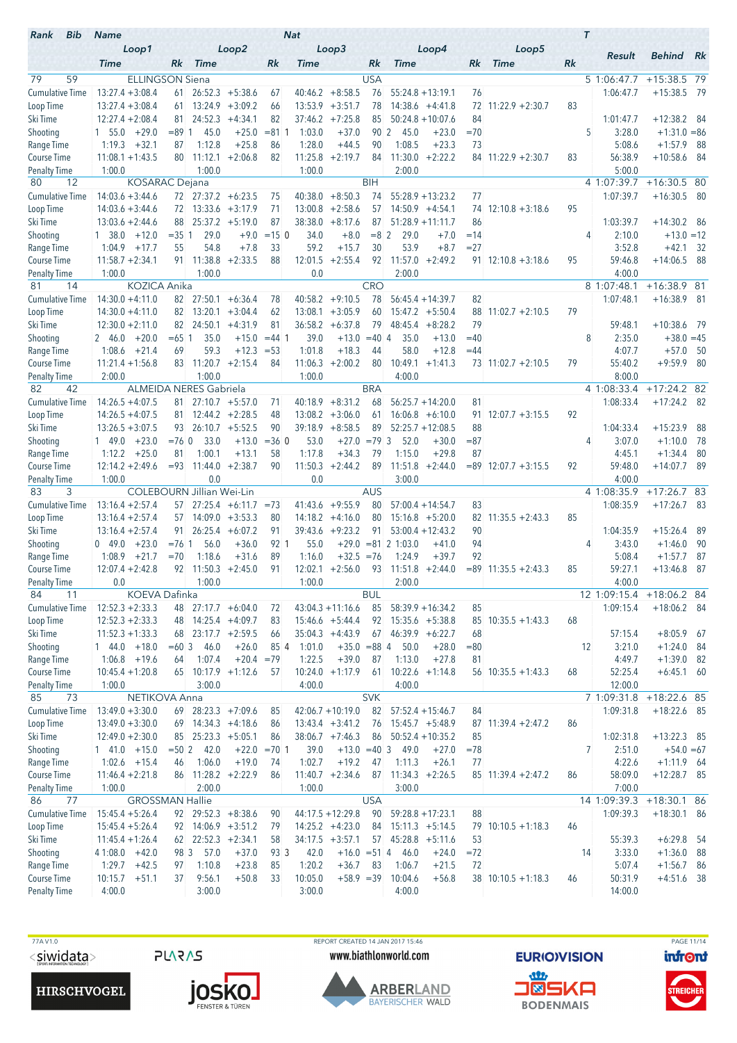| Rank | Bib | Name | | | | | | Nat | | | | | | | T | | | |
|---|---|---|---|---|---|---|---|---|---|---|---|---|---|---|---|---|---|---|
| | | Loop1 | | | Loop2 | | | Loop3 | | | Loop4 | | | Loop5 | | | Result | Behind | Rk |
| | | Time | | Rk | Time | | Rk | Time | | Rk | Time | | Rk | Time | | Rk | | | |
| 79 | 59 | ELLINGSON Siena | | | | | | USA | | | | | | | 5 | 1:06:47.7 | +15:38.5 | 79 |
| Cumulative Time | | 13:27.4 | +3:08.4 | 61 | 26:52.3 | +5:38.6 | 67 | 40:46.2 | +8:58.5 | 76 | 55:24.8 | +13:19.1 | 76 | | | | 1:06:47.7 | +15:38.5 | 79 |
| Loop Time | | 13:27.4 | +3:08.4 | 61 | 13:24.9 | +3:09.2 | 66 | 13:53.9 | +3:51.7 | 78 | 14:38.6 | +4:41.8 | 72 | 11:22.9 | +2:30.7 | 83 | | | |
| Ski Time | | 12:27.4 | +2:08.4 | 81 | 24:52.3 | +4:34.1 | 82 | 37:46.2 | +7:25.8 | 85 | 50:24.8 | +10:07.6 | 84 | | | | 1:01:47.7 | +12:38.2 | 84 |
| Shooting | | 1 55.0 | +29.0 | =89 | 1 45.0 | +25.0 | =81 | 1 1:03.0 | +37.0 | 90 | 2 45.0 | +23.0 | =70 | | | 5 | 3:28.0 | +1:31.0 | =86 |
| Range Time | | 1:19.3 | +32.1 | 87 | 1:12.8 | +25.8 | 86 | 1:28.0 | +44.5 | 90 | 1:08.5 | +23.3 | 73 | | | | 5:08.6 | +1:57.9 | 88 |
| Course Time | | 11:08.1 | +1:43.5 | 80 | 11:12.1 | +2:06.8 | 82 | 11:25.8 | +2:19.7 | 84 | 11:30.0 | +2:22.2 | 84 | 11:22.9 | +2:30.7 | 83 | 56:38.9 | +10:58.6 | 84 |
| Penalty Time | | 1:00.0 | | | 1:00.0 | | | 1:00.0 | | | 2:00.0 | | | | | | 5:00.0 | | |
| 80 | 12 | KOSARAC Dejana | | | | | | BIH | | | | | | | 4 | 1:07:39.7 | +16:30.5 | 80 |
| Cumulative Time | | 14:03.6 | +3:44.6 | 72 | 27:37.2 | +6:23.5 | 75 | 40:38.0 | +8:50.3 | 74 | 55:28.9 | +13:23.2 | 77 | | | | 1:07:39.7 | +16:30.5 | 80 |
| Loop Time | | 14:03.6 | +3:44.6 | 72 | 13:33.6 | +3:17.9 | 71 | 13:00.8 | +2:58.6 | 57 | 14:50.9 | +4:54.1 | 74 | 12:10.8 | +3:18.6 | 95 | | | |
| Ski Time | | 13:03.6 | +2:44.6 | 88 | 25:37.2 | +5:19.0 | 87 | 38:38.0 | +8:17.6 | 87 | 51:28.9 | +11:11.7 | 86 | | | | 1:03:39.7 | +14:30.2 | 86 |
| Shooting | | 1 38.0 | +12.0 | =35 | 1 29.0 | +9.0 | =15 | 0 34.0 | +8.0 | =8 | 2 29.0 | +7.0 | =14 | | | 4 | 2:10.0 | +13.0 | =12 |
| Range Time | | 1:04.9 | +17.7 | 55 | 54.8 | +7.8 | 33 | 59.2 | +15.7 | 30 | 53.9 | +8.7 | =27 | | | | 3:52.8 | +42.1 | 32 |
| Course Time | | 11:58.7 | +2:34.1 | 91 | 11:38.8 | +2:33.5 | 88 | 12:01.5 | +2:55.4 | 92 | 11:57.0 | +2:49.2 | 91 | 12:10.8 | +3:18.6 | 95 | 59:46.8 | +14:06.5 | 88 |
| Penalty Time | | 1:00.0 | | | 1:00.0 | | | 0.0 | | | 2:00.0 | | | | | | 4:00.0 | | |
| 81 | 14 | KOZICA Anika | | | | | | CRO | | | | | | | 8 | 1:07:48.1 | +16:38.9 | 81 |
| Cumulative Time | | 14:30.0 | +4:11.0 | 82 | 27:50.1 | +6:36.4 | 78 | 40:58.2 | +9:10.5 | 78 | 56:45.4 | +14:39.7 | 82 | | | | 1:07:48.1 | +16:38.9 | 81 |
| Loop Time | | 14:30.0 | +4:11.0 | 82 | 13:20.1 | +3:04.4 | 62 | 13:08.1 | +3:05.9 | 60 | 15:47.2 | +5:50.4 | 88 | 11:02.7 | +2:10.5 | 79 | | | |
| Ski Time | | 12:30.0 | +2:11.0 | 82 | 24:50.1 | +4:31.9 | 81 | 36:58.2 | +6:37.8 | 79 | 48:45.4 | +8:28.2 | 79 | | | | 59:48.1 | +10:38.6 | 79 |
| Shooting | | 2 46.0 | +20.0 | =65 | 1 35.0 | +15.0 | =44 | 1 39.0 | +13.0 | =40 | 4 35.0 | +13.0 | =40 | | | 8 | 2:35.0 | +38.0 | =45 |
| Range Time | | 1:08.6 | +21.4 | 69 | 59.3 | +12.3 | =53 | 1:01.8 | +18.3 | 44 | 58.0 | +12.8 | =44 | | | | 4:07.7 | +57.0 | 50 |
| Course Time | | 11:21.4 | +1:56.8 | 83 | 11:20.7 | +2:15.4 | 84 | 11:06.3 | +2:00.2 | 80 | 10:49.1 | +1:41.3 | 73 | 11:02.7 | +2:10.5 | 79 | 55:40.2 | +9:59.9 | 80 |
| Penalty Time | | 2:00.0 | | | 1:00.0 | | | 1:00.0 | | | 4:00.0 | | | | | | 8:00.0 | | |
| 82 | 42 | ALMEIDA NERES Gabriela | | | | | | BRA | | | | | | | 4 | 1:08:33.4 | +17:24.2 | 82 |
| Cumulative Time | | 14:26.5 | +4:07.5 | 81 | 27:10.7 | +5:57.0 | 71 | 40:18.9 | +8:31.2 | 68 | 56:25.7 | +14:20.0 | 81 | | | | 1:08:33.4 | +17:24.2 | 82 |
| Loop Time | | 14:26.5 | +4:07.5 | 81 | 12:44.2 | +2:28.5 | 48 | 13:08.2 | +3:06.0 | 61 | 16:06.8 | +6:10.0 | 91 | 12:07.7 | +3:15.5 | 92 | | | |
| Ski Time | | 13:26.5 | +3:07.5 | 93 | 26:10.7 | +5:52.5 | 90 | 39:18.9 | +8:58.5 | 89 | 52:25.7 | +12:08.5 | 88 | | | | 1:04:33.4 | +15:23.9 | 88 |
| Shooting | | 1 49.0 | +23.0 | =76 | 0 33.0 | +13.0 | =36 | 0 53.0 | +27.0 | =79 | 3 52.0 | +30.0 | =87 | | | 4 | 3:07.0 | +1:10.0 | 78 |
| Range Time | | 1:12.2 | +25.0 | 81 | 1:00.1 | +13.1 | 58 | 1:17.8 | +34.3 | 79 | 1:15.0 | +29.8 | 87 | | | | 4:45.1 | +1:34.4 | 80 |
| Course Time | | 12:14.2 | +2:49.6 | =93 | 11:44.0 | +2:38.7 | 90 | 11:50.3 | +2:44.2 | 89 | 11:51.8 | +2:44.0 | =89 | 12:07.7 | +3:15.5 | 92 | 59:48.0 | +14:07.7 | 89 |
| Penalty Time | | 1:00.0 | | | 0.0 | | | 0.0 | | | 3:00.0 | | | | | | 4:00.0 | | |
| 83 | 3 | COLEBOURN Jillian Wei-Lin | | | | | | AUS | | | | | | | 4 | 1:08:35.9 | +17:26.7 | 83 |
| Cumulative Time | | 13:16.4 | +2:57.4 | 57 | 27:25.4 | +6:11.7 | =73 | 41:43.6 | +9:55.9 | 80 | 57:00.4 | +14:54.7 | 83 | | | | 1:08:35.9 | +17:26.7 | 83 |
| Loop Time | | 13:16.4 | +2:57.4 | 57 | 14:09.0 | +3:53.3 | 80 | 14:18.2 | +4:16.0 | 80 | 15:16.8 | +5:20.0 | 82 | 11:35.5 | +2:43.3 | 85 | | | |
| Ski Time | | 13:16.4 | +2:57.4 | 91 | 26:25.4 | +6:07.2 | 91 | 39:43.6 | +9:23.2 | 91 | 53:00.4 | +12:43.2 | 90 | | | | 1:04:35.9 | +15:26.4 | 89 |
| Shooting | | 0 49.0 | +23.0 | =76 | 1 56.0 | +36.0 | 92 | 1 55.0 | +29.0 | =81 | 2 1:03.0 | +41.0 | 94 | | | 4 | 3:43.0 | +1:46.0 | 90 |
| Range Time | | 1:08.9 | +21.7 | =70 | 1:18.6 | +31.6 | 89 | 1:16.0 | +32.5 | =76 | 1:24.9 | +39.7 | 92 | | | | 5:08.4 | +1:57.7 | 87 |
| Course Time | | 12:07.4 | +2:42.8 | 92 | 11:50.3 | +2:45.0 | 91 | 12:02.1 | +2:56.0 | 93 | 11:51.8 | +2:44.0 | =89 | 11:35.5 | +2:43.3 | 85 | 59:27.1 | +13:46.8 | 87 |
| Penalty Time | | 0.0 | | | 1:00.0 | | | 1:00.0 | | | 2:00.0 | | | | | | 4:00.0 | | |
| 84 | 11 | KOEVA Dafinka | | | | | | BUL | | | | | | | 12 | 1:09:15.4 | +18:06.2 | 84 |
| Cumulative Time | | 12:52.3 | +2:33.3 | 48 | 27:17.7 | +6:04.0 | 72 | 43:04.3 | +11:16.6 | 85 | 58:39.9 | +16:34.2 | 85 | | | | 1:09:15.4 | +18:06.2 | 84 |
| Loop Time | | 12:52.3 | +2:33.3 | 48 | 14:25.4 | +4:09.7 | 83 | 15:46.6 | +5:44.4 | 92 | 15:35.6 | +5:38.8 | 85 | 10:35.5 | +1:43.3 | 68 | | | |
| Ski Time | | 11:52.3 | +1:33.3 | 68 | 23:17.7 | +2:59.5 | 66 | 35:04.3 | +4:43.9 | 67 | 46:39.9 | +6:22.7 | 68 | | | | 57:15.4 | +8:05.9 | 67 |
| Shooting | | 1 44.0 | +18.0 | =60 | 3 46.0 | +26.0 | 85 | 4 1:01.0 | +35.0 | =88 | 4 50.0 | +28.0 | =80 | | | 12 | 3:21.0 | +1:24.0 | 84 |
| Range Time | | 1:06.8 | +19.6 | 64 | 1:07.4 | +20.4 | =79 | 1:22.5 | +39.0 | 87 | 1:13.0 | +27.8 | 81 | | | | 4:49.7 | +1:39.0 | 82 |
| Course Time | | 10:45.4 | +1:20.8 | 65 | 10:17.9 | +1:12.6 | 57 | 10:24.0 | +1:17.9 | 61 | 10:22.6 | +1:14.8 | 56 | 10:35.5 | +1:43.3 | 68 | 52:25.4 | +6:45.1 | 60 |
| Penalty Time | | 1:00.0 | | | 3:00.0 | | | 4:00.0 | | | 4:00.0 | | | | | | 12:00.0 | | |
| 85 | 73 | NETIKOVA Anna | | | | | | SVK | | | | | | | 7 | 1:09:31.8 | +18:22.6 | 85 |
| Cumulative Time | | 13:49.0 | +3:30.0 | 69 | 28:23.3 | +7:09.6 | 85 | 42:06.7 | +10:19.0 | 82 | 57:52.4 | +15:46.7 | 84 | | | | 1:09:31.8 | +18:22.6 | 85 |
| Loop Time | | 13:49.0 | +3:30.0 | 69 | 14:34.3 | +4:18.6 | 86 | 13:43.4 | +3:41.2 | 76 | 15:45.7 | +5:48.9 | 87 | 11:39.4 | +2:47.2 | 86 | | | |
| Ski Time | | 12:49.0 | +2:30.0 | 85 | 25:23.3 | +5:05.1 | 86 | 38:06.7 | +7:46.3 | 86 | 50:52.4 | +10:35.2 | 85 | | | | 1:02:31.8 | +13:22.3 | 85 |
| Shooting | | 1 41.0 | +15.0 | =50 | 2 42.0 | +22.0 | =70 | 1 39.0 | +13.0 | =40 | 3 49.0 | +27.0 | =78 | | | 7 | 2:51.0 | +54.0 | =67 |
| Range Time | | 1:02.6 | +15.4 | 46 | 1:06.0 | +19.0 | 74 | 1:02.7 | +19.2 | 47 | 1:11.3 | +26.1 | 77 | | | | 4:22.6 | +1:11.9 | 64 |
| Course Time | | 11:46.4 | +2:21.8 | 86 | 11:28.2 | +2:22.9 | 86 | 11:40.7 | +2:34.6 | 87 | 11:34.3 | +2:26.5 | 85 | 11:39.4 | +2:47.2 | 86 | 58:09.0 | +12:28.7 | 85 |
| Penalty Time | | 1:00.0 | | | 2:00.0 | | | 1:00.0 | | | 3:00.0 | | | | | | 7:00.0 | | |
| 86 | 77 | GROSSMAN Hallie | | | | | | USA | | | | | | | 14 | 1:09:39.3 | +18:30.1 | 86 |
| Cumulative Time | | 15:45.4 | +5:26.4 | 92 | 29:52.3 | +8:38.6 | 90 | 44:17.5 | +12:29.8 | 90 | 59:28.8 | +17:23.1 | 88 | | | | 1:09:39.3 | +18:30.1 | 86 |
| Loop Time | | 15:45.4 | +5:26.4 | 92 | 14:06.9 | +3:51.2 | 79 | 14:25.2 | +4:23.0 | 84 | 15:11.3 | +5:14.5 | 79 | 10:10.5 | +1:18.3 | 46 | | | |
| Ski Time | | 11:45.4 | +1:26.4 | 62 | 22:52.3 | +2:34.1 | 58 | 34:17.5 | +3:57.1 | 57 | 45:28.8 | +5:11.6 | 53 | | | | 55:39.3 | +6:29.8 | 54 |
| Shooting | | 4 1:08.0 | +42.0 | 98 | 3 57.0 | +37.0 | 93 | 3 42.0 | +16.0 | =51 | 4 46.0 | +24.0 | =72 | | | 14 | 3:33.0 | +1:36.0 | 88 |
| Range Time | | 1:29.7 | +42.5 | 97 | 1:10.8 | +23.8 | 85 | 1:20.2 | +36.7 | 83 | 1:06.7 | +21.5 | 72 | | | | 5:07.4 | +1:56.7 | 86 |
| Course Time | | 10:15.7 | +51.1 | 37 | 9:56.1 | +50.8 | 33 | 10:05.0 | +58.9 | =39 | 10:04.6 | +56.8 | 38 | 10:10.5 | +1:18.3 | 46 | 50:31.9 | +4:51.6 | 38 |
| Penalty Time | | 4:00.0 | | | 3:00.0 | | | 3:00.0 | | | 4:00.0 | | | | | | 14:00.0 | | |

77A V1.0 — REPORT CREATED 14 JAN 2017 15:46 — www.biathlonworld.com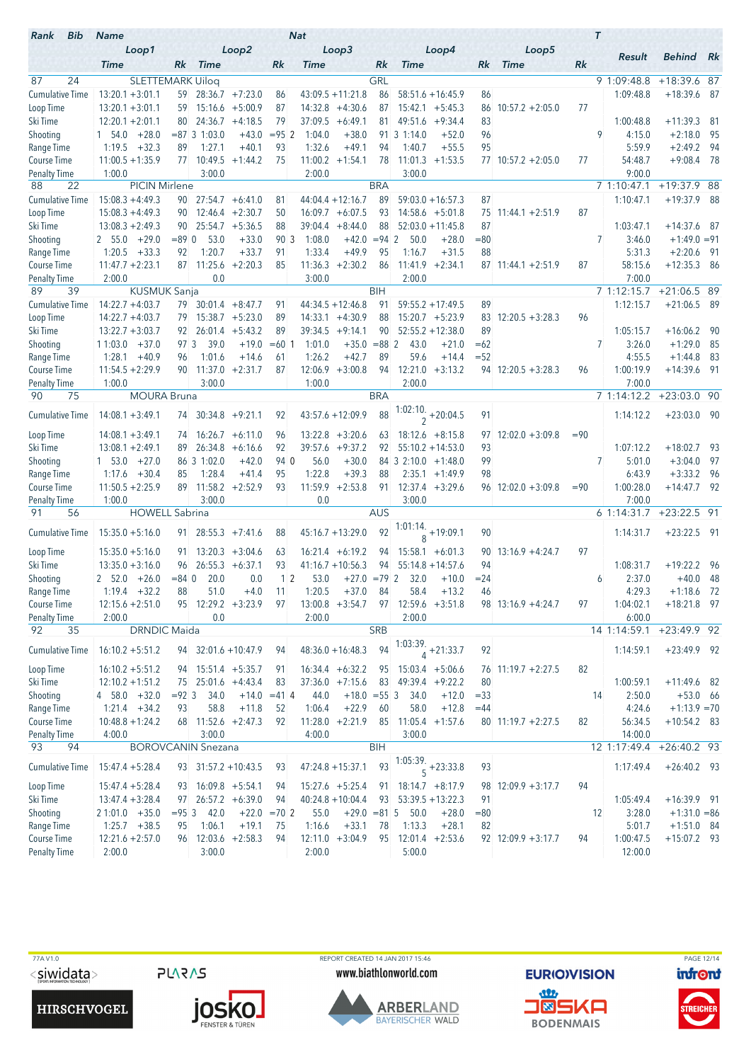| Rank | Bib | Name | Loop1 Time | | Rk | Loop2 Time | | Rk | Nat Loop3 Time | | Rk | Loop4 Time | | Rk | Loop5 Time | Rk | T | Result | Behind | Rk |
|---|---|---|---|---|---|---|---|---|---|---|---|---|---|---|---|---|---|---|---|---|
| 87 | 24 | SLETTEMARK Uiloq | | | | | | | GRL | | | | | | | | 9 | 1:09:48.8 | +18:39.6 | 87 |
| | | Cumulative Time | 13:20.1 | +3:01.1 | 59 | 28:36.7 | +7:23.0 | 86 | 43:09.5 | +11:21.8 | 86 | 58:51.6 | +16:45.9 | 86 | | | | 1:09:48.8 | +18:39.6 | 87 |
| | | Loop Time | 13:20.1 | +3:01.1 | 59 | 15:16.6 | +5:00.9 | 87 | 14:32.8 | +4:30.6 | 87 | 15:42.1 | +5:45.3 | 86 | 10:57.2 +2:05.0 | 77 | | | | |
| | | Ski Time | 12:20.1 | +2:01.1 | 80 | 24:36.7 | +4:18.5 | 79 | 37:09.5 | +6:49.1 | 81 | 49:51.6 | +9:34.4 | 83 | | | | 1:00:48.8 | +11:39.3 | 81 |
| | | Shooting | 1 54.0 | +28.0 | =87 | 3 1:03.0 | +43.0 | =95 | 2 1:04.0 | +38.0 | 91 | 3 1:14.0 | +52.0 | 96 | | | 9 | 4:15.0 | +2:18.0 | 95 |
| | | Range Time | 1:19.5 | +32.3 | 89 | 1:27.1 | +40.1 | 93 | 1:32.6 | +49.1 | 94 | 1:40.7 | +55.5 | 95 | | | | 5:59.9 | +2:49.2 | 94 |
| | | Course Time | 11:00.5 | +1:35.9 | 77 | 10:49.5 | +1:44.2 | 75 | 11:00.2 | +1:54.1 | 78 | 11:03.3 | +1:53.5 | 77 | 10:57.2 +2:05.0 | 77 | | 54:48.7 | +9:08.4 | 78 |
| | | Penalty Time | 1:00.0 | | | 3:00.0 | | | 2:00.0 | | | 3:00.0 | | | | | | 9:00.0 | | |
| 88 | 22 | PICIN Mirlene | | | | | | | BRA | | | | | | | | 7 | 1:10:47.1 | +19:37.9 | 88 |
| | | Cumulative Time | 15:08.3 | +4:49.3 | 90 | 27:54.7 | +6:41.0 | 81 | 44:04.4 | +12:16.7 | 89 | 59:03.0 | +16:57.3 | 87 | | | | 1:10:47.1 | +19:37.9 | 88 |
| | | Loop Time | 15:08.3 | +4:49.3 | 90 | 12:46.4 | +2:30.7 | 50 | 16:09.7 | +6:07.5 | 93 | 14:58.6 | +5:01.8 | 75 | 11:44.1 +2:51.9 | 87 | | | | |
| | | Ski Time | 13:08.3 | +2:49.3 | 90 | 25:54.7 | +5:36.5 | 88 | 39:04.4 | +8:44.0 | 88 | 52:03.0 | +11:45.8 | 87 | | | | 1:03:47.1 | +14:37.6 | 87 |
| | | Shooting | 2 55.0 | +29.0 | =89 | 0 53.0 | +33.0 | 90 | 3 1:08.0 | +42.0 | =94 | 2 50.0 | +28.0 | =80 | | | 7 | 3:46.0 | +1:49.0 | =91 |
| | | Range Time | 1:20.5 | +33.3 | 92 | 1:20.7 | +33.7 | 91 | 1:33.4 | +49.9 | 95 | 1:16.7 | +31.5 | 88 | | | | 5:31.3 | +2:20.6 | 91 |
| | | Course Time | 11:47.7 | +2:23.1 | 87 | 11:25.6 | +2:20.3 | 85 | 11:36.3 | +2:30.2 | 86 | 11:41.9 | +2:34.1 | 87 | 11:44.1 +2:51.9 | 87 | | 58:15.6 | +12:35.3 | 86 |
| | | Penalty Time | 2:00.0 | | | 0.0 | | | 3:00.0 | | | 2:00.0 | | | | | | 7:00.0 | | |
| 89 | 39 | KUSMUK Sanja | | | | | | | BIH | | | | | | | | 7 | 1:12:15.7 | +21:06.5 | 89 |
| | | Cumulative Time | 14:22.7 | +4:03.7 | 79 | 30:01.4 | +8:47.7 | 91 | 44:34.5 | +12:46.8 | 91 | 59:55.2 | +17:49.5 | 89 | | | | 1:12:15.7 | +21:06.5 | 89 |
| | | Loop Time | 14:22.7 | +4:03.7 | 79 | 15:38.7 | +5:23.0 | 89 | 14:33.1 | +4:30.9 | 88 | 15:20.7 | +5:23.9 | 83 | 12:20.5 +3:28.3 | 96 | | | | |
| | | Ski Time | 13:22.7 | +3:03.7 | 92 | 26:01.4 | +5:43.2 | 89 | 39:34.5 | +9:14.1 | 90 | 52:55.2 | +12:38.0 | 89 | | | | 1:05:15.7 | +16:06.2 | 90 |
| | | Shooting | 1 1:03.0 | +37.0 | 97 | 3 39.0 | +19.0 | =60 | 1 1:01.0 | +35.0 | =88 | 2 43.0 | +21.0 | =62 | | | 7 | 3:26.0 | +1:29.0 | 85 |
| | | Range Time | 1:28.1 | +40.9 | 96 | 1:01.6 | +14.6 | 61 | 1:26.2 | +42.7 | 89 | 59.6 | +14.4 | =52 | | | | 4:55.5 | +1:44.8 | 83 |
| | | Course Time | 11:54.5 | +2:29.9 | 90 | 11:37.0 | +2:31.7 | 87 | 12:06.9 | +3:00.8 | 94 | 12:21.0 | +3:13.2 | 94 | 12:20.5 +3:28.3 | 96 | | 1:00:19.9 | +14:39.6 | 91 |
| | | Penalty Time | 1:00.0 | | | 3:00.0 | | | 1:00.0 | | | 2:00.0 | | | | | | 7:00.0 | | |
| 90 | 75 | MOURA Bruna | | | | | | | BRA | | | | | | | | 7 | 1:14:12.2 | +23:03.0 | 90 |
| | | Cumulative Time | 14:08.1 | +3:49.1 | 74 | 30:34.8 | +9:21.1 | 92 | 43:57.6 | +12:09.9 | 88 | 1:02:10.2 | +20:04.5 | 91 | | | | 1:14:12.2 | +23:03.0 | 90 |
| | | Loop Time | 14:08.1 | +3:49.1 | 74 | 16:26.7 | +6:11.0 | 96 | 13:22.8 | +3:20.6 | 63 | 18:12.6 | +8:15.8 | 97 | 12:02.0 +3:09.8 | =90 | | | | |
| | | Ski Time | 13:08.1 | +2:49.1 | 89 | 26:34.8 | +6:16.6 | 92 | 39:57.6 | +9:37.2 | 92 | 55:10.2 | +14:53.0 | 93 | | | | 1:07:12.2 | +18:02.7 | 93 |
| | | Shooting | 1 53.0 | +27.0 | 86 | 3 1:02.0 | +42.0 | 94 | 0 56.0 | +30.0 | 84 | 3 2:10.0 | +1:48.0 | 99 | | | 7 | 5:01.0 | +3:04.0 | 97 |
| | | Range Time | 1:17.6 | +30.4 | 85 | 1:28.4 | +41.4 | 95 | 1:22.8 | +39.3 | 88 | 2:35.1 | +1:49.9 | 98 | | | | 6:43.9 | +3:33.2 | 96 |
| | | Course Time | 11:50.5 | +2:25.9 | 89 | 11:58.2 | +2:52.9 | 93 | 11:59.9 | +2:53.8 | 91 | 12:37.4 | +3:29.6 | 96 | 12:02.0 +3:09.8 | =90 | | 1:00:28.0 | +14:47.7 | 92 |
| | | Penalty Time | 1:00.0 | | | 3:00.0 | | | 0.0 | | | 3:00.0 | | | | | | 7:00.0 | | |
| 91 | 56 | HOWELL Sabrina | | | | | | | AUS | | | | | | | | 6 | 1:14:31.7 | +23:22.5 | 91 |
| | | Cumulative Time | 15:35.0 | +5:16.0 | 91 | 28:55.3 | +7:41.6 | 88 | 45:16.7 | +13:29.0 | 92 | 1:01:14.8 | +19:09.1 | 90 | | | | 1:14:31.7 | +23:22.5 | 91 |
| | | Loop Time | 15:35.0 | +5:16.0 | 91 | 13:20.3 | +3:04.6 | 63 | 16:21.4 | +6:19.2 | 94 | 15:58.1 | +6:01.3 | 90 | 13:16.9 +4:24.7 | 97 | | | | |
| | | Ski Time | 13:35.0 | +3:16.0 | 96 | 26:55.3 | +6:37.1 | 93 | 41:16.7 | +10:56.3 | 94 | 55:14.8 | +14:57.6 | 94 | | | | 1:08:31.7 | +19:22.2 | 96 |
| | | Shooting | 2 52.0 | +26.0 | =84 | 0 20.0 | 0.0 | 1 | 2 53.0 | +27.0 | =79 | 2 32.0 | +10.0 | =24 | | | 6 | 2:37.0 | +40.0 | 48 |
| | | Range Time | 1:19.4 | +32.2 | 88 | 51.0 | +4.0 | 11 | 1:20.5 | +37.0 | 84 | 58.4 | +13.2 | 46 | | | | 4:29.3 | +1:18.6 | 72 |
| | | Course Time | 12:15.6 | +2:51.0 | 95 | 12:29.2 | +3:23.9 | 97 | 13:00.8 | +3:54.7 | 97 | 12:59.6 | +3:51.8 | 98 | 13:16.9 +4:24.7 | 97 | | 1:04:02.1 | +18:21.8 | 97 |
| | | Penalty Time | 2:00.0 | | | 0.0 | | | 2:00.0 | | | 2:00.0 | | | | | | 6:00.0 | | |
| 92 | 35 | DRNDIC Maida | | | | | | | SRB | | | | | | | | 14 | 1:14:59.1 | +23:49.9 | 92 |
| | | Cumulative Time | 16:10.2 | +5:51.2 | 94 | 32:01.6 | +10:47.9 | 94 | 48:36.0 | +16:48.3 | 94 | 1:03:39.4 | +21:33.7 | 92 | | | | 1:14:59.1 | +23:49.9 | 92 |
| | | Loop Time | 16:10.2 | +5:51.2 | 94 | 15:51.4 | +5:35.7 | 91 | 16:34.4 | +6:32.2 | 95 | 15:03.4 | +5:06.6 | 76 | 11:19.7 +2:27.5 | 82 | | | | |
| | | Ski Time | 12:10.2 | +1:51.2 | 75 | 25:01.6 | +4:43.4 | 83 | 37:36.0 | +7:15.6 | 83 | 49:39.4 | +9:22.2 | 80 | | | | 1:00:59.1 | +11:49.6 | 82 |
| | | Shooting | 4 58.0 | +32.0 | =92 | 3 34.0 | +14.0 | =41 | 4 44.0 | +18.0 | =55 | 3 34.0 | +12.0 | =33 | | | 14 | 2:50.0 | +53.0 | 66 |
| | | Range Time | 1:21.4 | +34.2 | 93 | 58.8 | +11.8 | 52 | 1:06.4 | +22.9 | 60 | 58.0 | +12.8 | =44 | | | | 4:24.6 | +1:13.9 | =70 |
| | | Course Time | 10:48.8 | +1:24.2 | 68 | 11:52.6 | +2:47.3 | 92 | 11:28.0 | +2:21.9 | 85 | 11:05.4 | +1:57.6 | 80 | 11:19.7 +2:27.5 | 82 | | 56:34.5 | +10:54.2 | 83 |
| | | Penalty Time | 4:00.0 | | | 3:00.0 | | | 4:00.0 | | | 3:00.0 | | | | | | 14:00.0 | | |
| 93 | 94 | BOROVCANIN Snezana | | | | | | | BIH | | | | | | | | 12 | 1:17:49.4 | +26:40.2 | 93 |
| | | Cumulative Time | 15:47.4 | +5:28.4 | 93 | 31:57.2 | +10:43.5 | 93 | 47:24.8 | +15:37.1 | 93 | 1:05:39.5 | +23:33.8 | 93 | | | | 1:17:49.4 | +26:40.2 | 93 |
| | | Loop Time | 15:47.4 | +5:28.4 | 93 | 16:09.8 | +5:54.1 | 94 | 15:27.6 | +5:25.4 | 91 | 18:14.7 | +8:17.9 | 98 | 12:09.9 +3:17.7 | 94 | | | | |
| | | Ski Time | 13:47.4 | +3:28.4 | 97 | 26:57.2 | +6:39.0 | 94 | 40:24.8 | +10:04.4 | 93 | 53:39.5 | +13:22.3 | 91 | | | | 1:05:49.4 | +16:39.9 | 91 |
| | | Shooting | 2 1:01.0 | +35.0 | =95 | 3 42.0 | +22.0 | =70 | 2 55.0 | +29.0 | =81 | 5 50.0 | +28.0 | =80 | | | 12 | 3:28.0 | +1:31.0 | =86 |
| | | Range Time | 1:25.7 | +38.5 | 95 | 1:06.1 | +19.1 | 75 | 1:16.6 | +33.1 | 78 | 1:13.3 | +28.1 | 82 | | | | 5:01.7 | +1:51.0 | 84 |
| | | Course Time | 12:21.6 | +2:57.0 | 96 | 12:03.6 | +2:58.3 | 94 | 12:11.0 | +3:04.9 | 95 | 12:01.4 | +2:53.6 | 92 | 12:09.9 +3:17.7 | 94 | | 1:00:47.5 | +15:07.2 | 93 |
| | | Penalty Time | 2:00.0 | | | 3:00.0 | | | 2:00.0 | | | 5:00.0 | | | | | | 12:00.0 | | |

77A V1.0 — REPORT CREATED 14 JAN 2017 15:46 — www.biathlonworld.com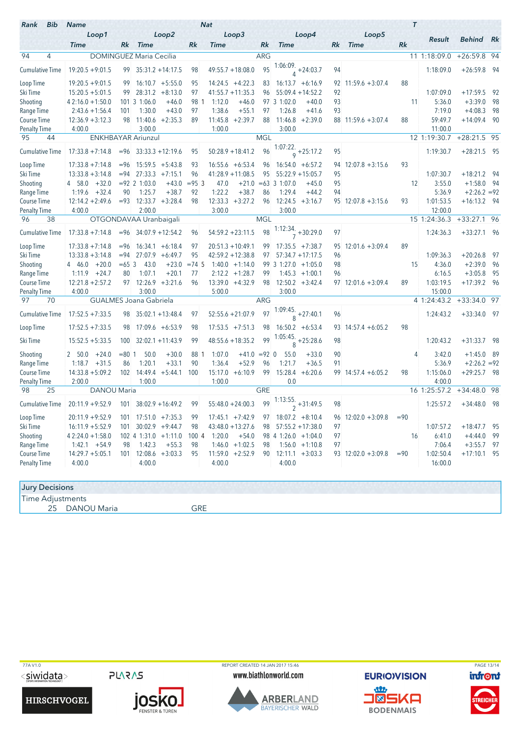| Rank | Bib | Name | | | | Nat | | | | | T | Result | Behind | Rk |
|---|---|---|---|---|---|---|---|---|---|---|---|---|---|---|
| | | Loop1 | | Loop2 | | Loop3 | | Loop4 | | Loop5 | | | | |
| | | Time | Rk | Time | Rk | Time | Rk | Time | Rk | Time | Rk | | | |
| 94 | 4 | DOMINGUEZ Maria Cecilia | | | | ARG | | | | | 11 | 1:18:09.0 | +26:59.8 | 94 |
| | Cumulative Time | 19:20.5 +9:01.5 | 99 | 35:31.2 +14:17.5 | 98 | 49:55.7 +18:08.0 | 95 | 1:06:09.4 +24:03.7 | 94 | | | 1:18:09.0 | +26:59.8 | 94 |
| | Loop Time | 19:20.5 +9:01.5 | 99 | 16:10.7 +5:55.0 | 95 | 14:24.5 +4:22.3 | 83 | 16:13.7 +6:16.9 | 92 | 11:59.6 +3:07.4 | 88 | | | |
| | Ski Time | 15:20.5 +5:01.5 | 99 | 28:31.2 +8:13.0 | 97 | 41:55.7 +11:35.3 | 96 | 55:09.4 +14:52.2 | 92 | | | 1:07:09.0 | +17:59.5 | 92 |
| | Shooting | 4 2:16.0 +1:50.0 | 101 | 3 1:06.0 +46.0 | 98 | 1 1:12.0 +46.0 | 97 | 3 1:02.0 +40.0 | 93 | | 11 | 5:36.0 | +3:39.0 | 98 |
| | Range Time | 2:43.6 +1:56.4 | 101 | 1:30.0 +43.0 | 97 | 1:38.6 +55.1 | 97 | 1:26.8 +41.6 | 93 | | | 7:19.0 | +4:08.3 | 98 |
| | Course Time | 12:36.9 +3:12.3 | 98 | 11:40.6 +2:35.3 | 89 | 11:45.8 +2:39.7 | 88 | 11:46.8 +2:39.0 | 88 | 11:59.6 +3:07.4 | 88 | 59:49.7 | +14:09.4 | 90 |
| | Penalty Time | 4:00.0 | | 3:00.0 | | 1:00.0 | | 3:00.0 | | | | 11:00.0 | | |
| 95 | 44 | ENKHBAYAR Ariunzul | | | | MGL | | | | | 12 | 1:19:30.7 | +28:21.5 | 95 |
| | Cumulative Time | 17:33.8 +7:14.8 | =96 | 33:33.3 +12:19.6 | 95 | 50:28.9 +18:41.2 | 96 | 1:07:22.9 +25:17.2 | 95 | | | 1:19:30.7 | +28:21.5 | 95 |
| | Loop Time | 17:33.8 +7:14.8 | =96 | 15:59.5 +5:43.8 | 93 | 16:55.6 +6:53.4 | 96 | 16:54.0 +6:57.2 | 94 | 12:07.8 +3:15.6 | 93 | | | |
| | Ski Time | 13:33.8 +3:14.8 | =94 | 27:33.3 +7:15.1 | 96 | 41:28.9 +11:08.5 | 95 | 55:22.9 +15:05.7 | 95 | | | 1:07:30.7 | +18:21.2 | 94 |
| | Shooting | 4 58.0 +32.0 | =92 | 2 1:03.0 +43.0 | =95 | 3 47.0 +21.0 | =63 | 3 1:07.0 +45.0 | 95 | | 12 | 3:55.0 | +1:58.0 | 94 |
| | Range Time | 1:19.6 +32.4 | 90 | 1:25.7 +38.7 | 92 | 1:22.2 +38.7 | 86 | 1:29.4 +44.2 | 94 | | | 5:36.9 | +2:26.2 | =92 |
| | Course Time | 12:14.2 +2:49.6 | =93 | 12:33.7 +3:28.4 | 98 | 12:33.3 +3:27.2 | 96 | 12:24.5 +3:16.7 | 95 | 12:07.8 +3:15.6 | 93 | 1:01:53.5 | +16:13.2 | 94 |
| | Penalty Time | 4:00.0 | | 2:00.0 | | 3:00.0 | | 3:00.0 | | | | 12:00.0 | | |
| 96 | 38 | OTGONDAVAA Uranbaigali | | | | MGL | | | | | 15 | 1:24:36.3 | +33:27.1 | 96 |
| | Cumulative Time | 17:33.8 +7:14.8 | =96 | 34:07.9 +12:54.2 | 96 | 54:59.2 +23:11.5 | 98 | 1:12:34.7 +30:29.0 | 97 | | | 1:24:36.3 | +33:27.1 | 96 |
| | Loop Time | 17:33.8 +7:14.8 | =96 | 16:34.1 +6:18.4 | 97 | 20:51.3 +10:49.1 | 99 | 17:35.5 +7:38.7 | 95 | 12:01.6 +3:09.4 | 89 | | | |
| | Ski Time | 13:33.8 +3:14.8 | =94 | 27:07.9 +6:49.7 | 95 | 42:59.2 +12:38.8 | 97 | 57:34.7 +17:17.5 | 96 | | | 1:09:36.3 | +20:26.8 | 97 |
| | Shooting | 4 46.0 +20.0 | =65 | 3 43.0 +23.0 | =74 | 5 1:40.0 +1:14.0 | 99 | 3 1:27.0 +1:05.0 | 98 | | 15 | 4:36.0 | +2:39.0 | 96 |
| | Range Time | 1:11.9 +24.7 | 80 | 1:07.1 +20.1 | 77 | 2:12.2 +1:28.7 | 99 | 1:45.3 +1:00.1 | 96 | | | 6:16.5 | +3:05.8 | 95 |
| | Course Time | 12:21.8 +2:57.2 | 97 | 12:26.9 +3:21.6 | 96 | 13:39.0 +4:32.9 | 98 | 12:50.2 +3:42.4 | 97 | 12:01.6 +3:09.4 | 89 | 1:03:19.5 | +17:39.2 | 96 |
| | Penalty Time | 4:00.0 | | 3:00.0 | | 5:00.0 | | 3:00.0 | | | | 15:00.0 | | |
| 97 | 70 | GUALMES Joana Gabriela | | | | ARG | | | | | 4 | 1:24:43.2 | +33:34.0 | 97 |
| | Cumulative Time | 17:52.5 +7:33.5 | 98 | 35:02.1 +13:48.4 | 97 | 52:55.6 +21:07.9 | 97 | 1:09:45.8 +27:40.1 | 96 | | | 1:24:43.2 | +33:34.0 | 97 |
| | Loop Time | 17:52.5 +7:33.5 | 98 | 17:09.6 +6:53.9 | 98 | 17:53.5 +7:51.3 | 98 | 16:50.2 +6:53.4 | 93 | 14:57.4 +6:05.2 | 98 | | | |
| | Ski Time | 15:52.5 +5:33.5 | 100 | 32:02.1 +11:43.9 | 99 | 48:55.6 +18:35.2 | 99 | 1:05:45.8 +25:28.6 | 98 | | | 1:20:43.2 | +31:33.7 | 98 |
| | Shooting | 2 50.0 +24.0 | =80 | 1 50.0 +30.0 | 88 | 1 1:07.0 +41.0 | =92 | 0 55.0 +33.0 | 90 | | 4 | 3:42.0 | +1:45.0 | 89 |
| | Range Time | 1:18.7 +31.5 | 86 | 1:20.1 +33.1 | 90 | 1:36.4 +52.9 | 96 | 1:21.7 +36.5 | 91 | | | 5:36.9 | +2:26.2 | =92 |
| | Course Time | 14:33.8 +5:09.2 | 102 | 14:49.4 +5:44.1 | 100 | 15:17.0 +6:10.9 | 99 | 15:28.4 +6:20.6 | 99 | 14:57.4 +6:05.2 | 98 | 1:15:06.0 | +29:25.7 | 98 |
| | Penalty Time | 2:00.0 | | 1:00.0 | | 1:00.0 | | 0.0 | | | | 4:00.0 | | |
| 98 | 25 | DANOU Maria | | | | GRE | | | | | 16 | 1:25:57.2 | +34:48.0 | 98 |
| | Cumulative Time | 20:11.9 +9:52.9 | 101 | 38:02.9 +16:49.2 | 99 | 55:48.0 +24:00.3 | 99 | 1:13:55.2 +31:49.5 | 98 | | | 1:25:57.2 | +34:48.0 | 98 |
| | Loop Time | 20:11.9 +9:52.9 | 101 | 17:51.0 +7:35.3 | 99 | 17:45.1 +7:42.9 | 97 | 18:07.2 +8:10.4 | 96 | 12:02.0 +3:09.8 | =90 | | | |
| | Ski Time | 16:11.9 +5:52.9 | 101 | 30:02.9 +9:44.7 | 98 | 43:48.0 +13:27.6 | 98 | 57:55.2 +17:38.0 | 97 | | | 1:07:57.2 | +18:47.7 | 95 |
| | Shooting | 4 2:24.0 +1:58.0 | 102 | 4 1:31.0 +1:11.0 | 100 | 4 1:20.0 +54.0 | 98 | 4 1:26.0 +1:04.0 | 97 | | 16 | 6:41.0 | +4:44.0 | 99 |
| | Range Time | 1:42.1 +54.9 | 98 | 1:42.3 +55.3 | 98 | 1:46.0 +1:02.5 | 98 | 1:56.0 +1:10.8 | 97 | | | 7:06.4 | +3:55.7 | 97 |
| | Course Time | 14:29.7 +5:05.1 | 101 | 12:08.6 +3:03.3 | 95 | 11:59.0 +2:52.9 | 90 | 12:11.1 +3:03.3 | 93 | 12:02.0 +3:09.8 | =90 | 1:02:50.4 | +17:10.1 | 95 |
| | Penalty Time | 4:00.0 | | 4:00.0 | | 4:00.0 | | 4:00.0 | | | | 16:00.0 | | |

**Jury Decisions**

Time Adjustments

| | | |
|---|---|---|
| 25 | DANOU Maria | GRE |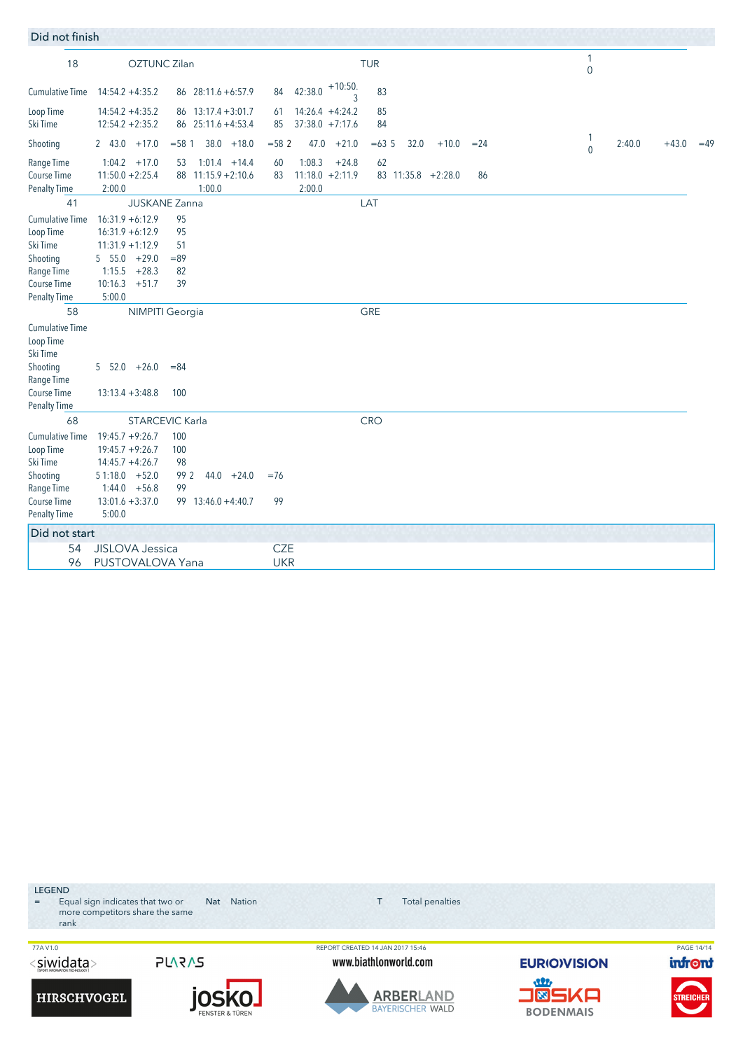## Did not finish

| | | | | | | | | | | | | | | |
|---|---|---|---|---|---|---|---|---|---|---|---|---|---|---|
| 18 | OZTUNC Zilan | | | | | | TUR | | | | | 1 0 | | |
| Cumulative Time | 14:54.2 +4:35.2 | 86 | 28:11.6 +6:57.9 | 84 | 42:38.0 | +10:50.3 | 83 | | | | | | | |
| Loop Time | 14:54.2 +4:35.2 | 86 | 13:17.4 +3:01.7 | 61 | 14:26.4 | +4:24.2 | 85 | | | | | | | |
| Ski Time | 12:54.2 +2:35.2 | 86 | 25:11.6 +4:53.4 | 85 | 37:38.0 | +7:17.6 | 84 | | | | | | | |
| Shooting | 2 43.0 +17.0 | =58 | 1 38.0 +18.0 | =58 | 2 47.0 | +21.0 | =63 | 5 32.0 | +10.0 | =24 | | 1 0 | 2:40.0 | +43.0 =49 |
| Range Time | 1:04.2 +17.0 | 53 | 1:01.4 +14.4 | 60 | 1:08.3 | +24.8 | 62 | | | | | | | |
| Course Time | 11:50.0 +2:25.4 | 88 | 11:15.9 +2:10.6 | 83 | 11:18.0 | +2:11.9 | 83 | 11:35.8 | +2:28.0 | 86 | | | | |
| Penalty Time | 2:00.0 | | 1:00.0 | | 2:00.0 | | | | | | | | | |
| 41 | JUSKANE Zanna | | | | | | LAT | | | | | | | |
| Cumulative Time | 16:31.9 +6:12.9 | 95 | | | | | | | | | | | | |
| Loop Time | 16:31.9 +6:12.9 | 95 | | | | | | | | | | | | |
| Ski Time | 11:31.9 +1:12.9 | 51 | | | | | | | | | | | | |
| Shooting | 5 55.0 +29.0 | =89 | | | | | | | | | | | | |
| Range Time | 1:15.5 +28.3 | 82 | | | | | | | | | | | | |
| Course Time | 10:16.3 +51.7 | 39 | | | | | | | | | | | | |
| Penalty Time | 5:00.0 | | | | | | | | | | | | | |
| 58 | NIMPITI Georgia | | | | | | GRE | | | | | | | |
| Cumulative Time | | | | | | | | | | | | | | |
| Loop Time | | | | | | | | | | | | | | |
| Ski Time | | | | | | | | | | | | | | |
| Shooting | 5 52.0 +26.0 | =84 | | | | | | | | | | | | |
| Range Time | | | | | | | | | | | | | | |
| Course Time | 13:13.4 +3:48.8 | 100 | | | | | | | | | | | | |
| Penalty Time | | | | | | | | | | | | | | |
| 68 | STARCEVIC Karla | | | | | | CRO | | | | | | | |
| Cumulative Time | 19:45.7 +9:26.7 | 100 | | | | | | | | | | | | |
| Loop Time | 19:45.7 +9:26.7 | 100 | | | | | | | | | | | | |
| Ski Time | 14:45.7 +4:26.7 | 98 | | | | | | | | | | | | |
| Shooting | 5 1:18.0 +52.0 | 99 | 2 44.0 +24.0 | =76 | | | | | | | | | | |
| Range Time | 1:44.0 +56.8 | 99 | | | | | | | | | | | | |
| Course Time | 13:01.6 +3:37.0 | 99 | 13:46.0 +4:40.7 | 99 | | | | | | | | | | |
| Penalty Time | 5:00.0 | | | | | | | | | | | | | |

## Did not start

| | | |
|---|---|---|
| 54 | JISLOVA Jessica | CZE |
| 96 | PUSTOVALOVA Yana | UKR |

LEGEND
= Equal sign indicates that two or more competitors share the same rank
Nat Nation
T Total penalties

77A V1.0
REPORT CREATED 14 JAN 2017 15:46
www.biathlonworld.com